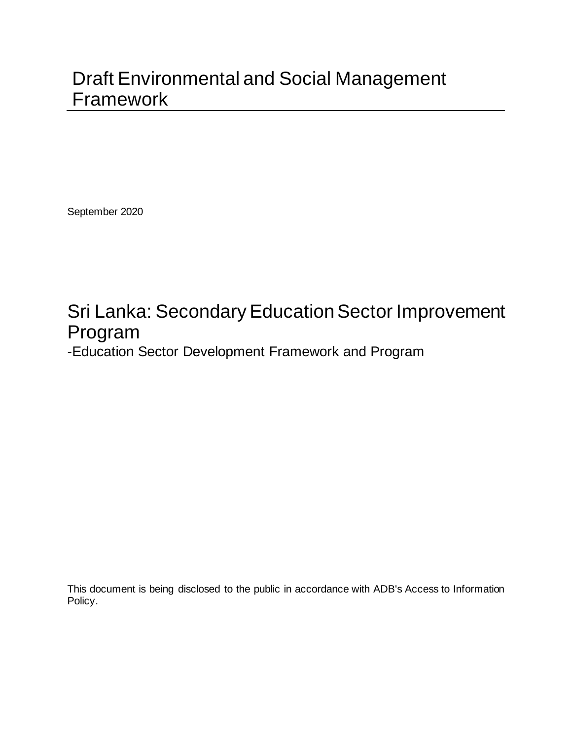# Draft Environmental and Social Management Framework

September 2020

# Sri Lanka: Secondary Education Sector Improvement Program

-Education Sector Development Framework and Program

This document is being disclosed to the public in accordance with ADB's Access to Information Policy.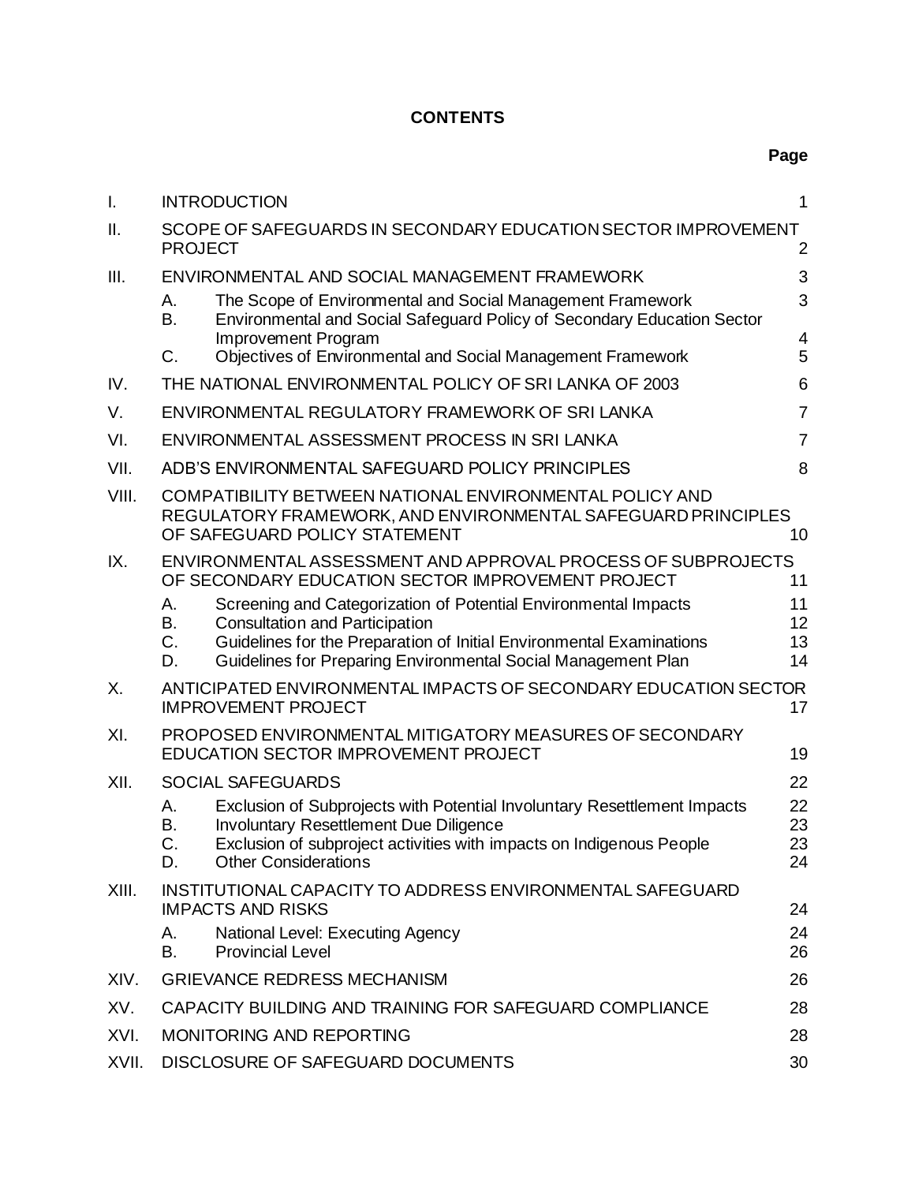# CONTENTS

| | | Page |
|---|---|---|
| I. | INTRODUCTION | 1 |
| II. | SCOPE OF SAFEGUARDS IN SECONDARY EDUCATION SECTOR IMPROVEMENT PROJECT | 2 |
| III. | ENVIRONMENTAL AND SOCIAL MANAGEMENT FRAMEWORK | 3 |
| | A. The Scope of Environmental and Social Management Framework | 3 |
| | B. Environmental and Social Safeguard Policy of Secondary Education Sector Improvement Program | 4 |
| | C. Objectives of Environmental and Social Management Framework | 5 |
| IV. | THE NATIONAL ENVIRONMENTAL POLICY OF SRI LANKA OF 2003 | 6 |
| V. | ENVIRONMENTAL REGULATORY FRAMEWORK OF SRI LANKA | 7 |
| VI. | ENVIRONMENTAL ASSESSMENT PROCESS IN SRI LANKA | 7 |
| VII. | ADB'S ENVIRONMENTAL SAFEGUARD POLICY PRINCIPLES | 8 |
| VIII. | COMPATIBILITY BETWEEN NATIONAL ENVIRONMENTAL POLICY AND REGULATORY FRAMEWORK, AND ENVIRONMENTAL SAFEGUARD PRINCIPLES OF SAFEGUARD POLICY STATEMENT | 10 |
| IX. | ENVIRONMENTAL ASSESSMENT AND APPROVAL PROCESS OF SUBPROJECTS OF SECONDARY EDUCATION SECTOR IMPROVEMENT PROJECT | 11 |
| | A. Screening and Categorization of Potential Environmental Impacts | 11 |
| | B. Consultation and Participation | 12 |
| | C. Guidelines for the Preparation of Initial Environmental Examinations | 13 |
| | D. Guidelines for Preparing Environmental Social Management Plan | 14 |
| X. | ANTICIPATED ENVIRONMENTAL IMPACTS OF SECONDARY EDUCATION SECTOR IMPROVEMENT PROJECT | 17 |
| XI. | PROPOSED ENVIRONMENTAL MITIGATORY MEASURES OF SECONDARY EDUCATION SECTOR IMPROVEMENT PROJECT | 19 |
| XII. | SOCIAL SAFEGUARDS | 22 |
| | A. Exclusion of Subprojects with Potential Involuntary Resettlement Impacts | 22 |
| | B. Involuntary Resettlement Due Diligence | 23 |
| | C. Exclusion of subproject activities with impacts on Indigenous People | 23 |
| | D. Other Considerations | 24 |
| XIII. | INSTITUTIONAL CAPACITY TO ADDRESS ENVIRONMENTAL SAFEGUARD IMPACTS AND RISKS | 24 |
| | A. National Level: Executing Agency | 24 |
| | B. Provincial Level | 26 |
| XIV. | GRIEVANCE REDRESS MECHANISM | 26 |
| XV. | CAPACITY BUILDING AND TRAINING FOR SAFEGUARD COMPLIANCE | 28 |
| XVI. | MONITORING AND REPORTING | 28 |
| XVII. | DISCLOSURE OF SAFEGUARD DOCUMENTS | 30 |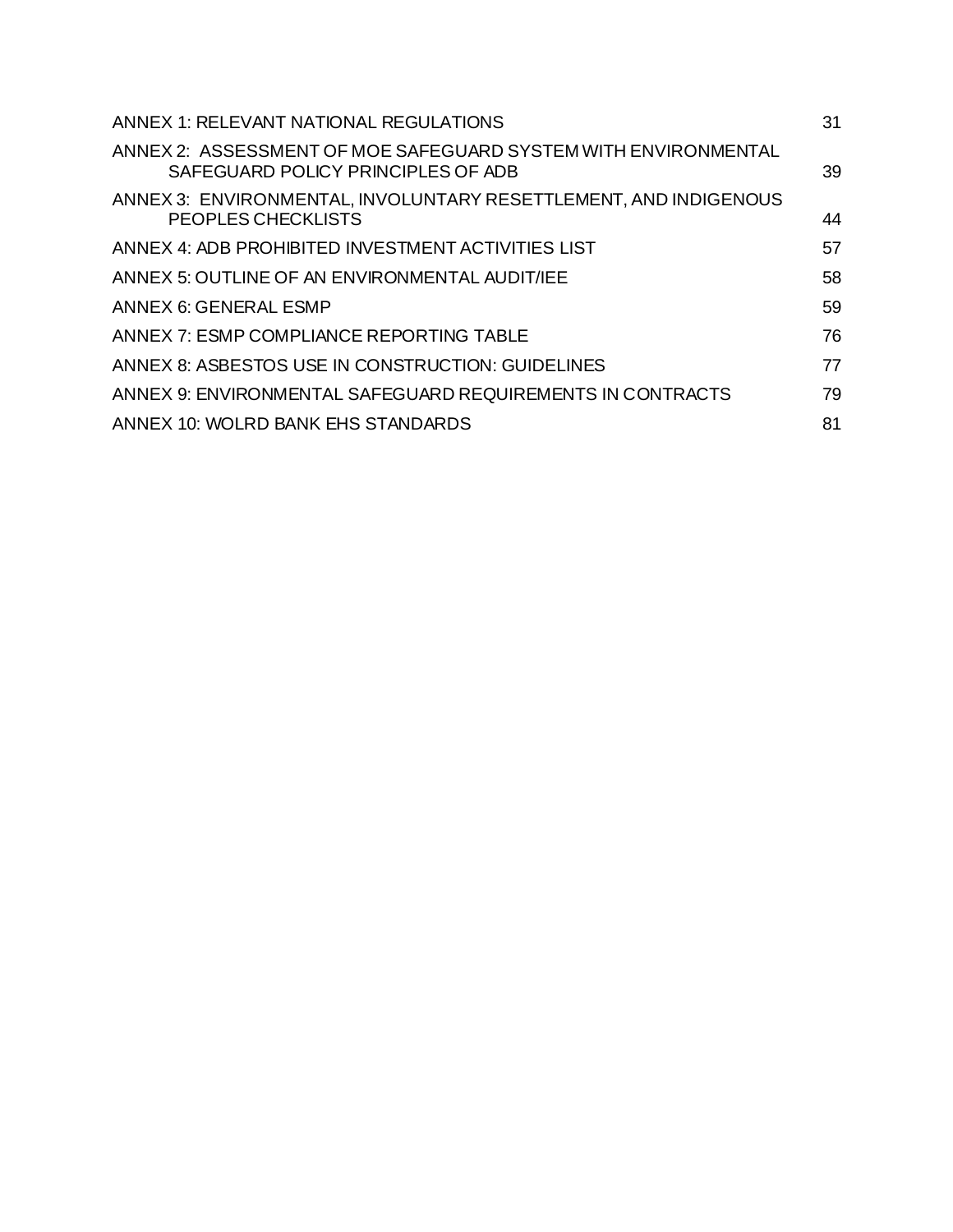| | |
|---|---|
| ANNEX 1: RELEVANT NATIONAL REGULATIONS | 31 |
| ANNEX 2: ASSESSMENT OF MOE SAFEGUARD SYSTEM WITH ENVIRONMENTAL SAFEGUARD POLICY PRINCIPLES OF ADB | 39 |
| ANNEX 3: ENVIRONMENTAL, INVOLUNTARY RESETTLEMENT, AND INDIGENOUS PEOPLES CHECKLISTS | 44 |
| ANNEX 4: ADB PROHIBITED INVESTMENT ACTIVITIES LIST | 57 |
| ANNEX 5: OUTLINE OF AN ENVIRONMENTAL AUDIT/IEE | 58 |
| ANNEX 6: GENERAL ESMP | 59 |
| ANNEX 7: ESMP COMPLIANCE REPORTING TABLE | 76 |
| ANNEX 8: ASBESTOS USE IN CONSTRUCTION: GUIDELINES | 77 |
| ANNEX 9: ENVIRONMENTAL SAFEGUARD REQUIREMENTS IN CONTRACTS | 79 |
| ANNEX 10: WOLRD BANK EHS STANDARDS | 81 |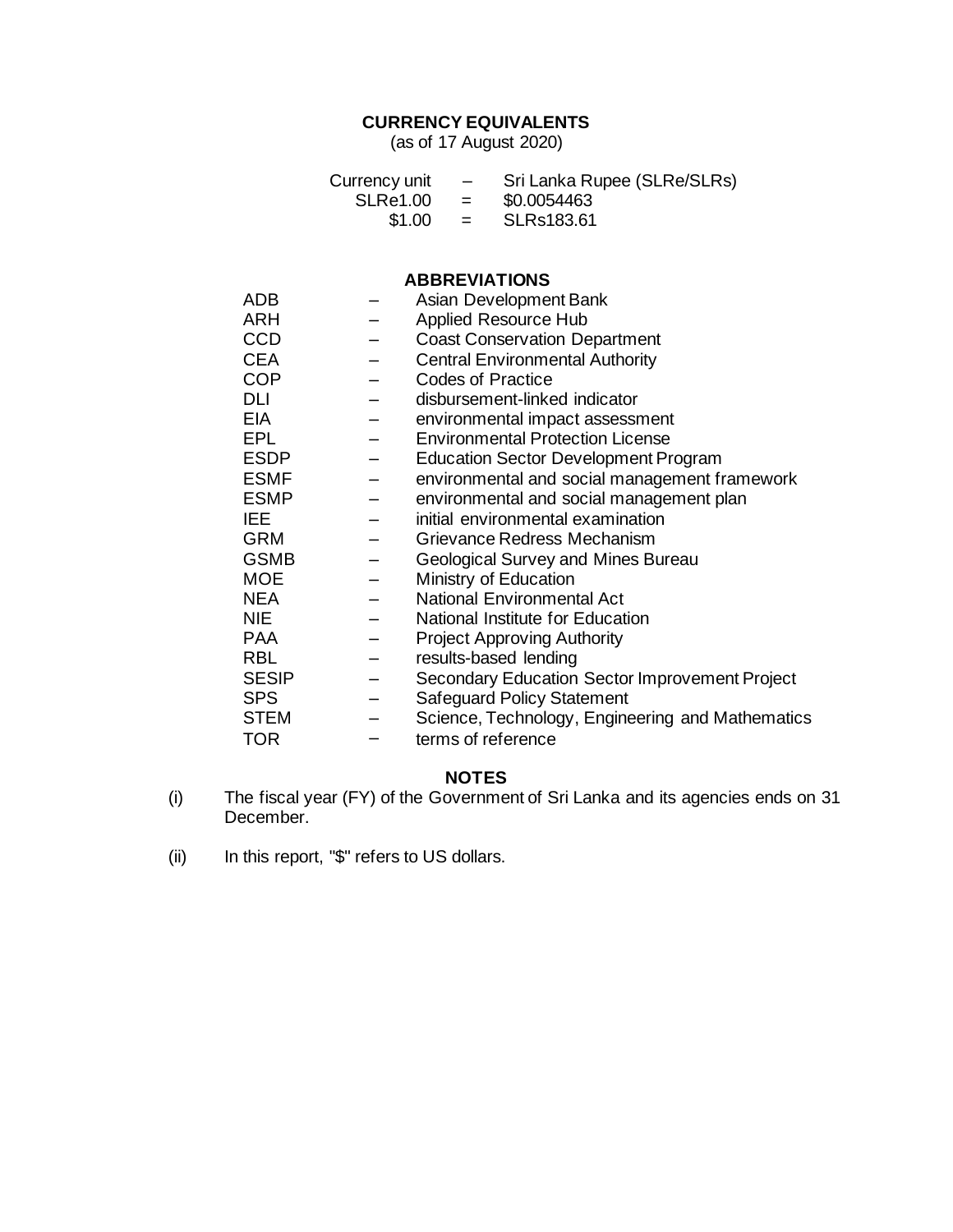## CURRENCY EQUIVALENTS

(as of 17 August 2020)

| | | |
|---|---|---|
| Currency unit | – | Sri Lanka Rupee (SLRe/SLRs) |
| SLRe1.00 | = | \$0.0054463 |
| \$1.00 | = | SLRs183.61 |

## ABBREVIATIONS

| | | |
|---|---|---|
| ADB | – | Asian Development Bank |
| ARH | – | Applied Resource Hub |
| CCD | – | Coast Conservation Department |
| CEA | – | Central Environmental Authority |
| COP | – | Codes of Practice |
| DLI | – | disbursement-linked indicator |
| EIA | – | environmental impact assessment |
| EPL | – | Environmental Protection License |
| ESDP | – | Education Sector Development Program |
| ESMF | – | environmental and social management framework |
| ESMP | – | environmental and social management plan |
| IEE | – | initial environmental examination |
| GRM | – | Grievance Redress Mechanism |
| GSMB | – | Geological Survey and Mines Bureau |
| MOE | – | Ministry of Education |
| NEA | – | National Environmental Act |
| NIE | – | National Institute for Education |
| PAA | – | Project Approving Authority |
| RBL | – | results-based lending |
| SESIP | – | Secondary Education Sector Improvement Project |
| SPS | – | Safeguard Policy Statement |
| STEM | – | Science, Technology, Engineering and Mathematics |
| TOR | – | terms of reference |

## NOTES

(i) The fiscal year (FY) of the Government of Sri Lanka and its agencies ends on 31 December.

(ii) In this report, "\$" refers to US dollars.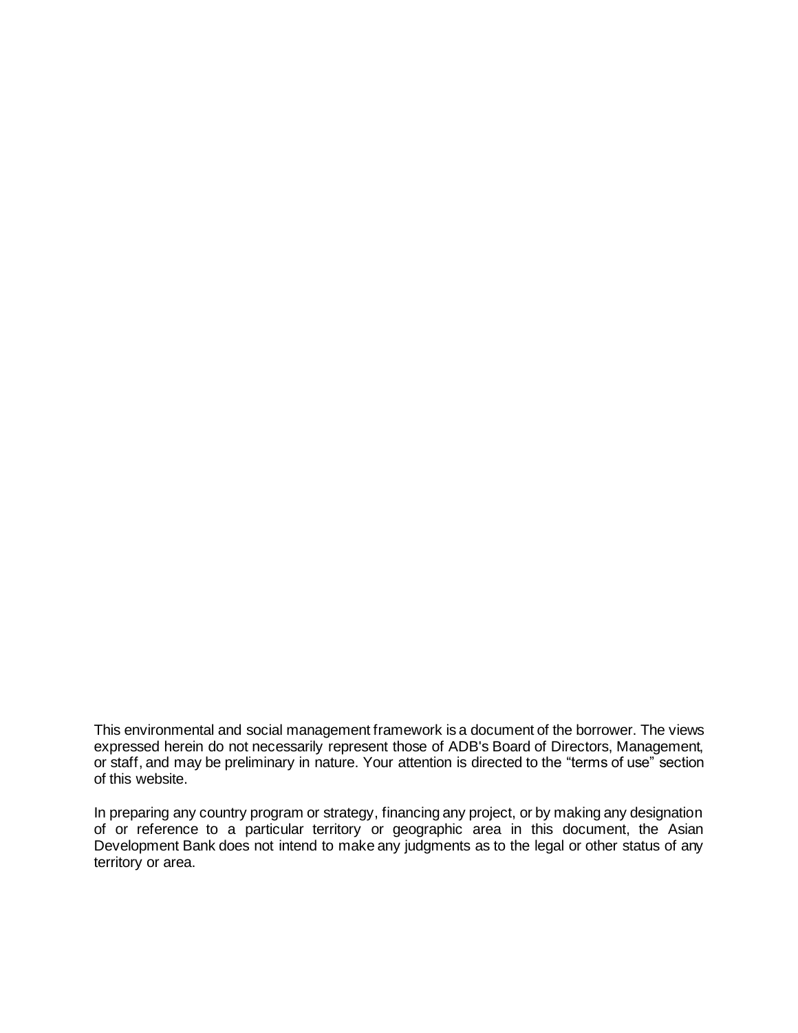This environmental and social management framework is a document of the borrower. The views expressed herein do not necessarily represent those of ADB's Board of Directors, Management, or staff, and may be preliminary in nature. Your attention is directed to the "terms of use" section of this website.

In preparing any country program or strategy, financing any project, or by making any designation of or reference to a particular territory or geographic area in this document, the Asian Development Bank does not intend to make any judgments as to the legal or other status of any territory or area.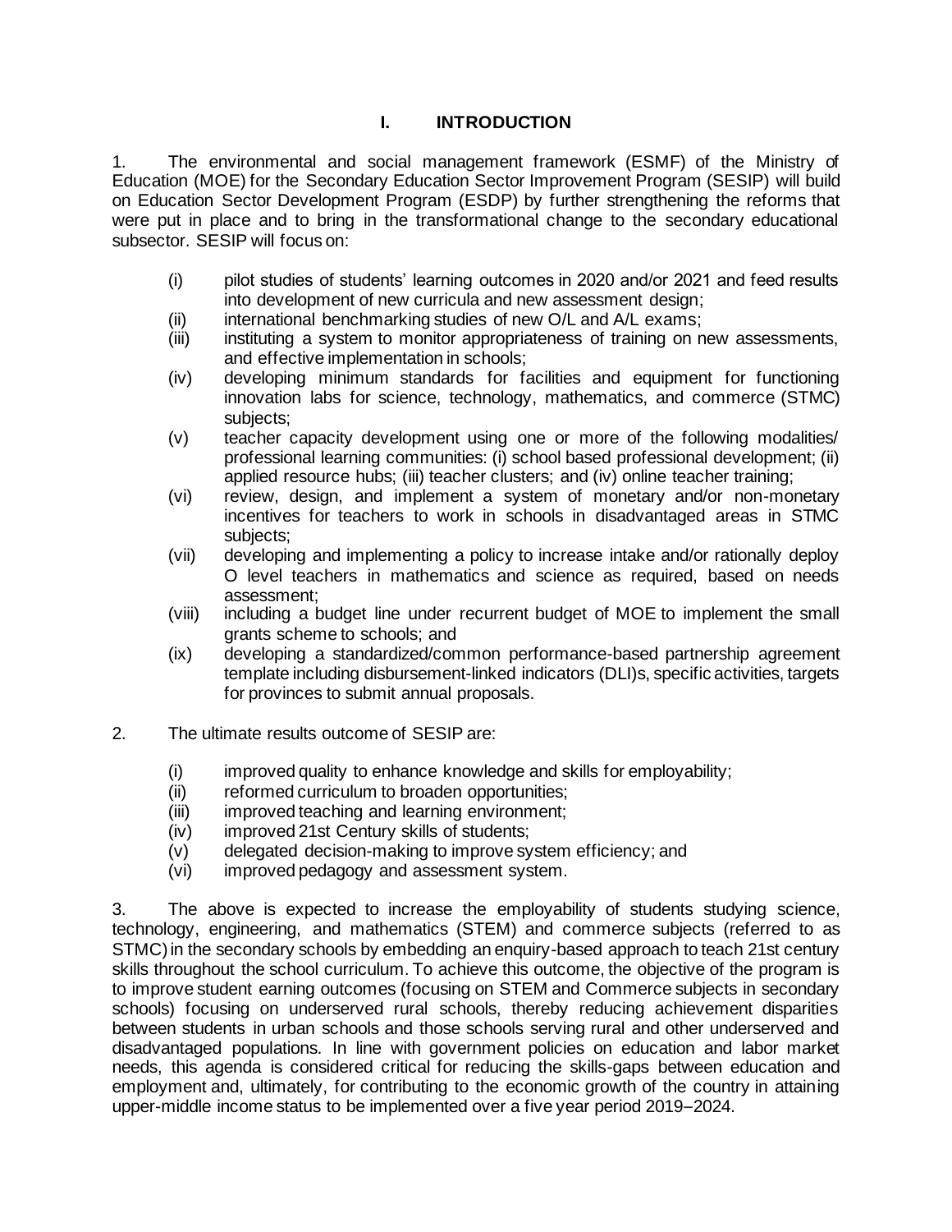# I. INTRODUCTION

1. The environmental and social management framework (ESMF) of the Ministry of Education (MOE) for the Secondary Education Sector Improvement Program (SESIP) will build on Education Sector Development Program (ESDP) by further strengthening the reforms that were put in place and to bring in the transformational change to the secondary educational subsector. SESIP will focus on:

   (i) pilot studies of students' learning outcomes in 2020 and/or 2021 and feed results into development of new curricula and new assessment design;
   (ii) international benchmarking studies of new O/L and A/L exams;
   (iii) instituting a system to monitor appropriateness of training on new assessments, and effective implementation in schools;
   (iv) developing minimum standards for facilities and equipment for functioning innovation labs for science, technology, mathematics, and commerce (STMC) subjects;
   (v) teacher capacity development using one or more of the following modalities/ professional learning communities: (i) school based professional development; (ii) applied resource hubs; (iii) teacher clusters; and (iv) online teacher training;
   (vi) review, design, and implement a system of monetary and/or non-monetary incentives for teachers to work in schools in disadvantaged areas in STMC subjects;
   (vii) developing and implementing a policy to increase intake and/or rationally deploy O level teachers in mathematics and science as required, based on needs assessment;
   (viii) including a budget line under recurrent budget of MOE to implement the small grants scheme to schools; and
   (ix) developing a standardized/common performance-based partnership agreement template including disbursement-linked indicators (DLI)s, specific activities, targets for provinces to submit annual proposals.

2. The ultimate results outcome of SESIP are:

   (i) improved quality to enhance knowledge and skills for employability;
   (ii) reformed curriculum to broaden opportunities;
   (iii) improved teaching and learning environment;
   (iv) improved 21st Century skills of students;
   (v) delegated decision-making to improve system efficiency; and
   (vi) improved pedagogy and assessment system.

3. The above is expected to increase the employability of students studying science, technology, engineering, and mathematics (STEM) and commerce subjects (referred to as STMC) in the secondary schools by embedding an enquiry-based approach to teach 21st century skills throughout the school curriculum. To achieve this outcome, the objective of the program is to improve student earning outcomes (focusing on STEM and Commerce subjects in secondary schools) focusing on underserved rural schools, thereby reducing achievement disparities between students in urban schools and those schools serving rural and other underserved and disadvantaged populations. In line with government policies on education and labor market needs, this agenda is considered critical for reducing the skills-gaps between education and employment and, ultimately, for contributing to the economic growth of the country in attaining upper-middle income status to be implemented over a five year period 2019–2024.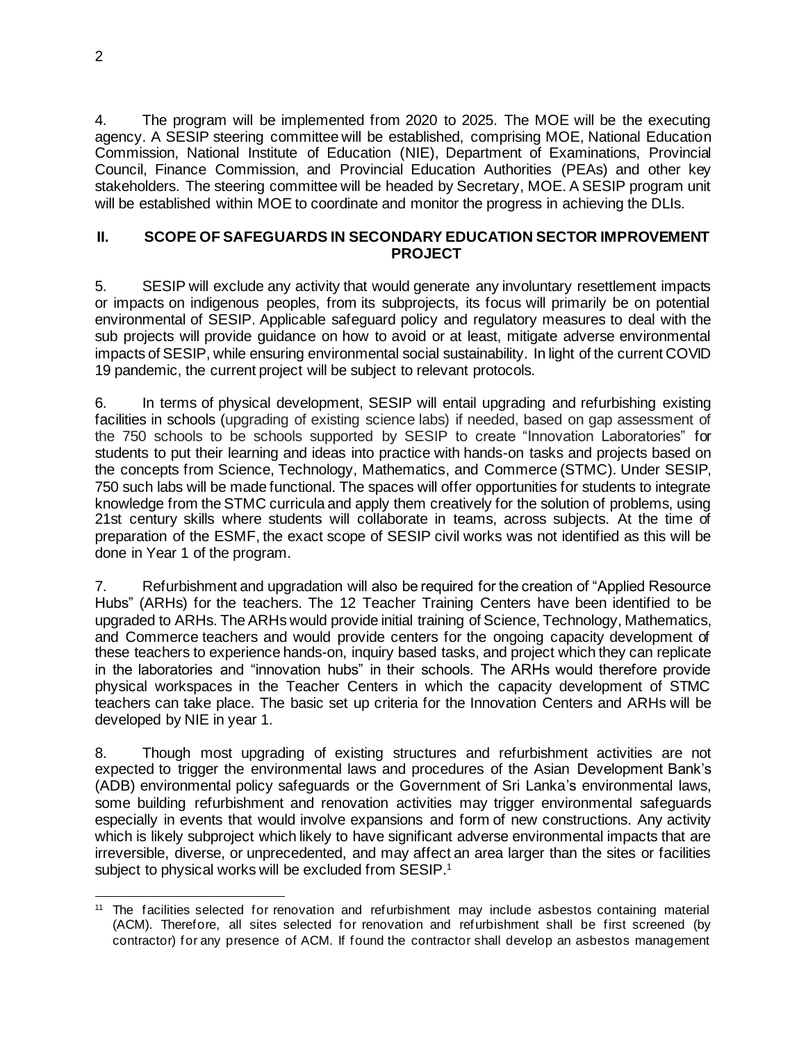4. The program will be implemented from 2020 to 2025. The MOE will be the executing agency. A SESIP steering committee will be established, comprising MOE, National Education Commission, National Institute of Education (NIE), Department of Examinations, Provincial Council, Finance Commission, and Provincial Education Authorities (PEAs) and other key stakeholders. The steering committee will be headed by Secretary, MOE. A SESIP program unit will be established within MOE to coordinate and monitor the progress in achieving the DLIs.

## II. SCOPE OF SAFEGUARDS IN SECONDARY EDUCATION SECTOR IMPROVEMENT PROJECT

5. SESIP will exclude any activity that would generate any involuntary resettlement impacts or impacts on indigenous peoples, from its subprojects, its focus will primarily be on potential environmental of SESIP. Applicable safeguard policy and regulatory measures to deal with the sub projects will provide guidance on how to avoid or at least, mitigate adverse environmental impacts of SESIP, while ensuring environmental social sustainability. In light of the current COVID 19 pandemic, the current project will be subject to relevant protocols.

6. In terms of physical development, SESIP will entail upgrading and refurbishing existing facilities in schools (upgrading of existing science labs) if needed, based on gap assessment of the 750 schools to be schools supported by SESIP to create "Innovation Laboratories" for students to put their learning and ideas into practice with hands-on tasks and projects based on the concepts from Science, Technology, Mathematics, and Commerce (STMC). Under SESIP, 750 such labs will be made functional. The spaces will offer opportunities for students to integrate knowledge from the STMC curricula and apply them creatively for the solution of problems, using 21st century skills where students will collaborate in teams, across subjects. At the time of preparation of the ESMF, the exact scope of SESIP civil works was not identified as this will be done in Year 1 of the program.

7. Refurbishment and upgradation will also be required for the creation of "Applied Resource Hubs" (ARHs) for the teachers. The 12 Teacher Training Centers have been identified to be upgraded to ARHs. The ARHs would provide initial training of Science, Technology, Mathematics, and Commerce teachers and would provide centers for the ongoing capacity development of these teachers to experience hands-on, inquiry based tasks, and project which they can replicate in the laboratories and "innovation hubs" in their schools. The ARHs would therefore provide physical workspaces in the Teacher Centers in which the capacity development of STMC teachers can take place. The basic set up criteria for the Innovation Centers and ARHs will be developed by NIE in year 1.

8. Though most upgrading of existing structures and refurbishment activities are not expected to trigger the environmental laws and procedures of the Asian Development Bank's (ADB) environmental policy safeguards or the Government of Sri Lanka's environmental laws, some building refurbishment and renovation activities may trigger environmental safeguards especially in events that would involve expansions and form of new constructions. Any activity which is likely subproject which likely to have significant adverse environmental impacts that are irreversible, diverse, or unprecedented, and may affect an area larger than the sites or facilities subject to physical works will be excluded from SESIP.[1]

---

[11] The facilities selected for renovation and refurbishment may include asbestos containing material (ACM). Therefore, all sites selected for renovation and refurbishment shall be first screened (by contractor) for any presence of ACM. If found the contractor shall develop an asbestos management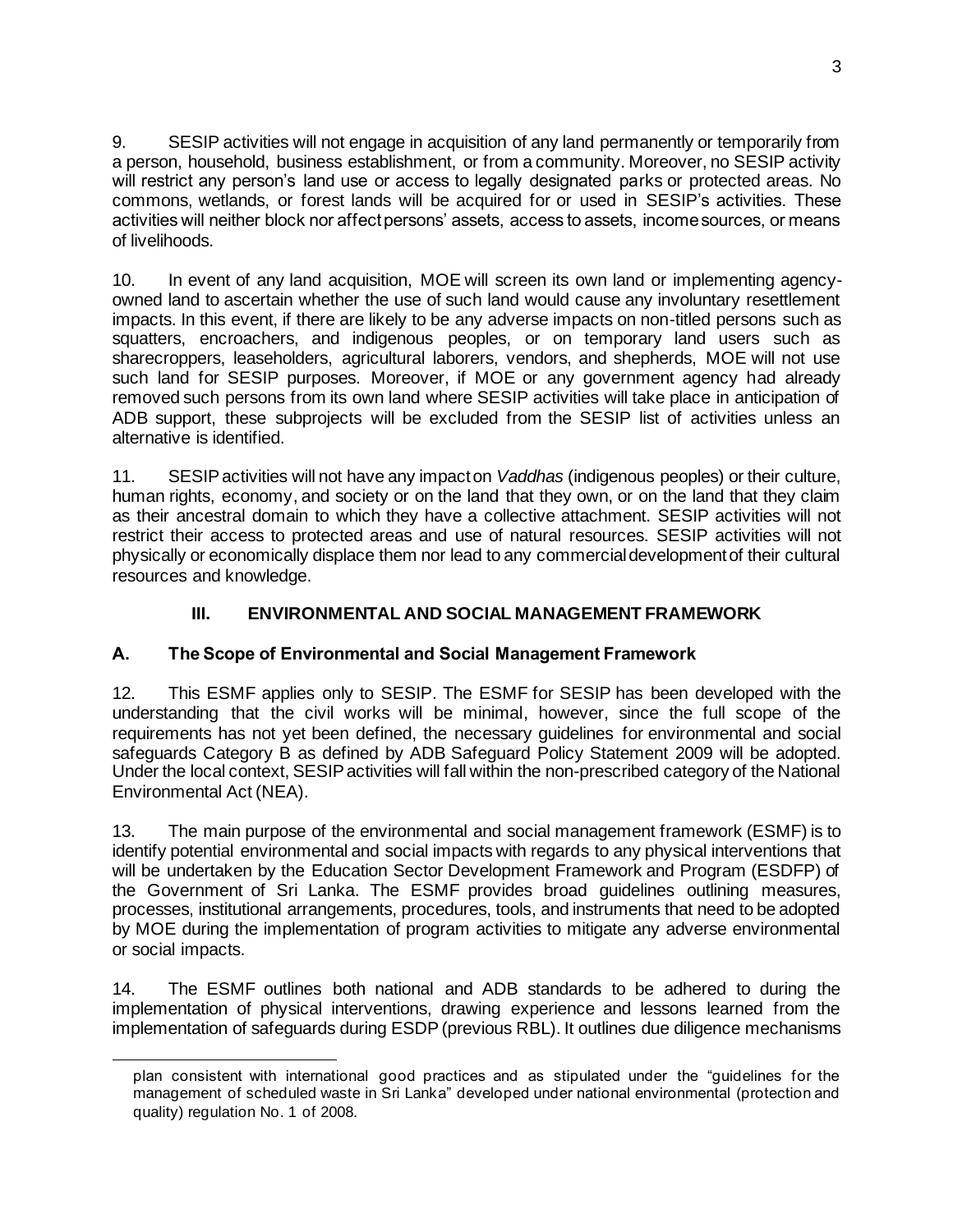9. SESIP activities will not engage in acquisition of any land permanently or temporarily from a person, household, business establishment, or from a community. Moreover, no SESIP activity will restrict any person's land use or access to legally designated parks or protected areas. No commons, wetlands, or forest lands will be acquired for or used in SESIP's activities. These activities will neither block nor affect persons' assets, access to assets, income sources, or means of livelihoods.

10. In event of any land acquisition, MOE will screen its own land or implementing agency-owned land to ascertain whether the use of such land would cause any involuntary resettlement impacts. In this event, if there are likely to be any adverse impacts on non-titled persons such as squatters, encroachers, and indigenous peoples, or on temporary land users such as sharecroppers, leaseholders, agricultural laborers, vendors, and shepherds, MOE will not use such land for SESIP purposes. Moreover, if MOE or any government agency had already removed such persons from its own land where SESIP activities will take place in anticipation of ADB support, these subprojects will be excluded from the SESIP list of activities unless an alternative is identified.

11. SESIP activities will not have any impact on *Vaddhas* (indigenous peoples) or their culture, human rights, economy, and society or on the land that they own, or on the land that they claim as their ancestral domain to which they have a collective attachment. SESIP activities will not restrict their access to protected areas and use of natural resources. SESIP activities will not physically or economically displace them nor lead to any commercial development of their cultural resources and knowledge.

## III. ENVIRONMENTAL AND SOCIAL MANAGEMENT FRAMEWORK

### A. The Scope of Environmental and Social Management Framework

12. This ESMF applies only to SESIP. The ESMF for SESIP has been developed with the understanding that the civil works will be minimal, however, since the full scope of the requirements has not yet been defined, the necessary guidelines for environmental and social safeguards Category B as defined by ADB Safeguard Policy Statement 2009 will be adopted. Under the local context, SESIP activities will fall within the non-prescribed category of the National Environmental Act (NEA).

13. The main purpose of the environmental and social management framework (ESMF) is to identify potential environmental and social impacts with regards to any physical interventions that will be undertaken by the Education Sector Development Framework and Program (ESDFP) of the Government of Sri Lanka. The ESMF provides broad guidelines outlining measures, processes, institutional arrangements, procedures, tools, and instruments that need to be adopted by MOE during the implementation of program activities to mitigate any adverse environmental or social impacts.

14. The ESMF outlines both national and ADB standards to be adhered to during the implementation of physical interventions, drawing experience and lessons learned from the implementation of safeguards during ESDP (previous RBL). It outlines due diligence mechanisms

plan consistent with international good practices and as stipulated under the "guidelines for the management of scheduled waste in Sri Lanka" developed under national environmental (protection and quality) regulation No. 1 of 2008.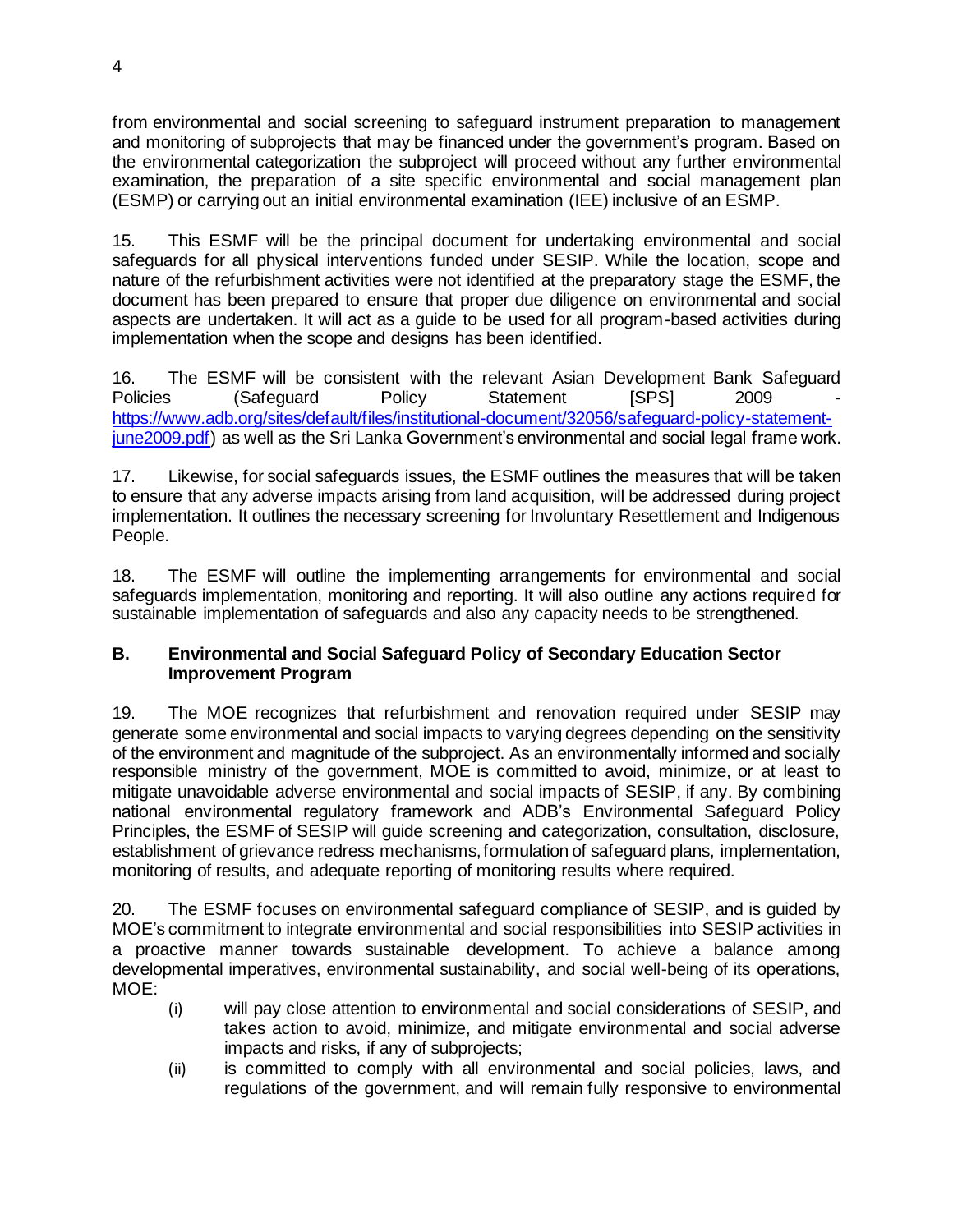from environmental and social screening to safeguard instrument preparation to management and monitoring of subprojects that may be financed under the government's program. Based on the environmental categorization the subproject will proceed without any further environmental examination, the preparation of a site specific environmental and social management plan (ESMP) or carrying out an initial environmental examination (IEE) inclusive of an ESMP.

15. This ESMF will be the principal document for undertaking environmental and social safeguards for all physical interventions funded under SESIP. While the location, scope and nature of the refurbishment activities were not identified at the preparatory stage the ESMF, the document has been prepared to ensure that proper due diligence on environmental and social aspects are undertaken. It will act as a guide to be used for all program-based activities during implementation when the scope and designs has been identified.

16. The ESMF will be consistent with the relevant Asian Development Bank Safeguard Policies (Safeguard Policy Statement [SPS] 2009 - https://www.adb.org/sites/default/files/institutional-document/32056/safeguard-policy-statement-june2009.pdf) as well as the Sri Lanka Government's environmental and social legal frame work.

17. Likewise, for social safeguards issues, the ESMF outlines the measures that will be taken to ensure that any adverse impacts arising from land acquisition, will be addressed during project implementation. It outlines the necessary screening for Involuntary Resettlement and Indigenous People.

18. The ESMF will outline the implementing arrangements for environmental and social safeguards implementation, monitoring and reporting. It will also outline any actions required for sustainable implementation of safeguards and also any capacity needs to be strengthened.

### B. Environmental and Social Safeguard Policy of Secondary Education Sector Improvement Program

19. The MOE recognizes that refurbishment and renovation required under SESIP may generate some environmental and social impacts to varying degrees depending on the sensitivity of the environment and magnitude of the subproject. As an environmentally informed and socially responsible ministry of the government, MOE is committed to avoid, minimize, or at least to mitigate unavoidable adverse environmental and social impacts of SESIP, if any. By combining national environmental regulatory framework and ADB's Environmental Safeguard Policy Principles, the ESMF of SESIP will guide screening and categorization, consultation, disclosure, establishment of grievance redress mechanisms, formulation of safeguard plans, implementation, monitoring of results, and adequate reporting of monitoring results where required.

20. The ESMF focuses on environmental safeguard compliance of SESIP, and is guided by MOE's commitment to integrate environmental and social responsibilities into SESIP activities in a proactive manner towards sustainable development. To achieve a balance among developmental imperatives, environmental sustainability, and social well-being of its operations, MOE:

(i) will pay close attention to environmental and social considerations of SESIP, and takes action to avoid, minimize, and mitigate environmental and social adverse impacts and risks, if any of subprojects;

(ii) is committed to comply with all environmental and social policies, laws, and regulations of the government, and will remain fully responsive to environmental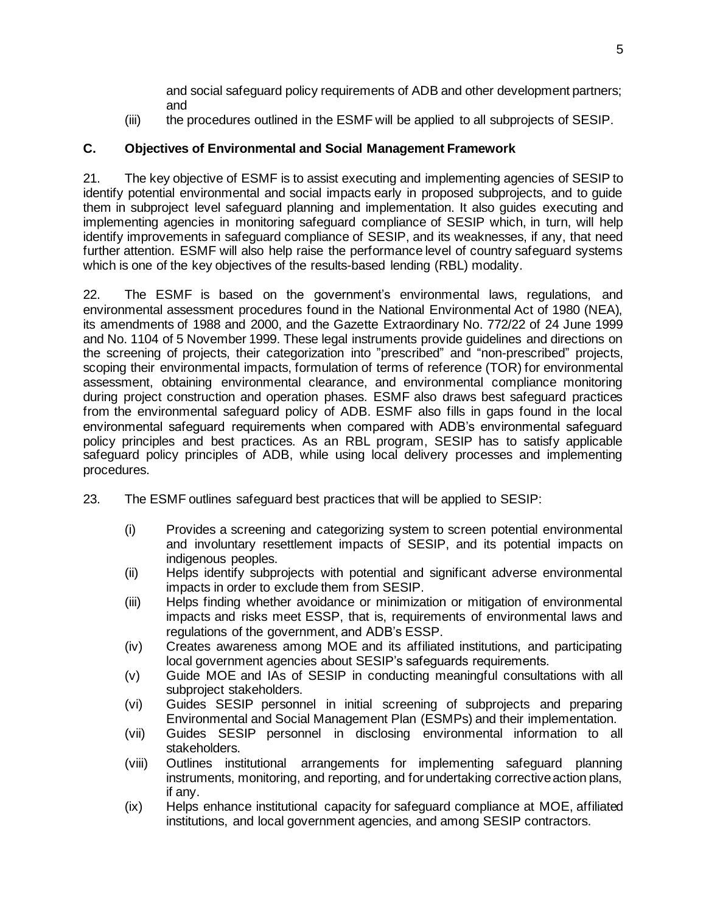and social safeguard policy requirements of ADB and other development partners; and

(iii) the procedures outlined in the ESMF will be applied to all subprojects of SESIP.

### C. Objectives of Environmental and Social Management Framework

21. The key objective of ESMF is to assist executing and implementing agencies of SESIP to identify potential environmental and social impacts early in proposed subprojects, and to guide them in subproject level safeguard planning and implementation. It also guides executing and implementing agencies in monitoring safeguard compliance of SESIP which, in turn, will help identify improvements in safeguard compliance of SESIP, and its weaknesses, if any, that need further attention. ESMF will also help raise the performance level of country safeguard systems which is one of the key objectives of the results-based lending (RBL) modality.

22. The ESMF is based on the government's environmental laws, regulations, and environmental assessment procedures found in the National Environmental Act of 1980 (NEA), its amendments of 1988 and 2000, and the Gazette Extraordinary No. 772/22 of 24 June 1999 and No. 1104 of 5 November 1999. These legal instruments provide guidelines and directions on the screening of projects, their categorization into "prescribed" and "non-prescribed" projects, scoping their environmental impacts, formulation of terms of reference (TOR) for environmental assessment, obtaining environmental clearance, and environmental compliance monitoring during project construction and operation phases. ESMF also draws best safeguard practices from the environmental safeguard policy of ADB. ESMF also fills in gaps found in the local environmental safeguard requirements when compared with ADB's environmental safeguard policy principles and best practices. As an RBL program, SESIP has to satisfy applicable safeguard policy principles of ADB, while using local delivery processes and implementing procedures.

23. The ESMF outlines safeguard best practices that will be applied to SESIP:

(i) Provides a screening and categorizing system to screen potential environmental and involuntary resettlement impacts of SESIP, and its potential impacts on indigenous peoples.
(ii) Helps identify subprojects with potential and significant adverse environmental impacts in order to exclude them from SESIP.
(iii) Helps finding whether avoidance or minimization or mitigation of environmental impacts and risks meet ESSP, that is, requirements of environmental laws and regulations of the government, and ADB's ESSP.
(iv) Creates awareness among MOE and its affiliated institutions, and participating local government agencies about SESIP's safeguards requirements.
(v) Guide MOE and IAs of SESIP in conducting meaningful consultations with all subproject stakeholders.
(vi) Guides SESIP personnel in initial screening of subprojects and preparing Environmental and Social Management Plan (ESMPs) and their implementation.
(vii) Guides SESIP personnel in disclosing environmental information to all stakeholders.
(viii) Outlines institutional arrangements for implementing safeguard planning instruments, monitoring, and reporting, and for undertaking corrective action plans, if any.
(ix) Helps enhance institutional capacity for safeguard compliance at MOE, affiliated institutions, and local government agencies, and among SESIP contractors.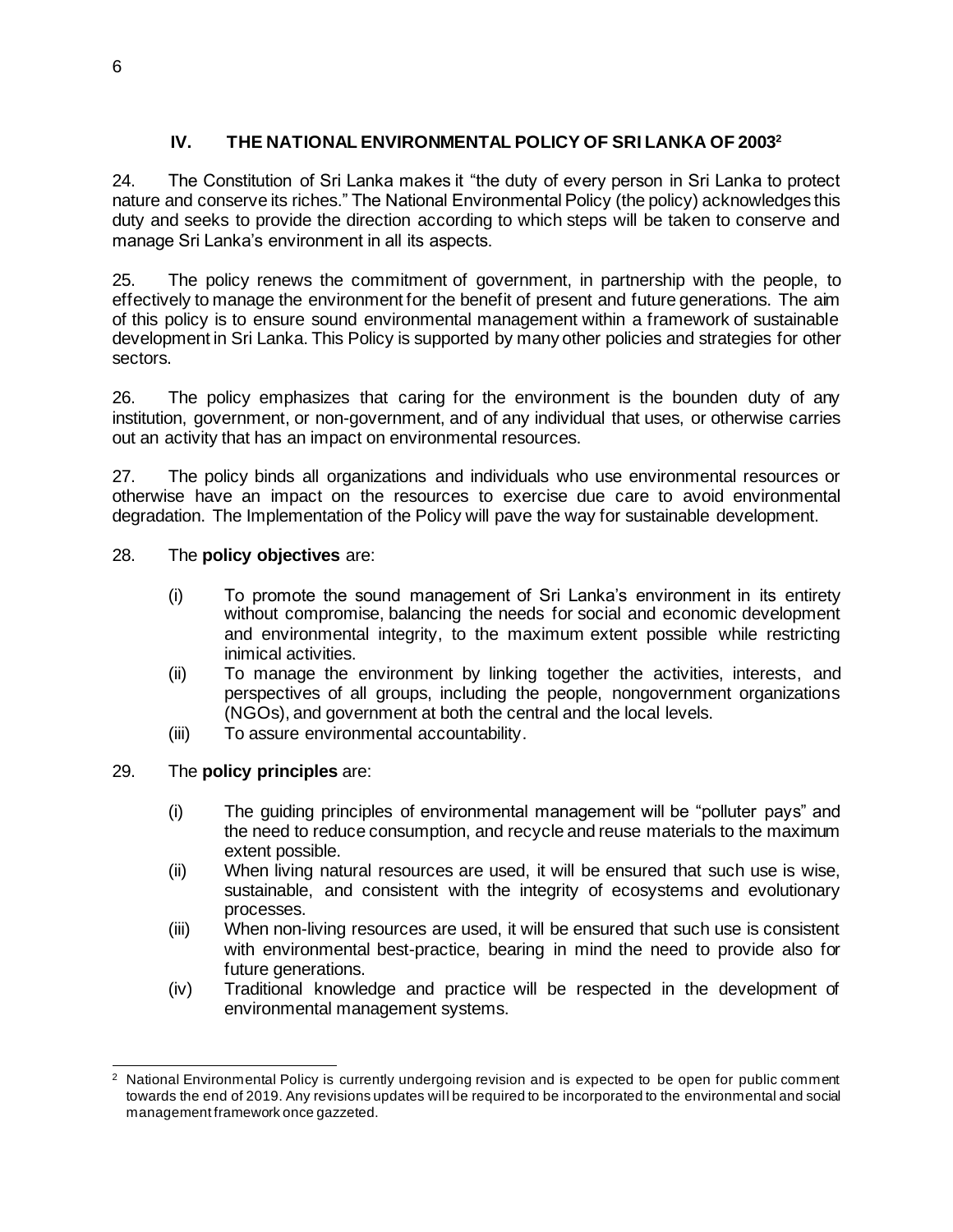## IV. THE NATIONAL ENVIRONMENTAL POLICY OF SRI LANKA OF 2003[2]

24. The Constitution of Sri Lanka makes it "the duty of every person in Sri Lanka to protect nature and conserve its riches." The National Environmental Policy (the policy) acknowledges this duty and seeks to provide the direction according to which steps will be taken to conserve and manage Sri Lanka's environment in all its aspects.

25. The policy renews the commitment of government, in partnership with the people, to effectively to manage the environment for the benefit of present and future generations. The aim of this policy is to ensure sound environmental management within a framework of sustainable development in Sri Lanka. This Policy is supported by many other policies and strategies for other sectors.

26. The policy emphasizes that caring for the environment is the bounden duty of any institution, government, or non-government, and of any individual that uses, or otherwise carries out an activity that has an impact on environmental resources.

27. The policy binds all organizations and individuals who use environmental resources or otherwise have an impact on the resources to exercise due care to avoid environmental degradation. The Implementation of the Policy will pave the way for sustainable development.

28. The **policy objectives** are:

(i) To promote the sound management of Sri Lanka's environment in its entirety without compromise, balancing the needs for social and economic development and environmental integrity, to the maximum extent possible while restricting inimical activities.

(ii) To manage the environment by linking together the activities, interests, and perspectives of all groups, including the people, nongovernment organizations (NGOs), and government at both the central and the local levels.

(iii) To assure environmental accountability.

29. The **policy principles** are:

(i) The guiding principles of environmental management will be "polluter pays" and the need to reduce consumption, and recycle and reuse materials to the maximum extent possible.

(ii) When living natural resources are used, it will be ensured that such use is wise, sustainable, and consistent with the integrity of ecosystems and evolutionary processes.

(iii) When non-living resources are used, it will be ensured that such use is consistent with environmental best-practice, bearing in mind the need to provide also for future generations.

(iv) Traditional knowledge and practice will be respected in the development of environmental management systems.

---

[2] National Environmental Policy is currently undergoing revision and is expected to be open for public comment towards the end of 2019. Any revisions updates will be required to be incorporated to the environmental and social management framework once gazzeted.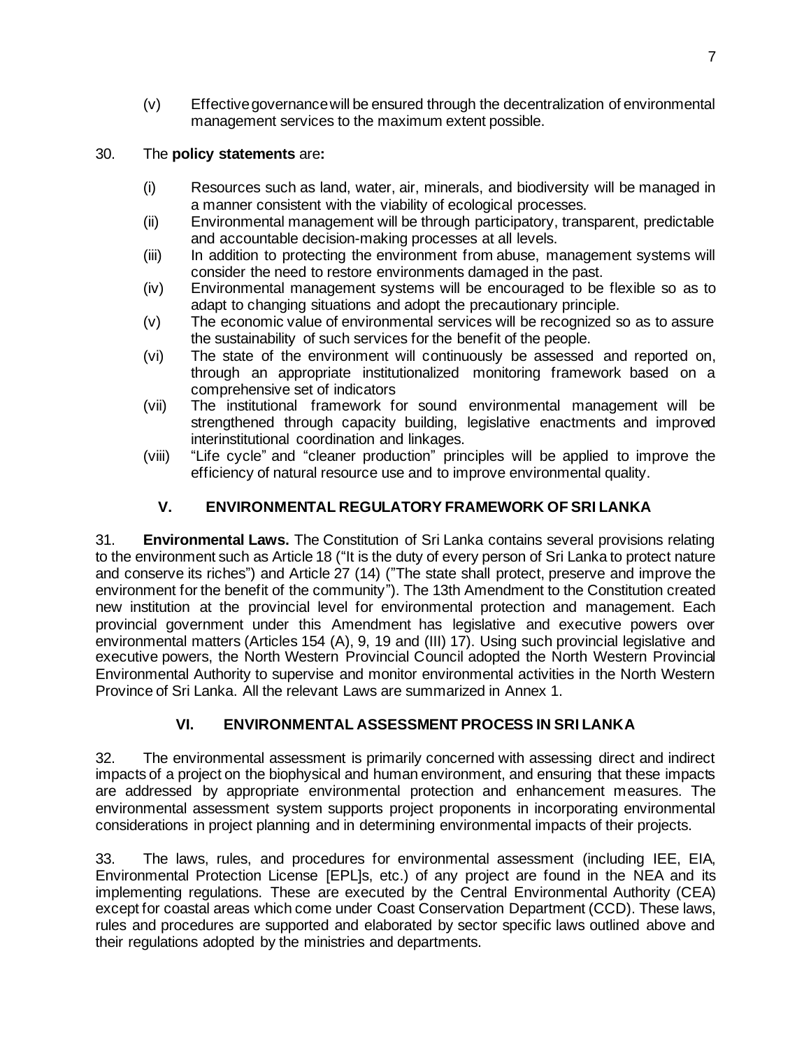(v) Effective governance will be ensured through the decentralization of environmental management services to the maximum extent possible.

30. The **policy statements** are**:**

(i) Resources such as land, water, air, minerals, and biodiversity will be managed in a manner consistent with the viability of ecological processes.
(ii) Environmental management will be through participatory, transparent, predictable and accountable decision-making processes at all levels.
(iii) In addition to protecting the environment from abuse, management systems will consider the need to restore environments damaged in the past.
(iv) Environmental management systems will be encouraged to be flexible so as to adapt to changing situations and adopt the precautionary principle.
(v) The economic value of environmental services will be recognized so as to assure the sustainability of such services for the benefit of the people.
(vi) The state of the environment will continuously be assessed and reported on, through an appropriate institutionalized monitoring framework based on a comprehensive set of indicators
(vii) The institutional framework for sound environmental management will be strengthened through capacity building, legislative enactments and improved interinstitutional coordination and linkages.
(viii) "Life cycle" and "cleaner production" principles will be applied to improve the efficiency of natural resource use and to improve environmental quality.

## V. ENVIRONMENTAL REGULATORY FRAMEWORK OF SRI LANKA

31. **Environmental Laws.** The Constitution of Sri Lanka contains several provisions relating to the environment such as Article 18 ("It is the duty of every person of Sri Lanka to protect nature and conserve its riches") and Article 27 (14) ("The state shall protect, preserve and improve the environment for the benefit of the community"). The 13th Amendment to the Constitution created new institution at the provincial level for environmental protection and management. Each provincial government under this Amendment has legislative and executive powers over environmental matters (Articles 154 (A), 9, 19 and (III) 17). Using such provincial legislative and executive powers, the North Western Provincial Council adopted the North Western Provincial Environmental Authority to supervise and monitor environmental activities in the North Western Province of Sri Lanka. All the relevant Laws are summarized in Annex 1.

## VI. ENVIRONMENTAL ASSESSMENT PROCESS IN SRI LANKA

32. The environmental assessment is primarily concerned with assessing direct and indirect impacts of a project on the biophysical and human environment, and ensuring that these impacts are addressed by appropriate environmental protection and enhancement measures. The environmental assessment system supports project proponents in incorporating environmental considerations in project planning and in determining environmental impacts of their projects.

33. The laws, rules, and procedures for environmental assessment (including IEE, EIA, Environmental Protection License [EPL]s, etc.) of any project are found in the NEA and its implementing regulations. These are executed by the Central Environmental Authority (CEA) except for coastal areas which come under Coast Conservation Department (CCD). These laws, rules and procedures are supported and elaborated by sector specific laws outlined above and their regulations adopted by the ministries and departments.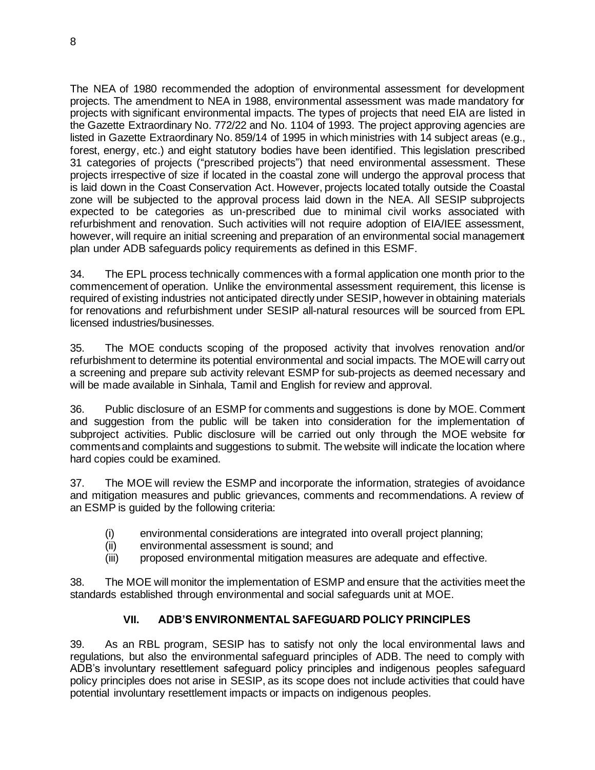The NEA of 1980 recommended the adoption of environmental assessment for development projects. The amendment to NEA in 1988, environmental assessment was made mandatory for projects with significant environmental impacts. The types of projects that need EIA are listed in the Gazette Extraordinary No. 772/22 and No. 1104 of 1993. The project approving agencies are listed in Gazette Extraordinary No. 859/14 of 1995 in which ministries with 14 subject areas (e.g., forest, energy, etc.) and eight statutory bodies have been identified. This legislation prescribed 31 categories of projects ("prescribed projects") that need environmental assessment. These projects irrespective of size if located in the coastal zone will undergo the approval process that is laid down in the Coast Conservation Act. However, projects located totally outside the Coastal zone will be subjected to the approval process laid down in the NEA. All SESIP subprojects expected to be categories as un-prescribed due to minimal civil works associated with refurbishment and renovation. Such activities will not require adoption of EIA/IEE assessment, however, will require an initial screening and preparation of an environmental social management plan under ADB safeguards policy requirements as defined in this ESMF.

34. The EPL process technically commences with a formal application one month prior to the commencement of operation. Unlike the environmental assessment requirement, this license is required of existing industries not anticipated directly under SESIP, however in obtaining materials for renovations and refurbishment under SESIP all-natural resources will be sourced from EPL licensed industries/businesses.

35. The MOE conducts scoping of the proposed activity that involves renovation and/or refurbishment to determine its potential environmental and social impacts. The MOE will carry out a screening and prepare sub activity relevant ESMP for sub-projects as deemed necessary and will be made available in Sinhala, Tamil and English for review and approval.

36. Public disclosure of an ESMP for comments and suggestions is done by MOE. Comment and suggestion from the public will be taken into consideration for the implementation of subproject activities. Public disclosure will be carried out only through the MOE website for comments and complaints and suggestions to submit. The website will indicate the location where hard copies could be examined.

37. The MOE will review the ESMP and incorporate the information, strategies of avoidance and mitigation measures and public grievances, comments and recommendations. A review of an ESMP is guided by the following criteria:

- (i) environmental considerations are integrated into overall project planning;
- (ii) environmental assessment is sound; and
- (iii) proposed environmental mitigation measures are adequate and effective.

38. The MOE will monitor the implementation of ESMP and ensure that the activities meet the standards established through environmental and social safeguards unit at MOE.

## VII. ADB'S ENVIRONMENTAL SAFEGUARD POLICY PRINCIPLES

39. As an RBL program, SESIP has to satisfy not only the local environmental laws and regulations, but also the environmental safeguard principles of ADB. The need to comply with ADB's involuntary resettlement safeguard policy principles and indigenous peoples safeguard policy principles does not arise in SESIP, as its scope does not include activities that could have potential involuntary resettlement impacts or impacts on indigenous peoples.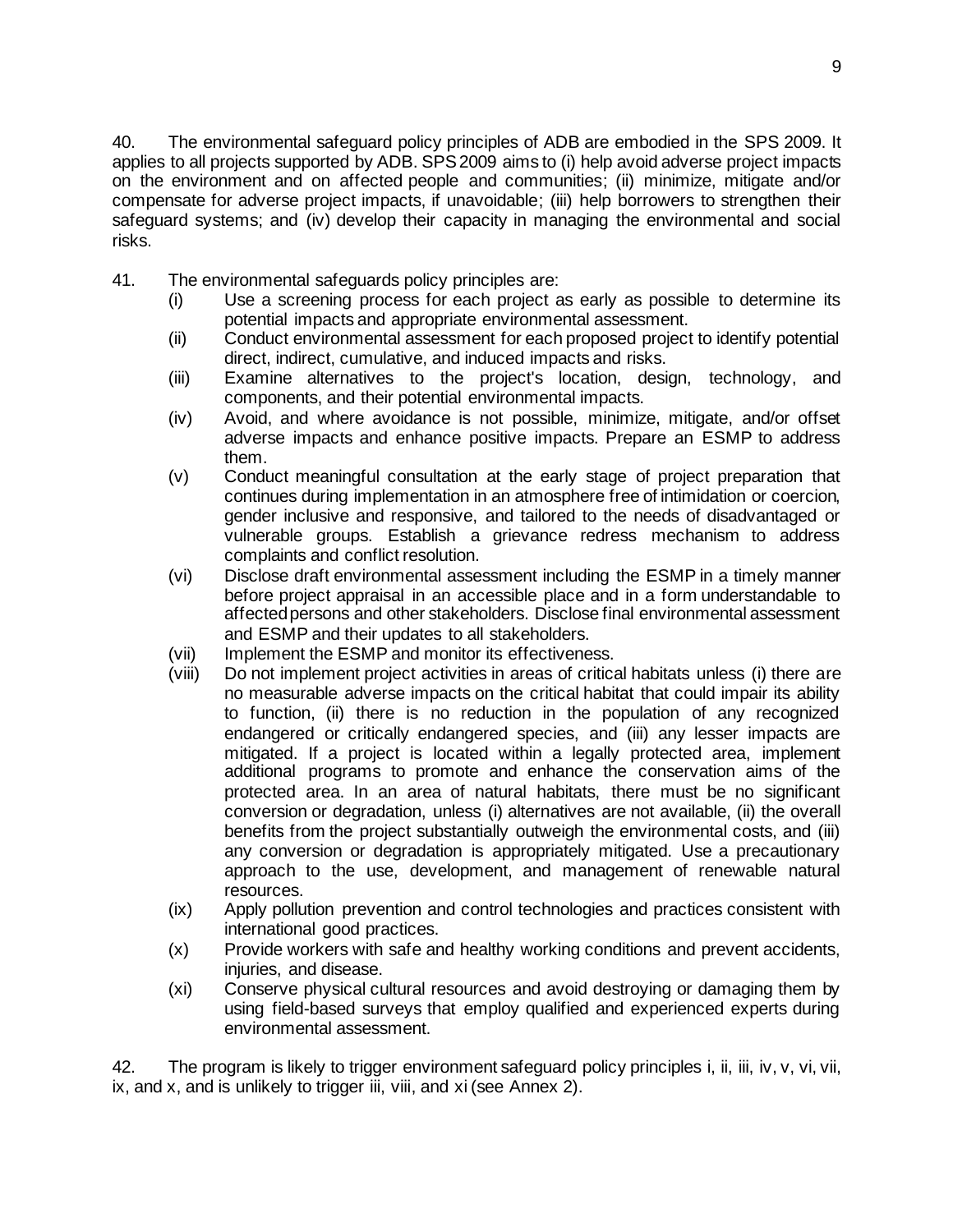40. The environmental safeguard policy principles of ADB are embodied in the SPS 2009. It applies to all projects supported by ADB. SPS 2009 aims to (i) help avoid adverse project impacts on the environment and on affected people and communities; (ii) minimize, mitigate and/or compensate for adverse project impacts, if unavoidable; (iii) help borrowers to strengthen their safeguard systems; and (iv) develop their capacity in managing the environmental and social risks.

41. The environmental safeguards policy principles are:

(i) Use a screening process for each project as early as possible to determine its potential impacts and appropriate environmental assessment.

(ii) Conduct environmental assessment for each proposed project to identify potential direct, indirect, cumulative, and induced impacts and risks.

(iii) Examine alternatives to the project's location, design, technology, and components, and their potential environmental impacts.

(iv) Avoid, and where avoidance is not possible, minimize, mitigate, and/or offset adverse impacts and enhance positive impacts. Prepare an ESMP to address them.

(v) Conduct meaningful consultation at the early stage of project preparation that continues during implementation in an atmosphere free of intimidation or coercion, gender inclusive and responsive, and tailored to the needs of disadvantaged or vulnerable groups. Establish a grievance redress mechanism to address complaints and conflict resolution.

(vi) Disclose draft environmental assessment including the ESMP in a timely manner before project appraisal in an accessible place and in a form understandable to affected persons and other stakeholders. Disclose final environmental assessment and ESMP and their updates to all stakeholders.

(vii) Implement the ESMP and monitor its effectiveness.

(viii) Do not implement project activities in areas of critical habitats unless (i) there are no measurable adverse impacts on the critical habitat that could impair its ability to function, (ii) there is no reduction in the population of any recognized endangered or critically endangered species, and (iii) any lesser impacts are mitigated. If a project is located within a legally protected area, implement additional programs to promote and enhance the conservation aims of the protected area. In an area of natural habitats, there must be no significant conversion or degradation, unless (i) alternatives are not available, (ii) the overall benefits from the project substantially outweigh the environmental costs, and (iii) any conversion or degradation is appropriately mitigated. Use a precautionary approach to the use, development, and management of renewable natural resources.

(ix) Apply pollution prevention and control technologies and practices consistent with international good practices.

(x) Provide workers with safe and healthy working conditions and prevent accidents, injuries, and disease.

(xi) Conserve physical cultural resources and avoid destroying or damaging them by using field-based surveys that employ qualified and experienced experts during environmental assessment.

42. The program is likely to trigger environment safeguard policy principles i, ii, iii, iv, v, vi, vii, ix, and x, and is unlikely to trigger iii, viii, and xi (see Annex 2).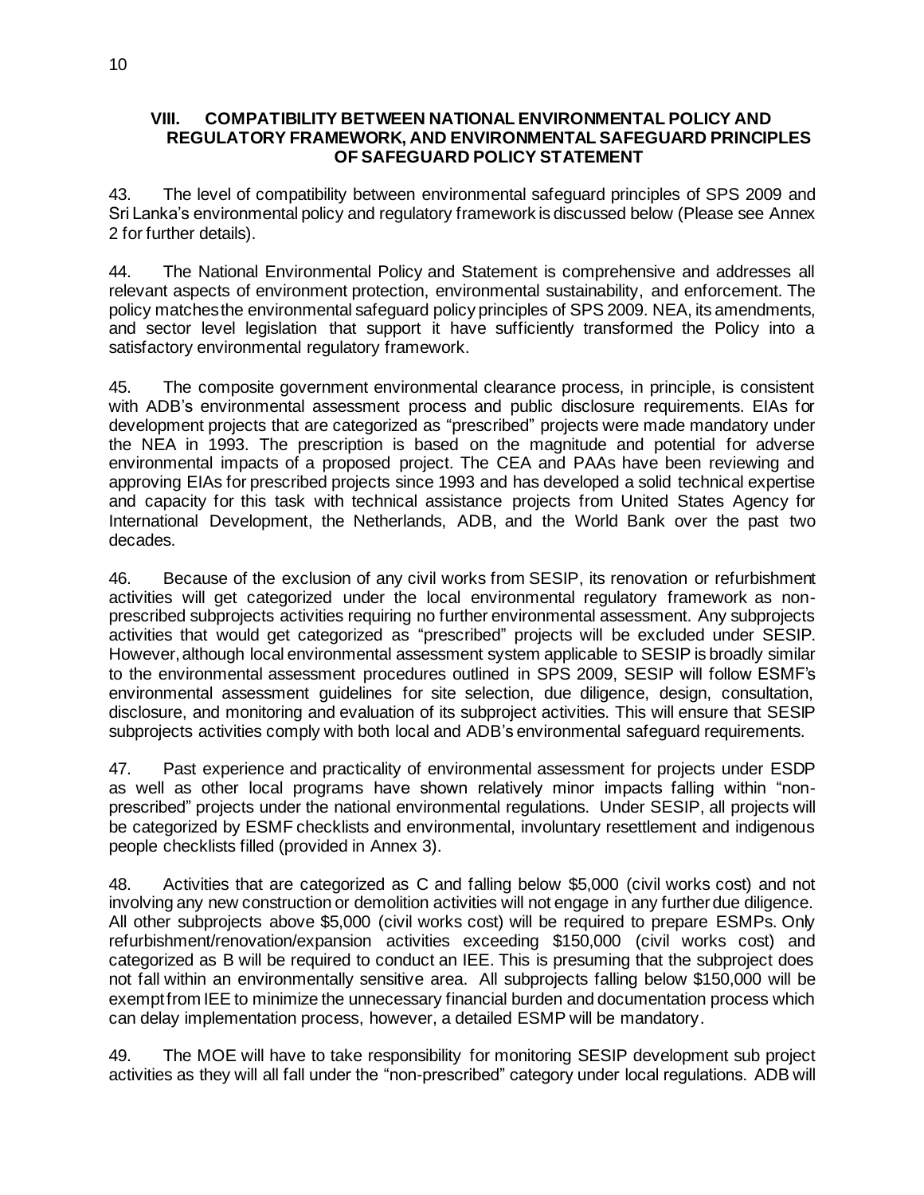## VIII. COMPATIBILITY BETWEEN NATIONAL ENVIRONMENTAL POLICY AND REGULATORY FRAMEWORK, AND ENVIRONMENTAL SAFEGUARD PRINCIPLES OF SAFEGUARD POLICY STATEMENT

43. The level of compatibility between environmental safeguard principles of SPS 2009 and Sri Lanka's environmental policy and regulatory framework is discussed below (Please see Annex 2 for further details).

44. The National Environmental Policy and Statement is comprehensive and addresses all relevant aspects of environment protection, environmental sustainability, and enforcement. The policy matches the environmental safeguard policy principles of SPS 2009. NEA, its amendments, and sector level legislation that support it have sufficiently transformed the Policy into a satisfactory environmental regulatory framework.

45. The composite government environmental clearance process, in principle, is consistent with ADB's environmental assessment process and public disclosure requirements. EIAs for development projects that are categorized as "prescribed" projects were made mandatory under the NEA in 1993. The prescription is based on the magnitude and potential for adverse environmental impacts of a proposed project. The CEA and PAAs have been reviewing and approving EIAs for prescribed projects since 1993 and has developed a solid technical expertise and capacity for this task with technical assistance projects from United States Agency for International Development, the Netherlands, ADB, and the World Bank over the past two decades.

46. Because of the exclusion of any civil works from SESIP, its renovation or refurbishment activities will get categorized under the local environmental regulatory framework as non-prescribed subprojects activities requiring no further environmental assessment. Any subprojects activities that would get categorized as "prescribed" projects will be excluded under SESIP. However, although local environmental assessment system applicable to SESIP is broadly similar to the environmental assessment procedures outlined in SPS 2009, SESIP will follow ESMF's environmental assessment guidelines for site selection, due diligence, design, consultation, disclosure, and monitoring and evaluation of its subproject activities. This will ensure that SESIP subprojects activities comply with both local and ADB's environmental safeguard requirements.

47. Past experience and practicality of environmental assessment for projects under ESDP as well as other local programs have shown relatively minor impacts falling within "non-prescribed" projects under the national environmental regulations. Under SESIP, all projects will be categorized by ESMF checklists and environmental, involuntary resettlement and indigenous people checklists filled (provided in Annex 3).

48. Activities that are categorized as C and falling below $5,000 (civil works cost) and not involving any new construction or demolition activities will not engage in any further due diligence. All other subprojects above $5,000 (civil works cost) will be required to prepare ESMPs. Only refurbishment/renovation/expansion activities exceeding $150,000 (civil works cost) and categorized as B will be required to conduct an IEE. This is presuming that the subproject does not fall within an environmentally sensitive area. All subprojects falling below $150,000 will be exempt from IEE to minimize the unnecessary financial burden and documentation process which can delay implementation process, however, a detailed ESMP will be mandatory.

49. The MOE will have to take responsibility for monitoring SESIP development sub project activities as they will all fall under the "non-prescribed" category under local regulations. ADB will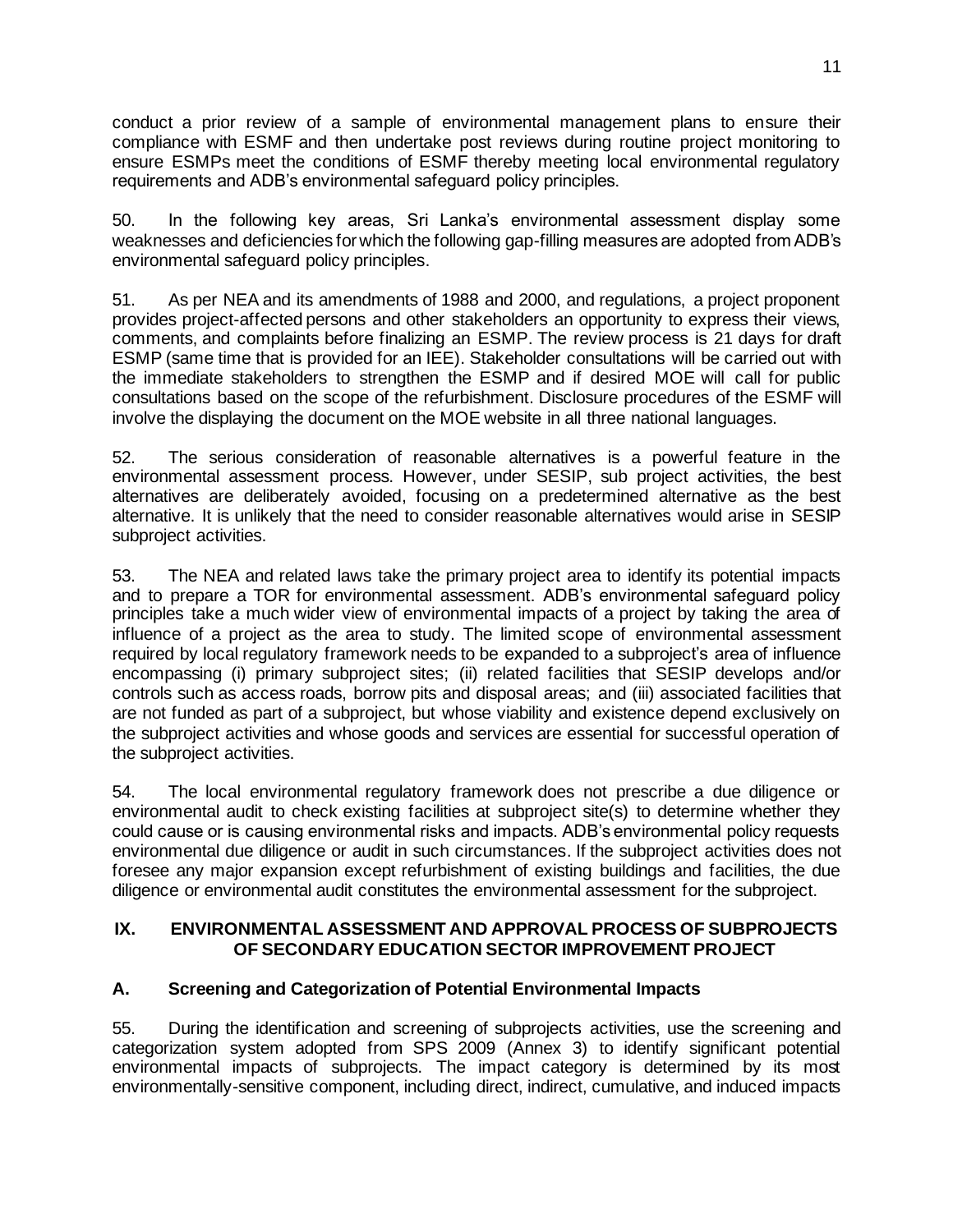conduct a prior review of a sample of environmental management plans to ensure their compliance with ESMF and then undertake post reviews during routine project monitoring to ensure ESMPs meet the conditions of ESMF thereby meeting local environmental regulatory requirements and ADB's environmental safeguard policy principles.

50. In the following key areas, Sri Lanka's environmental assessment display some weaknesses and deficiencies for which the following gap-filling measures are adopted from ADB's environmental safeguard policy principles.

51. As per NEA and its amendments of 1988 and 2000, and regulations, a project proponent provides project-affected persons and other stakeholders an opportunity to express their views, comments, and complaints before finalizing an ESMP. The review process is 21 days for draft ESMP (same time that is provided for an IEE). Stakeholder consultations will be carried out with the immediate stakeholders to strengthen the ESMP and if desired MOE will call for public consultations based on the scope of the refurbishment. Disclosure procedures of the ESMF will involve the displaying the document on the MOE website in all three national languages.

52. The serious consideration of reasonable alternatives is a powerful feature in the environmental assessment process. However, under SESIP, sub project activities, the best alternatives are deliberately avoided, focusing on a predetermined alternative as the best alternative. It is unlikely that the need to consider reasonable alternatives would arise in SESIP subproject activities.

53. The NEA and related laws take the primary project area to identify its potential impacts and to prepare a TOR for environmental assessment. ADB's environmental safeguard policy principles take a much wider view of environmental impacts of a project by taking the area of influence of a project as the area to study. The limited scope of environmental assessment required by local regulatory framework needs to be expanded to a subproject's area of influence encompassing (i) primary subproject sites; (ii) related facilities that SESIP develops and/or controls such as access roads, borrow pits and disposal areas; and (iii) associated facilities that are not funded as part of a subproject, but whose viability and existence depend exclusively on the subproject activities and whose goods and services are essential for successful operation of the subproject activities.

54. The local environmental regulatory framework does not prescribe a due diligence or environmental audit to check existing facilities at subproject site(s) to determine whether they could cause or is causing environmental risks and impacts. ADB's environmental policy requests environmental due diligence or audit in such circumstances. If the subproject activities does not foresee any major expansion except refurbishment of existing buildings and facilities, the due diligence or environmental audit constitutes the environmental assessment for the subproject.

## IX. ENVIRONMENTAL ASSESSMENT AND APPROVAL PROCESS OF SUBPROJECTS OF SECONDARY EDUCATION SECTOR IMPROVEMENT PROJECT

### A. Screening and Categorization of Potential Environmental Impacts

55. During the identification and screening of subprojects activities, use the screening and categorization system adopted from SPS 2009 (Annex 3) to identify significant potential environmental impacts of subprojects. The impact category is determined by its most environmentally-sensitive component, including direct, indirect, cumulative, and induced impacts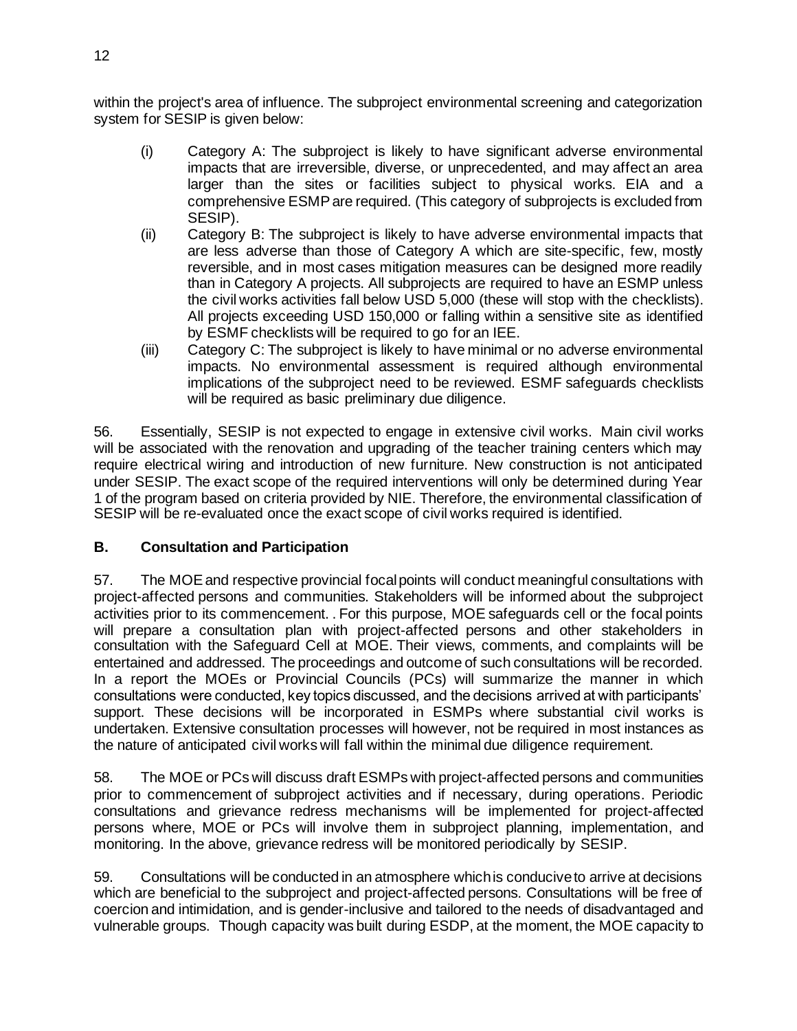within the project's area of influence. The subproject environmental screening and categorization system for SESIP is given below:

(i) Category A: The subproject is likely to have significant adverse environmental impacts that are irreversible, diverse, or unprecedented, and may affect an area larger than the sites or facilities subject to physical works. EIA and a comprehensive ESMP are required. (This category of subprojects is excluded from SESIP).

(ii) Category B: The subproject is likely to have adverse environmental impacts that are less adverse than those of Category A which are site-specific, few, mostly reversible, and in most cases mitigation measures can be designed more readily than in Category A projects. All subprojects are required to have an ESMP unless the civil works activities fall below USD 5,000 (these will stop with the checklists). All projects exceeding USD 150,000 or falling within a sensitive site as identified by ESMF checklists will be required to go for an IEE.

(iii) Category C: The subproject is likely to have minimal or no adverse environmental impacts. No environmental assessment is required although environmental implications of the subproject need to be reviewed. ESMF safeguards checklists will be required as basic preliminary due diligence.

56. Essentially, SESIP is not expected to engage in extensive civil works. Main civil works will be associated with the renovation and upgrading of the teacher training centers which may require electrical wiring and introduction of new furniture. New construction is not anticipated under SESIP. The exact scope of the required interventions will only be determined during Year 1 of the program based on criteria provided by NIE. Therefore, the environmental classification of SESIP will be re-evaluated once the exact scope of civil works required is identified.

## B. Consultation and Participation

57. The MOE and respective provincial focal points will conduct meaningful consultations with project-affected persons and communities. Stakeholders will be informed about the subproject activities prior to its commencement. . For this purpose, MOE safeguards cell or the focal points will prepare a consultation plan with project-affected persons and other stakeholders in consultation with the Safeguard Cell at MOE. Their views, comments, and complaints will be entertained and addressed. The proceedings and outcome of such consultations will be recorded. In a report the MOEs or Provincial Councils (PCs) will summarize the manner in which consultations were conducted, key topics discussed, and the decisions arrived at with participants' support. These decisions will be incorporated in ESMPs where substantial civil works is undertaken. Extensive consultation processes will however, not be required in most instances as the nature of anticipated civil works will fall within the minimal due diligence requirement.

58. The MOE or PCs will discuss draft ESMPs with project-affected persons and communities prior to commencement of subproject activities and if necessary, during operations. Periodic consultations and grievance redress mechanisms will be implemented for project-affected persons where, MOE or PCs will involve them in subproject planning, implementation, and monitoring. In the above, grievance redress will be monitored periodically by SESIP.

59. Consultations will be conducted in an atmosphere which is conducive to arrive at decisions which are beneficial to the subproject and project-affected persons. Consultations will be free of coercion and intimidation, and is gender-inclusive and tailored to the needs of disadvantaged and vulnerable groups. Though capacity was built during ESDP, at the moment, the MOE capacity to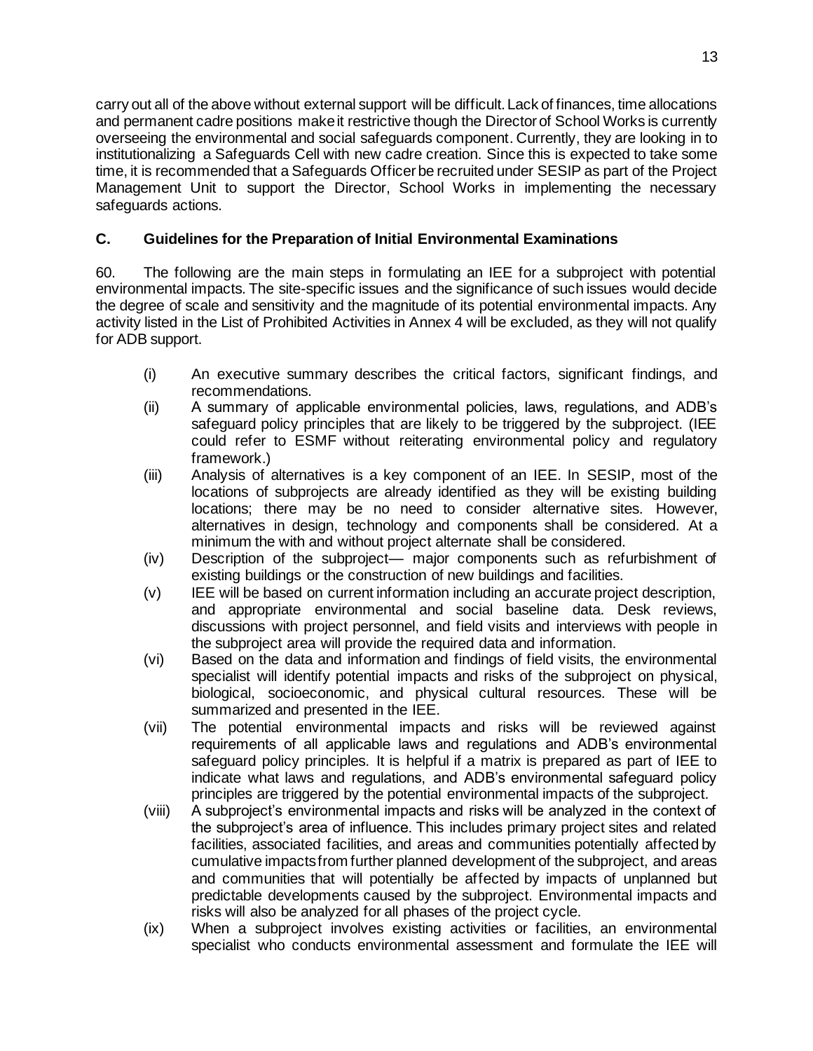carry out all of the above without external support will be difficult. Lack of finances, time allocations and permanent cadre positions make it restrictive though the Director of School Works is currently overseeing the environmental and social safeguards component. Currently, they are looking in to institutionalizing a Safeguards Cell with new cadre creation. Since this is expected to take some time, it is recommended that a Safeguards Officer be recruited under SESIP as part of the Project Management Unit to support the Director, School Works in implementing the necessary safeguards actions.

### C. Guidelines for the Preparation of Initial Environmental Examinations

60. The following are the main steps in formulating an IEE for a subproject with potential environmental impacts. The site-specific issues and the significance of such issues would decide the degree of scale and sensitivity and the magnitude of its potential environmental impacts. Any activity listed in the List of Prohibited Activities in Annex 4 will be excluded, as they will not qualify for ADB support.

(i) An executive summary describes the critical factors, significant findings, and recommendations.

(ii) A summary of applicable environmental policies, laws, regulations, and ADB's safeguard policy principles that are likely to be triggered by the subproject. (IEE could refer to ESMF without reiterating environmental policy and regulatory framework.)

(iii) Analysis of alternatives is a key component of an IEE. In SESIP, most of the locations of subprojects are already identified as they will be existing building locations; there may be no need to consider alternative sites. However, alternatives in design, technology and components shall be considered. At a minimum the with and without project alternate shall be considered.

(iv) Description of the subproject— major components such as refurbishment of existing buildings or the construction of new buildings and facilities.

(v) IEE will be based on current information including an accurate project description, and appropriate environmental and social baseline data. Desk reviews, discussions with project personnel, and field visits and interviews with people in the subproject area will provide the required data and information.

(vi) Based on the data and information and findings of field visits, the environmental specialist will identify potential impacts and risks of the subproject on physical, biological, socioeconomic, and physical cultural resources. These will be summarized and presented in the IEE.

(vii) The potential environmental impacts and risks will be reviewed against requirements of all applicable laws and regulations and ADB's environmental safeguard policy principles. It is helpful if a matrix is prepared as part of IEE to indicate what laws and regulations, and ADB's environmental safeguard policy principles are triggered by the potential environmental impacts of the subproject.

(viii) A subproject's environmental impacts and risks will be analyzed in the context of the subproject's area of influence. This includes primary project sites and related facilities, associated facilities, and areas and communities potentially affected by cumulative impacts from further planned development of the subproject, and areas and communities that will potentially be affected by impacts of unplanned but predictable developments caused by the subproject. Environmental impacts and risks will also be analyzed for all phases of the project cycle.

(ix) When a subproject involves existing activities or facilities, an environmental specialist who conducts environmental assessment and formulate the IEE will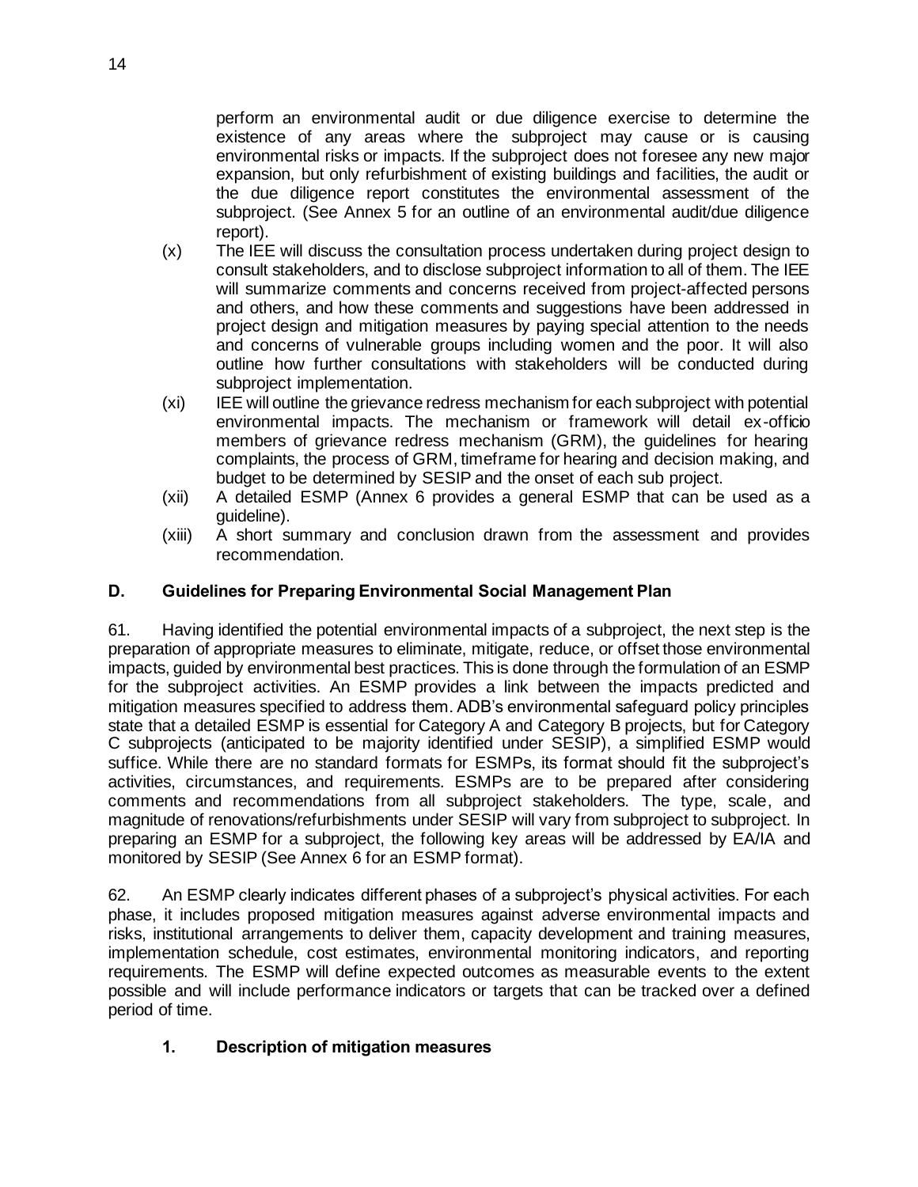perform an environmental audit or due diligence exercise to determine the existence of any areas where the subproject may cause or is causing environmental risks or impacts. If the subproject does not foresee any new major expansion, but only refurbishment of existing buildings and facilities, the audit or the due diligence report constitutes the environmental assessment of the subproject. (See Annex 5 for an outline of an environmental audit/due diligence report).

(x) The IEE will discuss the consultation process undertaken during project design to consult stakeholders, and to disclose subproject information to all of them. The IEE will summarize comments and concerns received from project-affected persons and others, and how these comments and suggestions have been addressed in project design and mitigation measures by paying special attention to the needs and concerns of vulnerable groups including women and the poor. It will also outline how further consultations with stakeholders will be conducted during subproject implementation.

(xi) IEE will outline the grievance redress mechanism for each subproject with potential environmental impacts. The mechanism or framework will detail ex-officio members of grievance redress mechanism (GRM), the guidelines for hearing complaints, the process of GRM, timeframe for hearing and decision making, and budget to be determined by SESIP and the onset of each sub project.

(xii) A detailed ESMP (Annex 6 provides a general ESMP that can be used as a guideline).

(xiii) A short summary and conclusion drawn from the assessment and provides recommendation.

## D. Guidelines for Preparing Environmental Social Management Plan

61. Having identified the potential environmental impacts of a subproject, the next step is the preparation of appropriate measures to eliminate, mitigate, reduce, or offset those environmental impacts, guided by environmental best practices. This is done through the formulation of an ESMP for the subproject activities. An ESMP provides a link between the impacts predicted and mitigation measures specified to address them. ADB's environmental safeguard policy principles state that a detailed ESMP is essential for Category A and Category B projects, but for Category C subprojects (anticipated to be majority identified under SESIP), a simplified ESMP would suffice. While there are no standard formats for ESMPs, its format should fit the subproject's activities, circumstances, and requirements. ESMPs are to be prepared after considering comments and recommendations from all subproject stakeholders. The type, scale, and magnitude of renovations/refurbishments under SESIP will vary from subproject to subproject. In preparing an ESMP for a subproject, the following key areas will be addressed by EA/IA and monitored by SESIP (See Annex 6 for an ESMP format).

62. An ESMP clearly indicates different phases of a subproject's physical activities. For each phase, it includes proposed mitigation measures against adverse environmental impacts and risks, institutional arrangements to deliver them, capacity development and training measures, implementation schedule, cost estimates, environmental monitoring indicators, and reporting requirements. The ESMP will define expected outcomes as measurable events to the extent possible and will include performance indicators or targets that can be tracked over a defined period of time.

### 1. Description of mitigation measures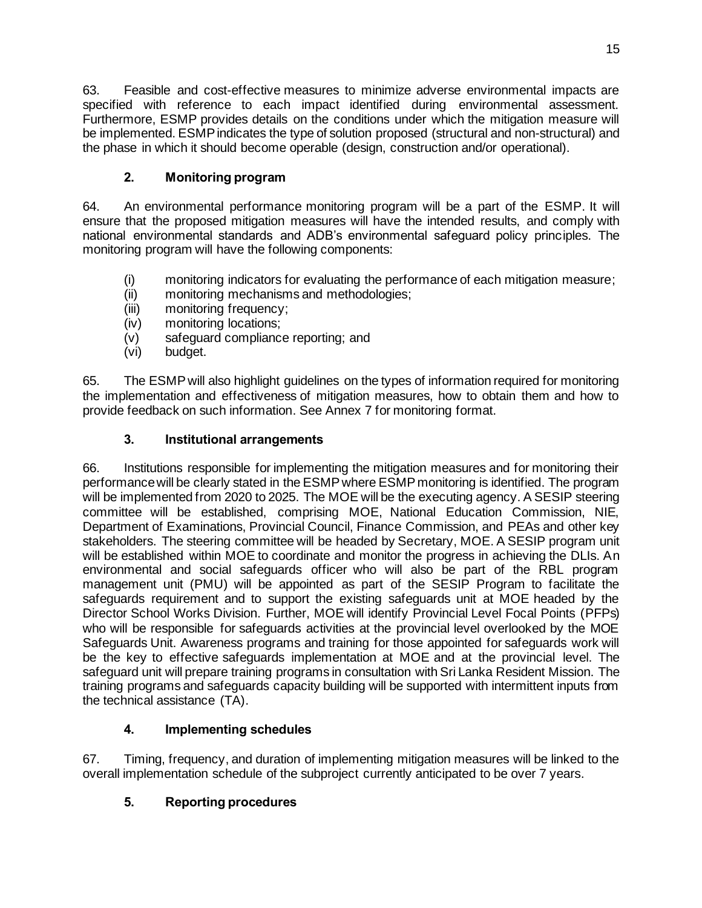63. Feasible and cost-effective measures to minimize adverse environmental impacts are specified with reference to each impact identified during environmental assessment. Furthermore, ESMP provides details on the conditions under which the mitigation measure will be implemented. ESMP indicates the type of solution proposed (structural and non-structural) and the phase in which it should become operable (design, construction and/or operational).

### 2. Monitoring program

64. An environmental performance monitoring program will be a part of the ESMP. It will ensure that the proposed mitigation measures will have the intended results, and comply with national environmental standards and ADB's environmental safeguard policy principles. The monitoring program will have the following components:

(i) monitoring indicators for evaluating the performance of each mitigation measure;
(ii) monitoring mechanisms and methodologies;
(iii) monitoring frequency;
(iv) monitoring locations;
(v) safeguard compliance reporting; and
(vi) budget.

65. The ESMP will also highlight guidelines on the types of information required for monitoring the implementation and effectiveness of mitigation measures, how to obtain them and how to provide feedback on such information. See Annex 7 for monitoring format.

### 3. Institutional arrangements

66. Institutions responsible for implementing the mitigation measures and for monitoring their performance will be clearly stated in the ESMP where ESMP monitoring is identified. The program will be implemented from 2020 to 2025. The MOE will be the executing agency. A SESIP steering committee will be established, comprising MOE, National Education Commission, NIE, Department of Examinations, Provincial Council, Finance Commission, and PEAs and other key stakeholders. The steering committee will be headed by Secretary, MOE. A SESIP program unit will be established within MOE to coordinate and monitor the progress in achieving the DLIs. An environmental and social safeguards officer who will also be part of the RBL program management unit (PMU) will be appointed as part of the SESIP Program to facilitate the safeguards requirement and to support the existing safeguards unit at MOE headed by the Director School Works Division. Further, MOE will identify Provincial Level Focal Points (PFPs) who will be responsible for safeguards activities at the provincial level overlooked by the MOE Safeguards Unit. Awareness programs and training for those appointed for safeguards work will be the key to effective safeguards implementation at MOE and at the provincial level. The safeguard unit will prepare training programs in consultation with Sri Lanka Resident Mission. The training programs and safeguards capacity building will be supported with intermittent inputs from the technical assistance (TA).

### 4. Implementing schedules

67. Timing, frequency, and duration of implementing mitigation measures will be linked to the overall implementation schedule of the subproject currently anticipated to be over 7 years.

### 5. Reporting procedures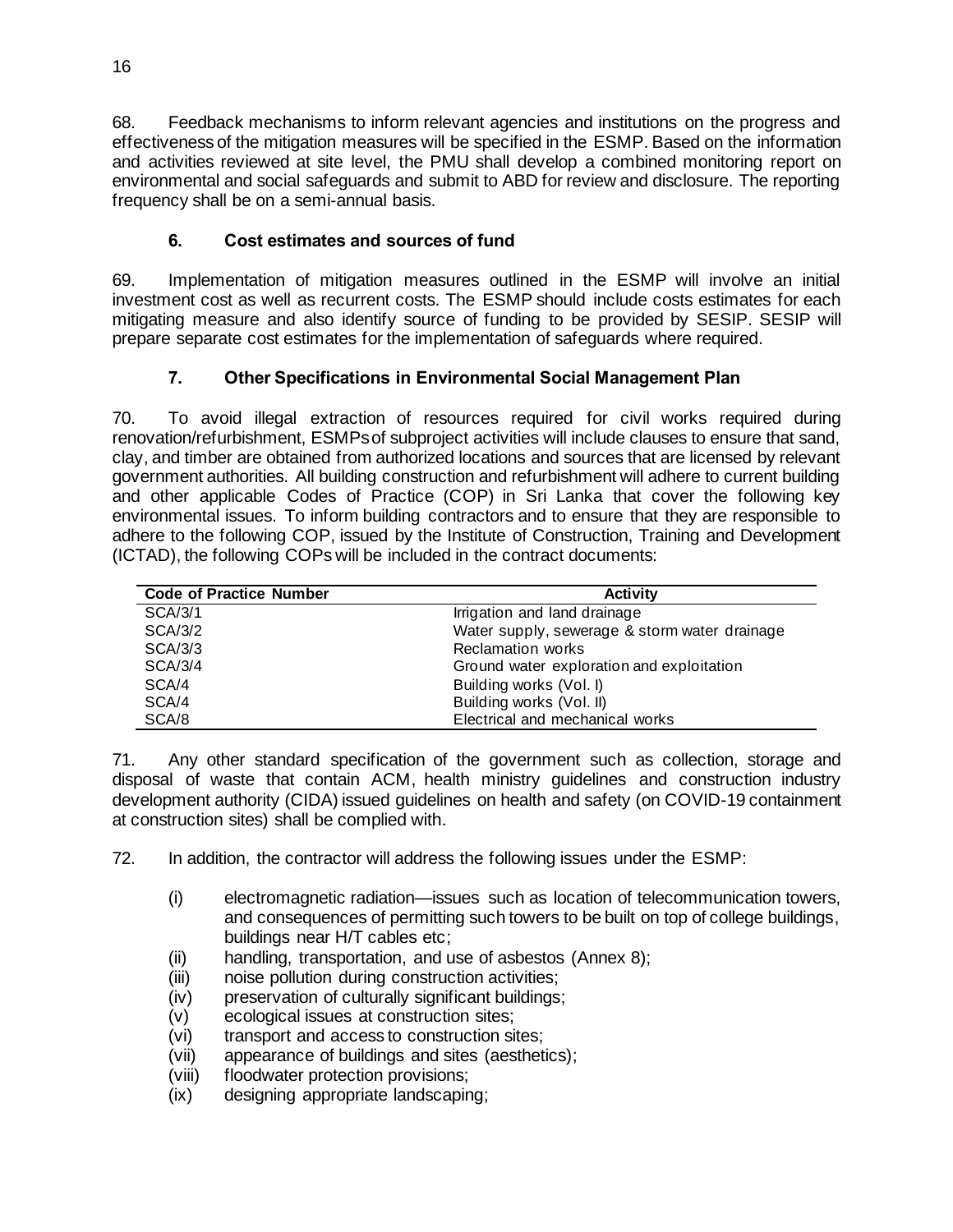68. Feedback mechanisms to inform relevant agencies and institutions on the progress and effectiveness of the mitigation measures will be specified in the ESMP. Based on the information and activities reviewed at site level, the PMU shall develop a combined monitoring report on environmental and social safeguards and submit to ABD for review and disclosure. The reporting frequency shall be on a semi-annual basis.

### 6. Cost estimates and sources of fund

69. Implementation of mitigation measures outlined in the ESMP will involve an initial investment cost as well as recurrent costs. The ESMP should include costs estimates for each mitigating measure and also identify source of funding to be provided by SESIP. SESIP will prepare separate cost estimates for the implementation of safeguards where required.

### 7. Other Specifications in Environmental Social Management Plan

70. To avoid illegal extraction of resources required for civil works required during renovation/refurbishment, ESMPs of subproject activities will include clauses to ensure that sand, clay, and timber are obtained from authorized locations and sources that are licensed by relevant government authorities. All building construction and refurbishment will adhere to current building and other applicable Codes of Practice (COP) in Sri Lanka that cover the following key environmental issues. To inform building contractors and to ensure that they are responsible to adhere to the following COP, issued by the Institute of Construction, Training and Development (ICTAD), the following COPs will be included in the contract documents:

| Code of Practice Number | Activity |
|---|---|
| SCA/3/1 | Irrigation and land drainage |
| SCA/3/2 | Water supply, sewerage & storm water drainage |
| SCA/3/3 | Reclamation works |
| SCA/3/4 | Ground water exploration and exploitation |
| SCA/4 | Building works (Vol. I) |
| SCA/4 | Building works (Vol. II) |
| SCA/8 | Electrical and mechanical works |

71. Any other standard specification of the government such as collection, storage and disposal of waste that contain ACM, health ministry guidelines and construction industry development authority (CIDA) issued guidelines on health and safety (on COVID-19 containment at construction sites) shall be complied with.

72. In addition, the contractor will address the following issues under the ESMP:

- (i) electromagnetic radiation—issues such as location of telecommunication towers, and consequences of permitting such towers to be built on top of college buildings, buildings near H/T cables etc;
- (ii) handling, transportation, and use of asbestos (Annex 8);
- (iii) noise pollution during construction activities;
- (iv) preservation of culturally significant buildings;
- (v) ecological issues at construction sites;
- (vi) transport and access to construction sites;
- (vii) appearance of buildings and sites (aesthetics);
- (viii) floodwater protection provisions;
- (ix) designing appropriate landscaping;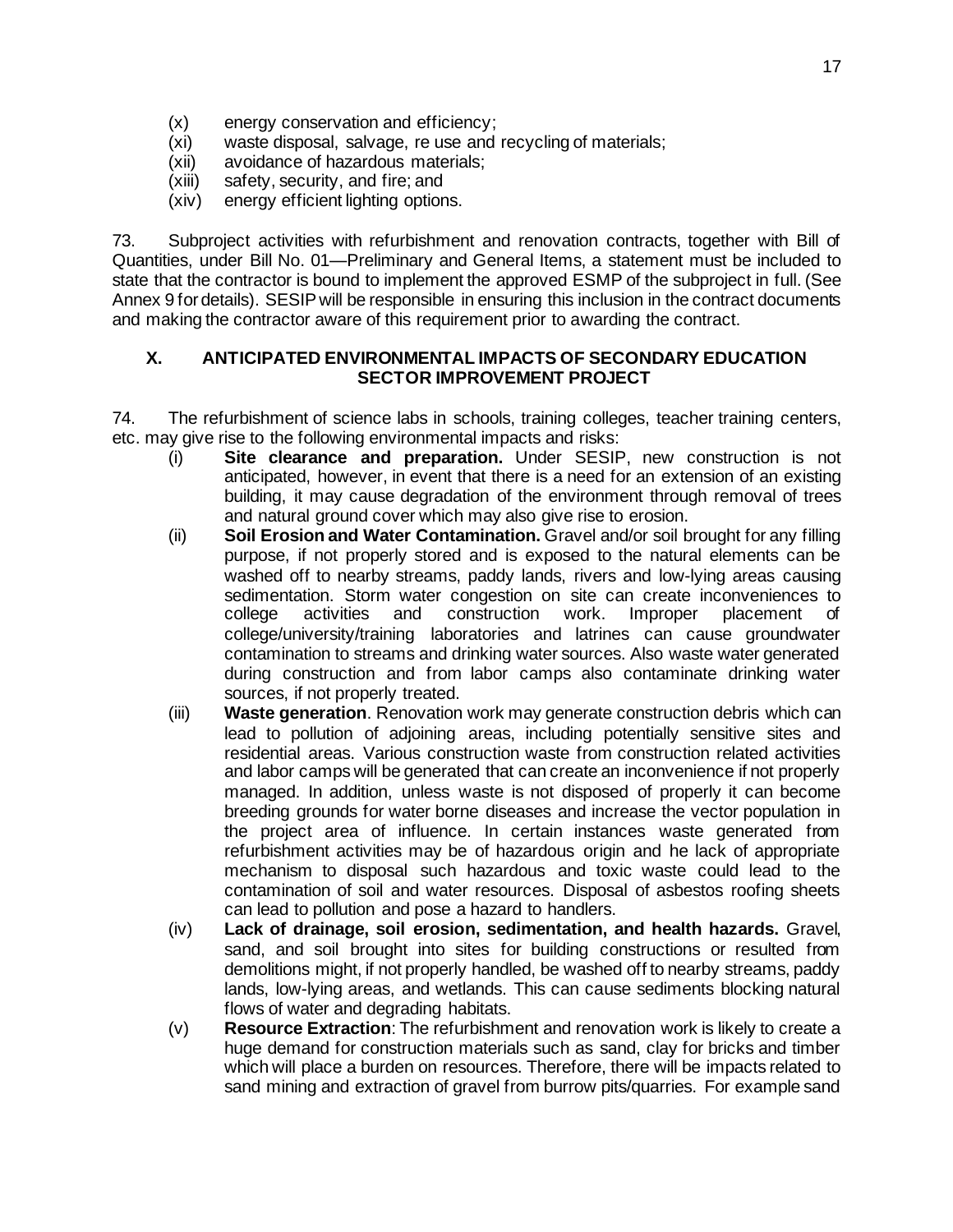(x) energy conservation and efficiency;
(xi) waste disposal, salvage, re use and recycling of materials;
(xii) avoidance of hazardous materials;
(xiii) safety, security, and fire; and
(xiv) energy efficient lighting options.

73. Subproject activities with refurbishment and renovation contracts, together with Bill of Quantities, under Bill No. 01—Preliminary and General Items, a statement must be included to state that the contractor is bound to implement the approved ESMP of the subproject in full. (See Annex 9 for details). SESIP will be responsible in ensuring this inclusion in the contract documents and making the contractor aware of this requirement prior to awarding the contract.

## X. ANTICIPATED ENVIRONMENTAL IMPACTS OF SECONDARY EDUCATION SECTOR IMPROVEMENT PROJECT

74. The refurbishment of science labs in schools, training colleges, teacher training centers, etc. may give rise to the following environmental impacts and risks:

(i) **Site clearance and preparation.** Under SESIP, new construction is not anticipated, however, in event that there is a need for an extension of an existing building, it may cause degradation of the environment through removal of trees and natural ground cover which may also give rise to erosion.

(ii) **Soil Erosion and Water Contamination.** Gravel and/or soil brought for any filling purpose, if not properly stored and is exposed to the natural elements can be washed off to nearby streams, paddy lands, rivers and low-lying areas causing sedimentation. Storm water congestion on site can create inconveniences to college activities and construction work. Improper placement of college/university/training laboratories and latrines can cause groundwater contamination to streams and drinking water sources. Also waste water generated during construction and from labor camps also contaminate drinking water sources, if not properly treated.

(iii) **Waste generation**. Renovation work may generate construction debris which can lead to pollution of adjoining areas, including potentially sensitive sites and residential areas. Various construction waste from construction related activities and labor camps will be generated that can create an inconvenience if not properly managed. In addition, unless waste is not disposed of properly it can become breeding grounds for water borne diseases and increase the vector population in the project area of influence. In certain instances waste generated from refurbishment activities may be of hazardous origin and he lack of appropriate mechanism to disposal such hazardous and toxic waste could lead to the contamination of soil and water resources. Disposal of asbestos roofing sheets can lead to pollution and pose a hazard to handlers.

(iv) **Lack of drainage, soil erosion, sedimentation, and health hazards.** Gravel, sand, and soil brought into sites for building constructions or resulted from demolitions might, if not properly handled, be washed off to nearby streams, paddy lands, low-lying areas, and wetlands. This can cause sediments blocking natural flows of water and degrading habitats.

(v) **Resource Extraction**: The refurbishment and renovation work is likely to create a huge demand for construction materials such as sand, clay for bricks and timber which will place a burden on resources. Therefore, there will be impacts related to sand mining and extraction of gravel from burrow pits/quarries. For example sand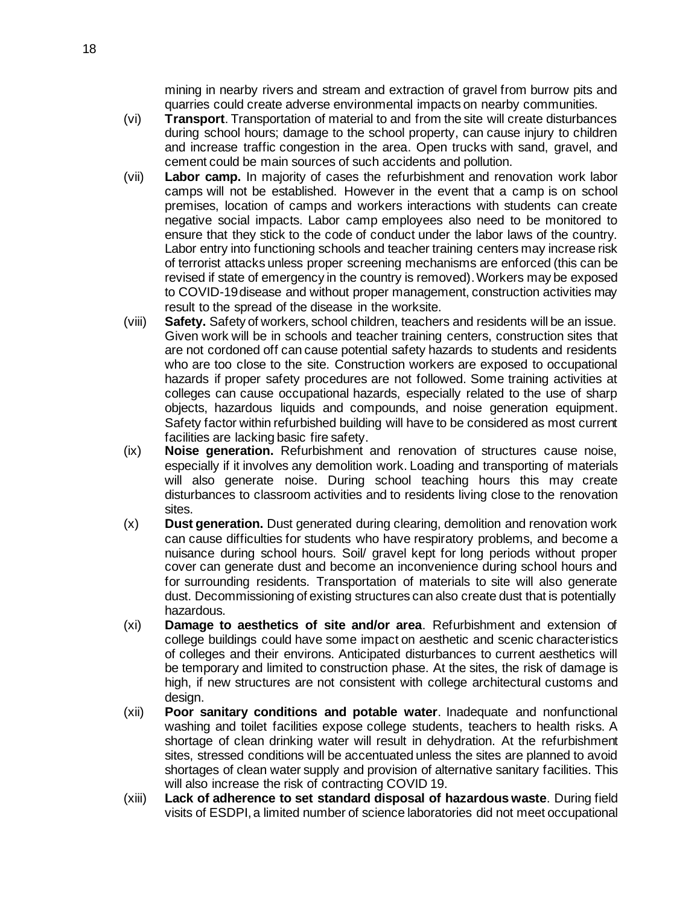mining in nearby rivers and stream and extraction of gravel from burrow pits and quarries could create adverse environmental impacts on nearby communities.

(vi) **Transport**. Transportation of material to and from the site will create disturbances during school hours; damage to the school property, can cause injury to children and increase traffic congestion in the area. Open trucks with sand, gravel, and cement could be main sources of such accidents and pollution.

(vii) **Labor camp.** In majority of cases the refurbishment and renovation work labor camps will not be established. However in the event that a camp is on school premises, location of camps and workers interactions with students can create negative social impacts. Labor camp employees also need to be monitored to ensure that they stick to the code of conduct under the labor laws of the country. Labor entry into functioning schools and teacher training centers may increase risk of terrorist attacks unless proper screening mechanisms are enforced (this can be revised if state of emergency in the country is removed). Workers may be exposed to COVID-19 disease and without proper management, construction activities may result to the spread of the disease in the worksite.

(viii) **Safety.** Safety of workers, school children, teachers and residents will be an issue. Given work will be in schools and teacher training centers, construction sites that are not cordoned off can cause potential safety hazards to students and residents who are too close to the site. Construction workers are exposed to occupational hazards if proper safety procedures are not followed. Some training activities at colleges can cause occupational hazards, especially related to the use of sharp objects, hazardous liquids and compounds, and noise generation equipment. Safety factor within refurbished building will have to be considered as most current facilities are lacking basic fire safety.

(ix) **Noise generation.** Refurbishment and renovation of structures cause noise, especially if it involves any demolition work. Loading and transporting of materials will also generate noise. During school teaching hours this may create disturbances to classroom activities and to residents living close to the renovation sites.

(x) **Dust generation.** Dust generated during clearing, demolition and renovation work can cause difficulties for students who have respiratory problems, and become a nuisance during school hours. Soil/ gravel kept for long periods without proper cover can generate dust and become an inconvenience during school hours and for surrounding residents. Transportation of materials to site will also generate dust. Decommissioning of existing structures can also create dust that is potentially hazardous.

(xi) **Damage to aesthetics of site and/or area**. Refurbishment and extension of college buildings could have some impact on aesthetic and scenic characteristics of colleges and their environs. Anticipated disturbances to current aesthetics will be temporary and limited to construction phase. At the sites, the risk of damage is high, if new structures are not consistent with college architectural customs and design.

(xii) **Poor sanitary conditions and potable water**. Inadequate and nonfunctional washing and toilet facilities expose college students, teachers to health risks. A shortage of clean drinking water will result in dehydration. At the refurbishment sites, stressed conditions will be accentuated unless the sites are planned to avoid shortages of clean water supply and provision of alternative sanitary facilities. This will also increase the risk of contracting COVID 19.

(xiii) **Lack of adherence to set standard disposal of hazardous waste**. During field visits of ESDPI, a limited number of science laboratories did not meet occupational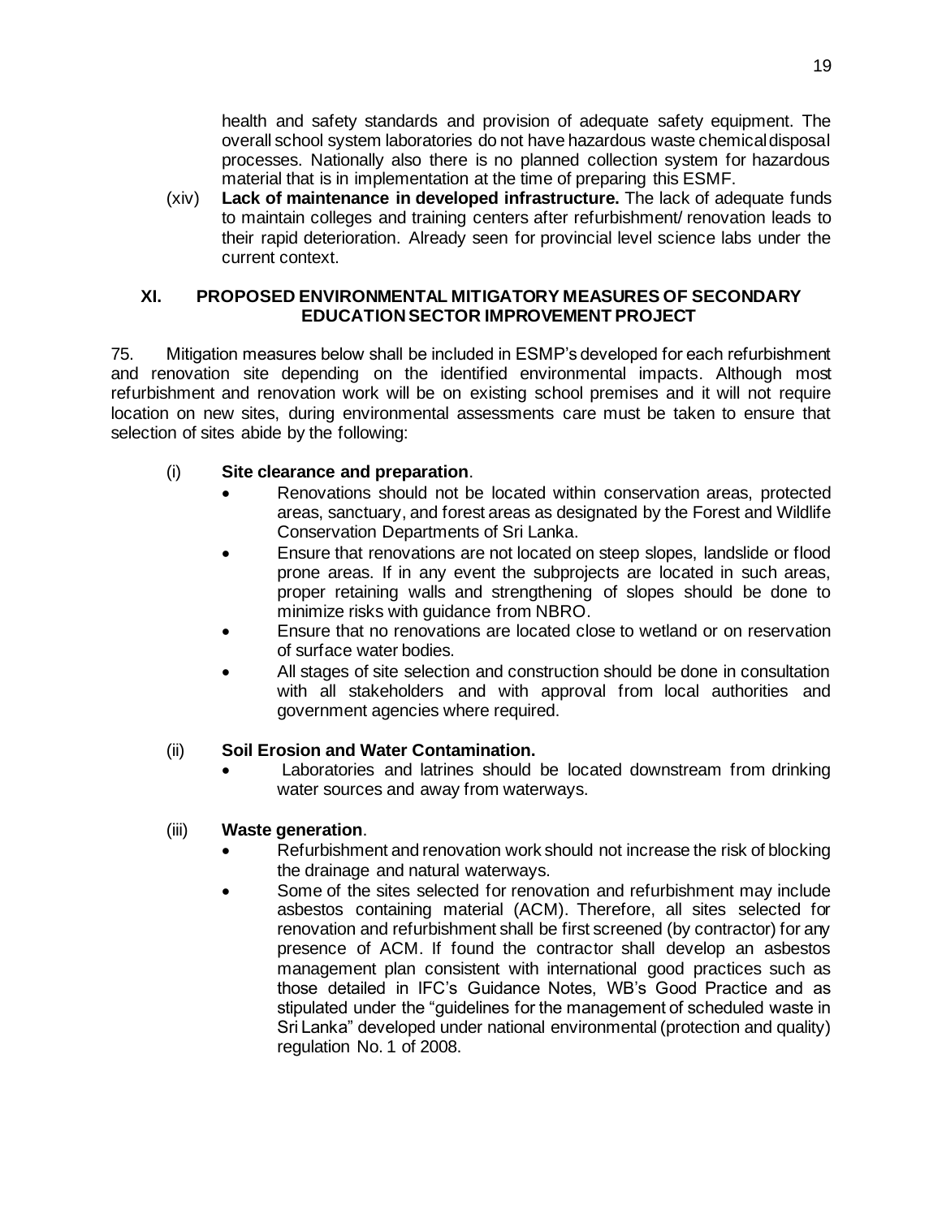health and safety standards and provision of adequate safety equipment. The overall school system laboratories do not have hazardous waste chemical disposal processes. Nationally also there is no planned collection system for hazardous material that is in implementation at the time of preparing this ESMF.

(xiv) **Lack of maintenance in developed infrastructure.** The lack of adequate funds to maintain colleges and training centers after refurbishment/ renovation leads to their rapid deterioration. Already seen for provincial level science labs under the current context.

## XI. PROPOSED ENVIRONMENTAL MITIGATORY MEASURES OF SECONDARY EDUCATION SECTOR IMPROVEMENT PROJECT

75. Mitigation measures below shall be included in ESMP's developed for each refurbishment and renovation site depending on the identified environmental impacts. Although most refurbishment and renovation work will be on existing school premises and it will not require location on new sites, during environmental assessments care must be taken to ensure that selection of sites abide by the following:

(i) **Site clearance and preparation**.

- Renovations should not be located within conservation areas, protected areas, sanctuary, and forest areas as designated by the Forest and Wildlife Conservation Departments of Sri Lanka.
- Ensure that renovations are not located on steep slopes, landslide or flood prone areas. If in any event the subprojects are located in such areas, proper retaining walls and strengthening of slopes should be done to minimize risks with guidance from NBRO.
- Ensure that no renovations are located close to wetland or on reservation of surface water bodies.
- All stages of site selection and construction should be done in consultation with all stakeholders and with approval from local authorities and government agencies where required.

(ii) **Soil Erosion and Water Contamination.**

- Laboratories and latrines should be located downstream from drinking water sources and away from waterways.

(iii) **Waste generation**.

- Refurbishment and renovation work should not increase the risk of blocking the drainage and natural waterways.
- Some of the sites selected for renovation and refurbishment may include asbestos containing material (ACM). Therefore, all sites selected for renovation and refurbishment shall be first screened (by contractor) for any presence of ACM. If found the contractor shall develop an asbestos management plan consistent with international good practices such as those detailed in IFC's Guidance Notes, WB's Good Practice and as stipulated under the "guidelines for the management of scheduled waste in Sri Lanka" developed under national environmental (protection and quality) regulation No. 1 of 2008.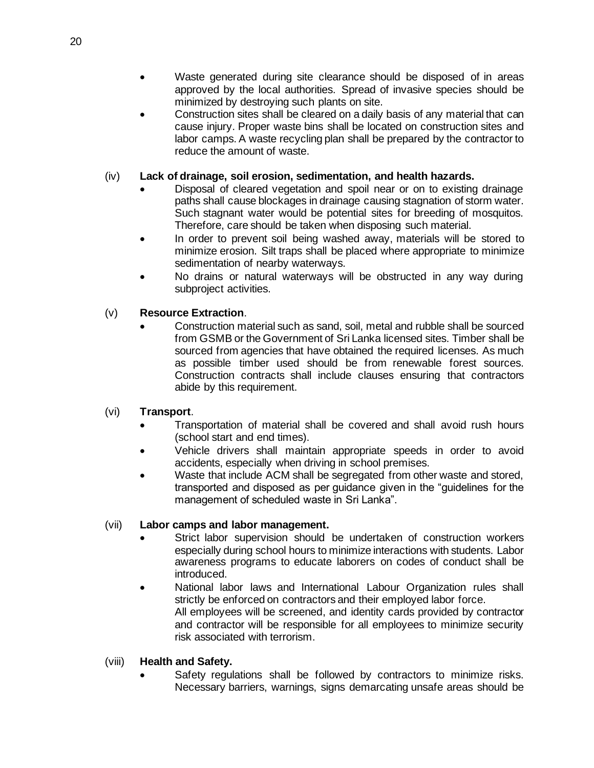- Waste generated during site clearance should be disposed of in areas approved by the local authorities. Spread of invasive species should be minimized by destroying such plants on site.
- Construction sites shall be cleared on a daily basis of any material that can cause injury. Proper waste bins shall be located on construction sites and labor camps. A waste recycling plan shall be prepared by the contractor to reduce the amount of waste.

(iv) **Lack of drainage, soil erosion, sedimentation, and health hazards.**

- Disposal of cleared vegetation and spoil near or on to existing drainage paths shall cause blockages in drainage causing stagnation of storm water. Such stagnant water would be potential sites for breeding of mosquitos. Therefore, care should be taken when disposing such material.
- In order to prevent soil being washed away, materials will be stored to minimize erosion. Silt traps shall be placed where appropriate to minimize sedimentation of nearby waterways.
- No drains or natural waterways will be obstructed in any way during subproject activities.

(v) **Resource Extraction**.

- Construction material such as sand, soil, metal and rubble shall be sourced from GSMB or the Government of Sri Lanka licensed sites. Timber shall be sourced from agencies that have obtained the required licenses. As much as possible timber used should be from renewable forest sources. Construction contracts shall include clauses ensuring that contractors abide by this requirement.

(vi) **Transport**.

- Transportation of material shall be covered and shall avoid rush hours (school start and end times).
- Vehicle drivers shall maintain appropriate speeds in order to avoid accidents, especially when driving in school premises.
- Waste that include ACM shall be segregated from other waste and stored, transported and disposed as per guidance given in the "guidelines for the management of scheduled waste in Sri Lanka".

(vii) **Labor camps and labor management.**

- Strict labor supervision should be undertaken of construction workers especially during school hours to minimize interactions with students. Labor awareness programs to educate laborers on codes of conduct shall be introduced.
- National labor laws and International Labour Organization rules shall strictly be enforced on contractors and their employed labor force.
  All employees will be screened, and identity cards provided by contractor and contractor will be responsible for all employees to minimize security risk associated with terrorism.

(viii) **Health and Safety.**

- Safety regulations shall be followed by contractors to minimize risks. Necessary barriers, warnings, signs demarcating unsafe areas should be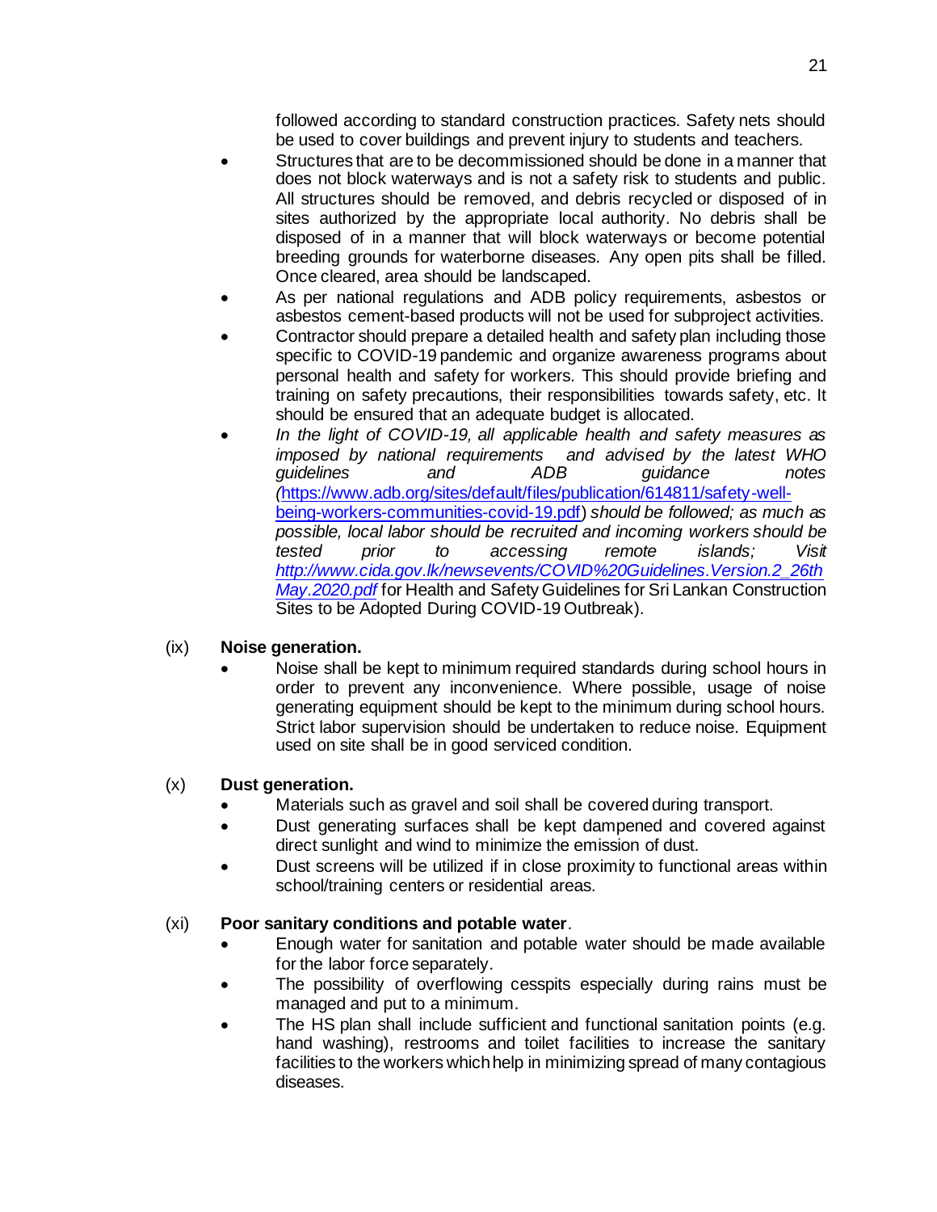followed according to standard construction practices. Safety nets should be used to cover buildings and prevent injury to students and teachers.

- Structures that are to be decommissioned should be done in a manner that does not block waterways and is not a safety risk to students and public. All structures should be removed, and debris recycled or disposed of in sites authorized by the appropriate local authority. No debris shall be disposed of in a manner that will block waterways or become potential breeding grounds for waterborne diseases. Any open pits shall be filled. Once cleared, area should be landscaped.
- As per national regulations and ADB policy requirements, asbestos or asbestos cement-based products will not be used for subproject activities.
- Contractor should prepare a detailed health and safety plan including those specific to COVID-19 pandemic and organize awareness programs about personal health and safety for workers. This should provide briefing and training on safety precautions, their responsibilities towards safety, etc. It should be ensured that an adequate budget is allocated.
- *In the light of COVID-19, all applicable health and safety measures as imposed by national requirements and advised by the latest WHO guidelines and ADB guidance notes (*[https://www.adb.org/sites/default/files/publication/614811/safety-well-being-workers-communities-covid-19.pdf](https://www.adb.org/sites/default/files/publication/614811/safety-well-being-workers-communities-covid-19.pdf)*) should be followed; as much as possible, local labor should be recruited and incoming workers should be tested prior to accessing remote islands; Visit* [*http://www.cida.gov.lk/newsevents/COVID%20Guidelines.Version.2_26th May.2020.pdf*](http://www.cida.gov.lk/newsevents/COVID%20Guidelines.Version.2_26thMay.2020.pdf) for Health and Safety Guidelines for Sri Lankan Construction Sites to be Adopted During COVID-19 Outbreak).

(ix) **Noise generation.**

- Noise shall be kept to minimum required standards during school hours in order to prevent any inconvenience. Where possible, usage of noise generating equipment should be kept to the minimum during school hours. Strict labor supervision should be undertaken to reduce noise. Equipment used on site shall be in good serviced condition.

(x) **Dust generation.**

- Materials such as gravel and soil shall be covered during transport.
- Dust generating surfaces shall be kept dampened and covered against direct sunlight and wind to minimize the emission of dust.
- Dust screens will be utilized if in close proximity to functional areas within school/training centers or residential areas.

(xi) **Poor sanitary conditions and potable water**.

- Enough water for sanitation and potable water should be made available for the labor force separately.
- The possibility of overflowing cesspits especially during rains must be managed and put to a minimum.
- The HS plan shall include sufficient and functional sanitation points (e.g. hand washing), restrooms and toilet facilities to increase the sanitary facilities to the workers which help in minimizing spread of many contagious diseases.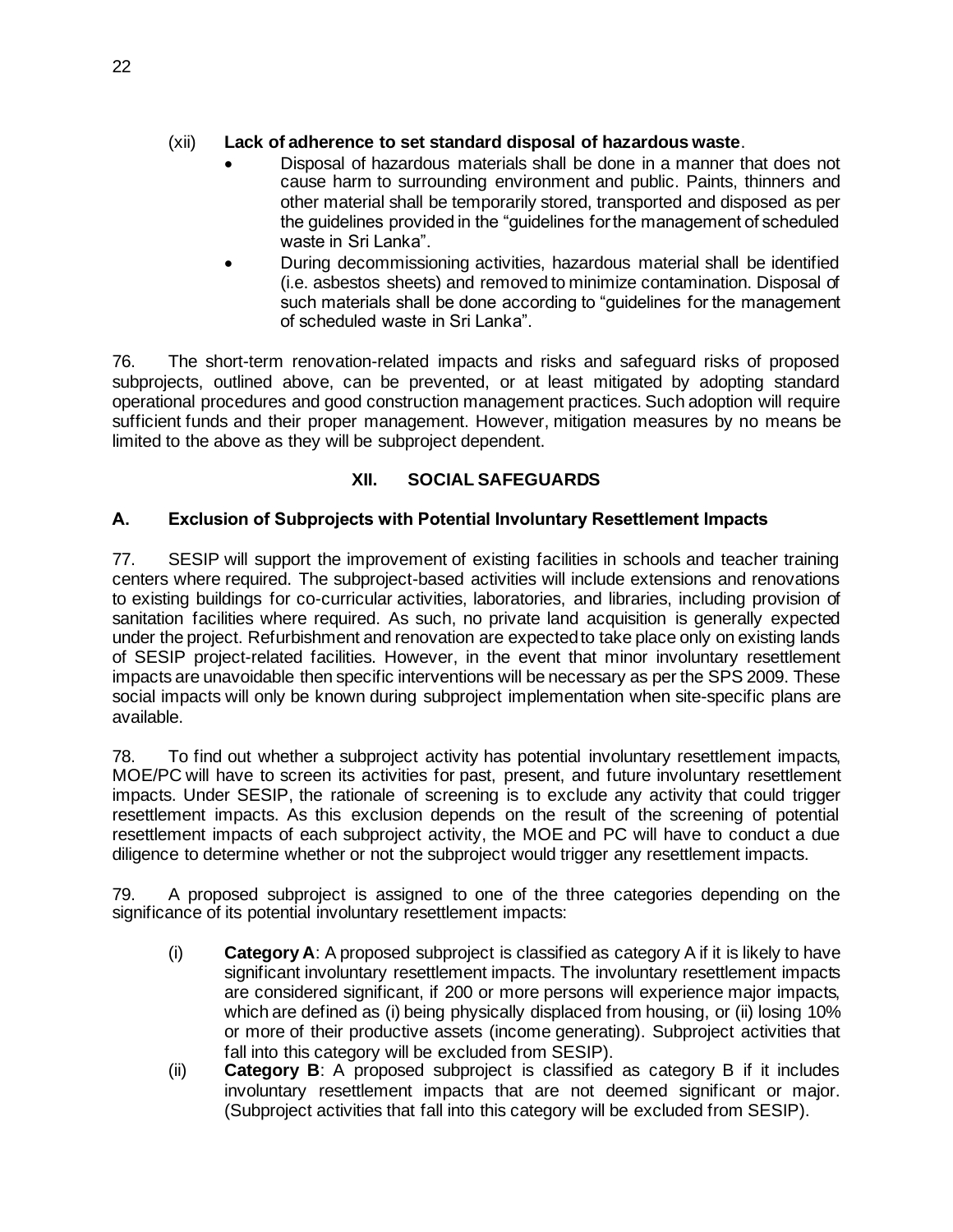(xii) **Lack of adherence to set standard disposal of hazardous waste**.

- Disposal of hazardous materials shall be done in a manner that does not cause harm to surrounding environment and public. Paints, thinners and other material shall be temporarily stored, transported and disposed as per the guidelines provided in the "guidelines for the management of scheduled waste in Sri Lanka".
- During decommissioning activities, hazardous material shall be identified (i.e. asbestos sheets) and removed to minimize contamination. Disposal of such materials shall be done according to "guidelines for the management of scheduled waste in Sri Lanka".

76. The short-term renovation-related impacts and risks and safeguard risks of proposed subprojects, outlined above, can be prevented, or at least mitigated by adopting standard operational procedures and good construction management practices. Such adoption will require sufficient funds and their proper management. However, mitigation measures by no means be limited to the above as they will be subproject dependent.

## XII. SOCIAL SAFEGUARDS

### A. Exclusion of Subprojects with Potential Involuntary Resettlement Impacts

77. SESIP will support the improvement of existing facilities in schools and teacher training centers where required. The subproject-based activities will include extensions and renovations to existing buildings for co-curricular activities, laboratories, and libraries, including provision of sanitation facilities where required. As such, no private land acquisition is generally expected under the project. Refurbishment and renovation are expected to take place only on existing lands of SESIP project-related facilities. However, in the event that minor involuntary resettlement impacts are unavoidable then specific interventions will be necessary as per the SPS 2009. These social impacts will only be known during subproject implementation when site-specific plans are available.

78. To find out whether a subproject activity has potential involuntary resettlement impacts, MOE/PC will have to screen its activities for past, present, and future involuntary resettlement impacts. Under SESIP, the rationale of screening is to exclude any activity that could trigger resettlement impacts. As this exclusion depends on the result of the screening of potential resettlement impacts of each subproject activity, the MOE and PC will have to conduct a due diligence to determine whether or not the subproject would trigger any resettlement impacts.

79. A proposed subproject is assigned to one of the three categories depending on the significance of its potential involuntary resettlement impacts:

(i) **Category A**: A proposed subproject is classified as category A if it is likely to have significant involuntary resettlement impacts. The involuntary resettlement impacts are considered significant, if 200 or more persons will experience major impacts, which are defined as (i) being physically displaced from housing, or (ii) losing 10% or more of their productive assets (income generating). Subproject activities that fall into this category will be excluded from SESIP).

(ii) **Category B**: A proposed subproject is classified as category B if it includes involuntary resettlement impacts that are not deemed significant or major. (Subproject activities that fall into this category will be excluded from SESIP).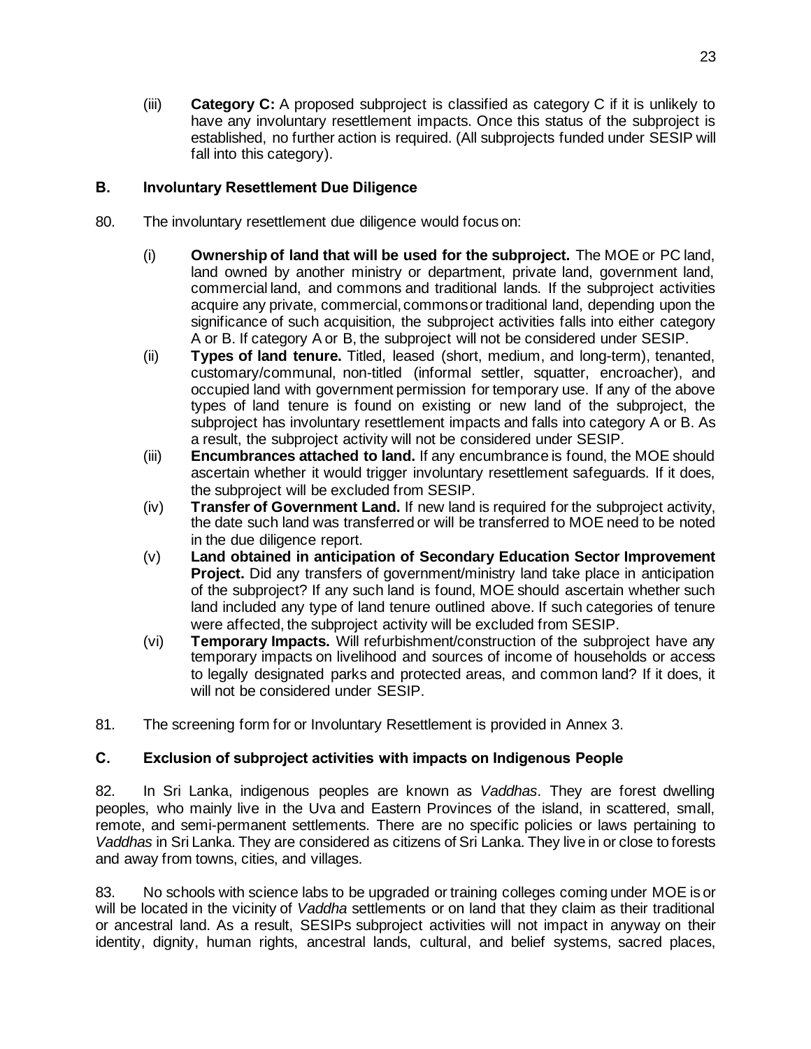(iii) **Category C:** A proposed subproject is classified as category C if it is unlikely to have any involuntary resettlement impacts. Once this status of the subproject is established, no further action is required. (All subprojects funded under SESIP will fall into this category).

## B. Involuntary Resettlement Due Diligence

80. The involuntary resettlement due diligence would focus on:

(i) **Ownership of land that will be used for the subproject.** The MOE or PC land, land owned by another ministry or department, private land, government land, commercial land, and commons and traditional lands. If the subproject activities acquire any private, commercial, commons or traditional land, depending upon the significance of such acquisition, the subproject activities falls into either category A or B. If category A or B, the subproject will not be considered under SESIP.

(ii) **Types of land tenure.** Titled, leased (short, medium, and long-term), tenanted, customary/communal, non-titled (informal settler, squatter, encroacher), and occupied land with government permission for temporary use. If any of the above types of land tenure is found on existing or new land of the subproject, the subproject has involuntary resettlement impacts and falls into category A or B. As a result, the subproject activity will not be considered under SESIP.

(iii) **Encumbrances attached to land.** If any encumbrance is found, the MOE should ascertain whether it would trigger involuntary resettlement safeguards. If it does, the subproject will be excluded from SESIP.

(iv) **Transfer of Government Land.** If new land is required for the subproject activity, the date such land was transferred or will be transferred to MOE need to be noted in the due diligence report.

(v) **Land obtained in anticipation of Secondary Education Sector Improvement Project.** Did any transfers of government/ministry land take place in anticipation of the subproject? If any such land is found, MOE should ascertain whether such land included any type of land tenure outlined above. If such categories of tenure were affected, the subproject activity will be excluded from SESIP.

(vi) **Temporary Impacts.** Will refurbishment/construction of the subproject have any temporary impacts on livelihood and sources of income of households or access to legally designated parks and protected areas, and common land? If it does, it will not be considered under SESIP.

81. The screening form for or Involuntary Resettlement is provided in Annex 3.

## C. Exclusion of subproject activities with impacts on Indigenous People

82. In Sri Lanka, indigenous peoples are known as *Vaddhas*. They are forest dwelling peoples, who mainly live in the Uva and Eastern Provinces of the island, in scattered, small, remote, and semi-permanent settlements. There are no specific policies or laws pertaining to *Vaddhas* in Sri Lanka. They are considered as citizens of Sri Lanka. They live in or close to forests and away from towns, cities, and villages.

83. No schools with science labs to be upgraded or training colleges coming under MOE is or will be located in the vicinity of *Vaddha* settlements or on land that they claim as their traditional or ancestral land. As a result, SESIPs subproject activities will not impact in anyway on their identity, dignity, human rights, ancestral lands, cultural, and belief systems, sacred places,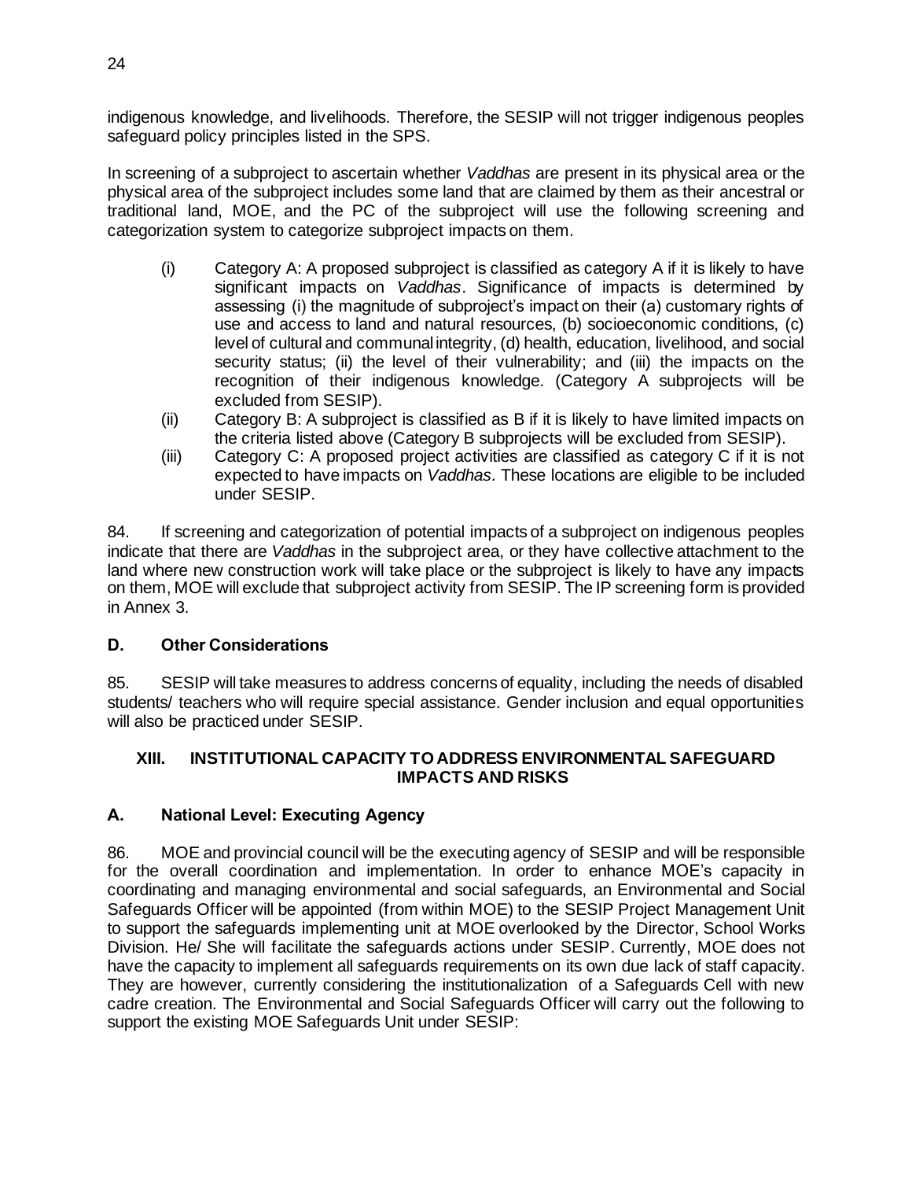indigenous knowledge, and livelihoods. Therefore, the SESIP will not trigger indigenous peoples safeguard policy principles listed in the SPS.

In screening of a subproject to ascertain whether *Vaddhas* are present in its physical area or the physical area of the subproject includes some land that are claimed by them as their ancestral or traditional land, MOE, and the PC of the subproject will use the following screening and categorization system to categorize subproject impacts on them.

(i) Category A: A proposed subproject is classified as category A if it is likely to have significant impacts on *Vaddhas*. Significance of impacts is determined by assessing (i) the magnitude of subproject's impact on their (a) customary rights of use and access to land and natural resources, (b) socioeconomic conditions, (c) level of cultural and communal integrity, (d) health, education, livelihood, and social security status; (ii) the level of their vulnerability; and (iii) the impacts on the recognition of their indigenous knowledge. (Category A subprojects will be excluded from SESIP).

(ii) Category B: A subproject is classified as B if it is likely to have limited impacts on the criteria listed above (Category B subprojects will be excluded from SESIP).

(iii) Category C: A proposed project activities are classified as category C if it is not expected to have impacts on *Vaddhas*. These locations are eligible to be included under SESIP.

84. If screening and categorization of potential impacts of a subproject on indigenous peoples indicate that there are *Vaddhas* in the subproject area, or they have collective attachment to the land where new construction work will take place or the subproject is likely to have any impacts on them, MOE will exclude that subproject activity from SESIP. The IP screening form is provided in Annex 3.

## D. Other Considerations

85. SESIP will take measures to address concerns of equality, including the needs of disabled students/ teachers who will require special assistance. Gender inclusion and equal opportunities will also be practiced under SESIP.

# XIII. INSTITUTIONAL CAPACITY TO ADDRESS ENVIRONMENTAL SAFEGUARD IMPACTS AND RISKS

## A. National Level: Executing Agency

86. MOE and provincial council will be the executing agency of SESIP and will be responsible for the overall coordination and implementation. In order to enhance MOE's capacity in coordinating and managing environmental and social safeguards, an Environmental and Social Safeguards Officer will be appointed (from within MOE) to the SESIP Project Management Unit to support the safeguards implementing unit at MOE overlooked by the Director, School Works Division. He/ She will facilitate the safeguards actions under SESIP. Currently, MOE does not have the capacity to implement all safeguards requirements on its own due lack of staff capacity. They are however, currently considering the institutionalization of a Safeguards Cell with new cadre creation. The Environmental and Social Safeguards Officer will carry out the following to support the existing MOE Safeguards Unit under SESIP: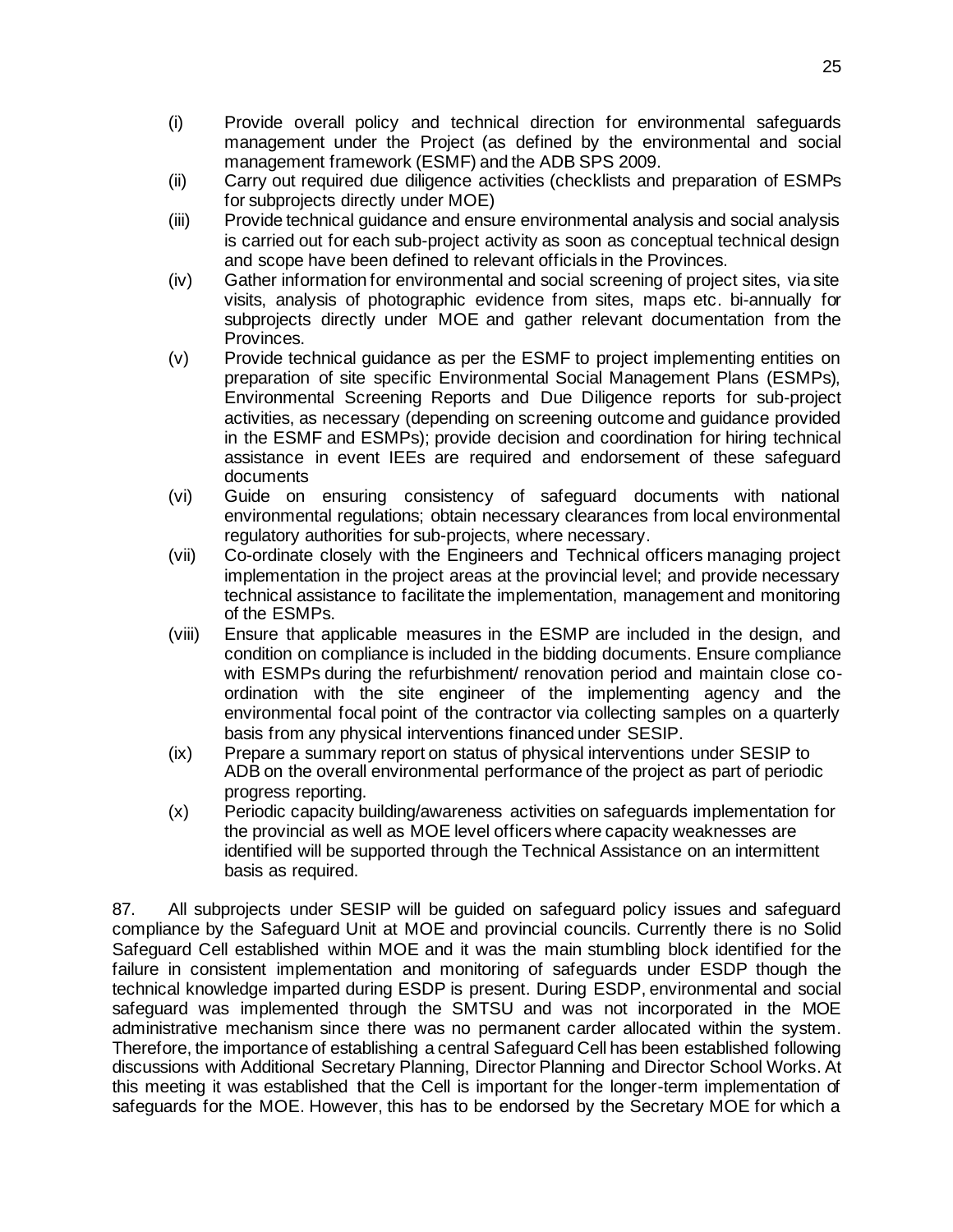(i) Provide overall policy and technical direction for environmental safeguards management under the Project (as defined by the environmental and social management framework (ESMF) and the ADB SPS 2009.

(ii) Carry out required due diligence activities (checklists and preparation of ESMPs for subprojects directly under MOE)

(iii) Provide technical guidance and ensure environmental analysis and social analysis is carried out for each sub-project activity as soon as conceptual technical design and scope have been defined to relevant officials in the Provinces.

(iv) Gather information for environmental and social screening of project sites, via site visits, analysis of photographic evidence from sites, maps etc. bi-annually for subprojects directly under MOE and gather relevant documentation from the Provinces.

(v) Provide technical guidance as per the ESMF to project implementing entities on preparation of site specific Environmental Social Management Plans (ESMPs), Environmental Screening Reports and Due Diligence reports for sub-project activities, as necessary (depending on screening outcome and guidance provided in the ESMF and ESMPs); provide decision and coordination for hiring technical assistance in event IEEs are required and endorsement of these safeguard documents

(vi) Guide on ensuring consistency of safeguard documents with national environmental regulations; obtain necessary clearances from local environmental regulatory authorities for sub-projects, where necessary.

(vii) Co-ordinate closely with the Engineers and Technical officers managing project implementation in the project areas at the provincial level; and provide necessary technical assistance to facilitate the implementation, management and monitoring of the ESMPs.

(viii) Ensure that applicable measures in the ESMP are included in the design, and condition on compliance is included in the bidding documents. Ensure compliance with ESMPs during the refurbishment/ renovation period and maintain close co-ordination with the site engineer of the implementing agency and the environmental focal point of the contractor via collecting samples on a quarterly basis from any physical interventions financed under SESIP.

(ix) Prepare a summary report on status of physical interventions under SESIP to ADB on the overall environmental performance of the project as part of periodic progress reporting.

(x) Periodic capacity building/awareness activities on safeguards implementation for the provincial as well as MOE level officers where capacity weaknesses are identified will be supported through the Technical Assistance on an intermittent basis as required.

87. All subprojects under SESIP will be guided on safeguard policy issues and safeguard compliance by the Safeguard Unit at MOE and provincial councils. Currently there is no Solid Safeguard Cell established within MOE and it was the main stumbling block identified for the failure in consistent implementation and monitoring of safeguards under ESDP though the technical knowledge imparted during ESDP is present. During ESDP, environmental and social safeguard was implemented through the SMTSU and was not incorporated in the MOE administrative mechanism since there was no permanent carder allocated within the system. Therefore, the importance of establishing a central Safeguard Cell has been established following discussions with Additional Secretary Planning, Director Planning and Director School Works. At this meeting it was established that the Cell is important for the longer-term implementation of safeguards for the MOE. However, this has to be endorsed by the Secretary MOE for which a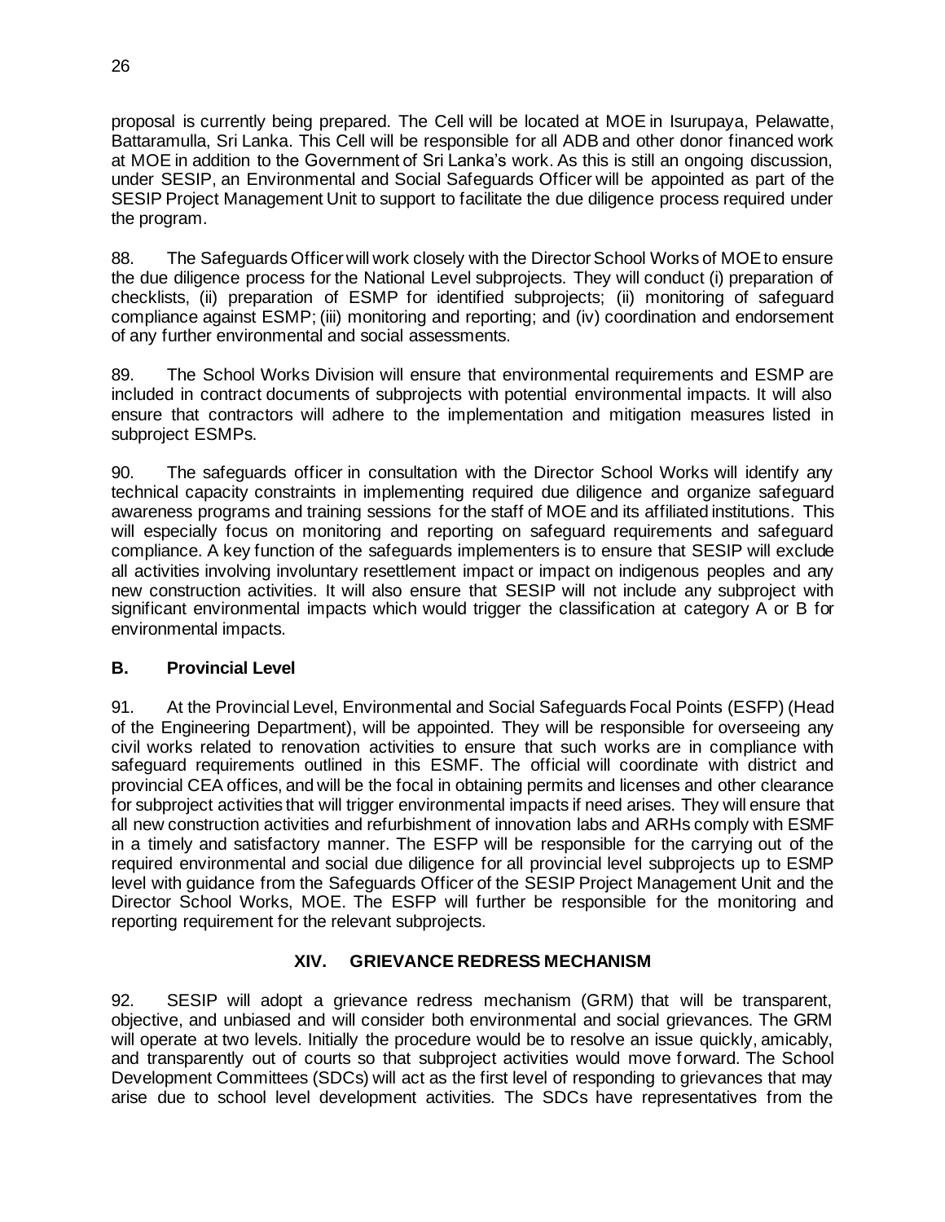proposal is currently being prepared. The Cell will be located at MOE in Isurupaya, Pelawatte, Battaramulla, Sri Lanka. This Cell will be responsible for all ADB and other donor financed work at MOE in addition to the Government of Sri Lanka's work. As this is still an ongoing discussion, under SESIP, an Environmental and Social Safeguards Officer will be appointed as part of the SESIP Project Management Unit to support to facilitate the due diligence process required under the program.

88. The Safeguards Officer will work closely with the Director School Works of MOE to ensure the due diligence process for the National Level subprojects. They will conduct (i) preparation of checklists, (ii) preparation of ESMP for identified subprojects; (ii) monitoring of safeguard compliance against ESMP; (iii) monitoring and reporting; and (iv) coordination and endorsement of any further environmental and social assessments.

89. The School Works Division will ensure that environmental requirements and ESMP are included in contract documents of subprojects with potential environmental impacts. It will also ensure that contractors will adhere to the implementation and mitigation measures listed in subproject ESMPs.

90. The safeguards officer in consultation with the Director School Works will identify any technical capacity constraints in implementing required due diligence and organize safeguard awareness programs and training sessions for the staff of MOE and its affiliated institutions. This will especially focus on monitoring and reporting on safeguard requirements and safeguard compliance. A key function of the safeguards implementers is to ensure that SESIP will exclude all activities involving involuntary resettlement impact or impact on indigenous peoples and any new construction activities. It will also ensure that SESIP will not include any subproject with significant environmental impacts which would trigger the classification at category A or B for environmental impacts.

### B. Provincial Level

91. At the Provincial Level, Environmental and Social Safeguards Focal Points (ESFP) (Head of the Engineering Department), will be appointed. They will be responsible for overseeing any civil works related to renovation activities to ensure that such works are in compliance with safeguard requirements outlined in this ESMF. The official will coordinate with district and provincial CEA offices, and will be the focal in obtaining permits and licenses and other clearance for subproject activities that will trigger environmental impacts if need arises. They will ensure that all new construction activities and refurbishment of innovation labs and ARHs comply with ESMF in a timely and satisfactory manner. The ESFP will be responsible for the carrying out of the required environmental and social due diligence for all provincial level subprojects up to ESMP level with guidance from the Safeguards Officer of the SESIP Project Management Unit and the Director School Works, MOE. The ESFP will further be responsible for the monitoring and reporting requirement for the relevant subprojects.

## XIV. GRIEVANCE REDRESS MECHANISM

92. SESIP will adopt a grievance redress mechanism (GRM) that will be transparent, objective, and unbiased and will consider both environmental and social grievances. The GRM will operate at two levels. Initially the procedure would be to resolve an issue quickly, amicably, and transparently out of courts so that subproject activities would move forward. The School Development Committees (SDCs) will act as the first level of responding to grievances that may arise due to school level development activities. The SDCs have representatives from the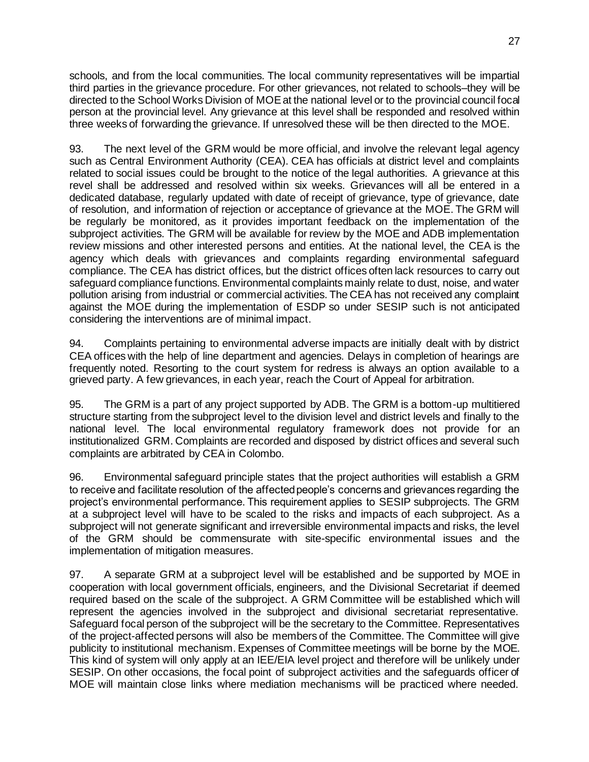schools, and from the local communities. The local community representatives will be impartial third parties in the grievance procedure. For other grievances, not related to schools–they will be directed to the School Works Division of MOE at the national level or to the provincial council focal person at the provincial level. Any grievance at this level shall be responded and resolved within three weeks of forwarding the grievance. If unresolved these will be then directed to the MOE.

93. The next level of the GRM would be more official, and involve the relevant legal agency such as Central Environment Authority (CEA). CEA has officials at district level and complaints related to social issues could be brought to the notice of the legal authorities. A grievance at this revel shall be addressed and resolved within six weeks. Grievances will all be entered in a dedicated database, regularly updated with date of receipt of grievance, type of grievance, date of resolution, and information of rejection or acceptance of grievance at the MOE. The GRM will be regularly be monitored, as it provides important feedback on the implementation of the subproject activities. The GRM will be available for review by the MOE and ADB implementation review missions and other interested persons and entities. At the national level, the CEA is the agency which deals with grievances and complaints regarding environmental safeguard compliance. The CEA has district offices, but the district offices often lack resources to carry out safeguard compliance functions. Environmental complaints mainly relate to dust, noise, and water pollution arising from industrial or commercial activities. The CEA has not received any complaint against the MOE during the implementation of ESDP so under SESIP such is not anticipated considering the interventions are of minimal impact.

94. Complaints pertaining to environmental adverse impacts are initially dealt with by district CEA offices with the help of line department and agencies. Delays in completion of hearings are frequently noted. Resorting to the court system for redress is always an option available to a grieved party. A few grievances, in each year, reach the Court of Appeal for arbitration.

95. The GRM is a part of any project supported by ADB. The GRM is a bottom-up multitiered structure starting from the subproject level to the division level and district levels and finally to the national level. The local environmental regulatory framework does not provide for an institutionalized GRM. Complaints are recorded and disposed by district offices and several such complaints are arbitrated by CEA in Colombo.

96. Environmental safeguard principle states that the project authorities will establish a GRM to receive and facilitate resolution of the affected people's concerns and grievances regarding the project's environmental performance. This requirement applies to SESIP subprojects. The GRM at a subproject level will have to be scaled to the risks and impacts of each subproject. As a subproject will not generate significant and irreversible environmental impacts and risks, the level of the GRM should be commensurate with site-specific environmental issues and the implementation of mitigation measures.

97. A separate GRM at a subproject level will be established and be supported by MOE in cooperation with local government officials, engineers, and the Divisional Secretariat if deemed required based on the scale of the subproject. A GRM Committee will be established which will represent the agencies involved in the subproject and divisional secretariat representative. Safeguard focal person of the subproject will be the secretary to the Committee. Representatives of the project-affected persons will also be members of the Committee. The Committee will give publicity to institutional mechanism. Expenses of Committee meetings will be borne by the MOE. This kind of system will only apply at an IEE/EIA level project and therefore will be unlikely under SESIP. On other occasions, the focal point of subproject activities and the safeguards officer of MOE will maintain close links where mediation mechanisms will be practiced where needed.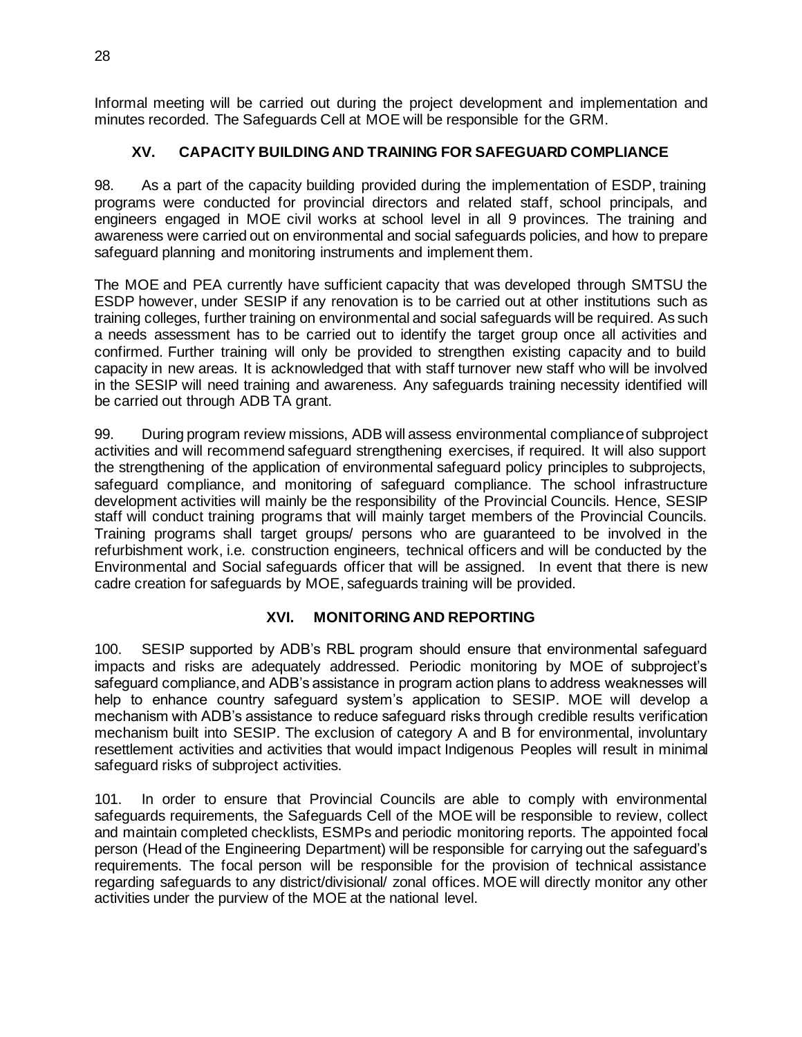Informal meeting will be carried out during the project development and implementation and minutes recorded. The Safeguards Cell at MOE will be responsible for the GRM.

## XV. CAPACITY BUILDING AND TRAINING FOR SAFEGUARD COMPLIANCE

98. As a part of the capacity building provided during the implementation of ESDP, training programs were conducted for provincial directors and related staff, school principals, and engineers engaged in MOE civil works at school level in all 9 provinces. The training and awareness were carried out on environmental and social safeguards policies, and how to prepare safeguard planning and monitoring instruments and implement them.

The MOE and PEA currently have sufficient capacity that was developed through SMTSU the ESDP however, under SESIP if any renovation is to be carried out at other institutions such as training colleges, further training on environmental and social safeguards will be required. As such a needs assessment has to be carried out to identify the target group once all activities and confirmed. Further training will only be provided to strengthen existing capacity and to build capacity in new areas. It is acknowledged that with staff turnover new staff who will be involved in the SESIP will need training and awareness. Any safeguards training necessity identified will be carried out through ADB TA grant.

99. During program review missions, ADB will assess environmental compliance of subproject activities and will recommend safeguard strengthening exercises, if required. It will also support the strengthening of the application of environmental safeguard policy principles to subprojects, safeguard compliance, and monitoring of safeguard compliance. The school infrastructure development activities will mainly be the responsibility of the Provincial Councils. Hence, SESIP staff will conduct training programs that will mainly target members of the Provincial Councils. Training programs shall target groups/ persons who are guaranteed to be involved in the refurbishment work, i.e. construction engineers, technical officers and will be conducted by the Environmental and Social safeguards officer that will be assigned. In event that there is new cadre creation for safeguards by MOE, safeguards training will be provided.

## XVI. MONITORING AND REPORTING

100. SESIP supported by ADB's RBL program should ensure that environmental safeguard impacts and risks are adequately addressed. Periodic monitoring by MOE of subproject's safeguard compliance, and ADB's assistance in program action plans to address weaknesses will help to enhance country safeguard system's application to SESIP. MOE will develop a mechanism with ADB's assistance to reduce safeguard risks through credible results verification mechanism built into SESIP. The exclusion of category A and B for environmental, involuntary resettlement activities and activities that would impact Indigenous Peoples will result in minimal safeguard risks of subproject activities.

101. In order to ensure that Provincial Councils are able to comply with environmental safeguards requirements, the Safeguards Cell of the MOE will be responsible to review, collect and maintain completed checklists, ESMPs and periodic monitoring reports. The appointed focal person (Head of the Engineering Department) will be responsible for carrying out the safeguard's requirements. The focal person will be responsible for the provision of technical assistance regarding safeguards to any district/divisional/ zonal offices. MOE will directly monitor any other activities under the purview of the MOE at the national level.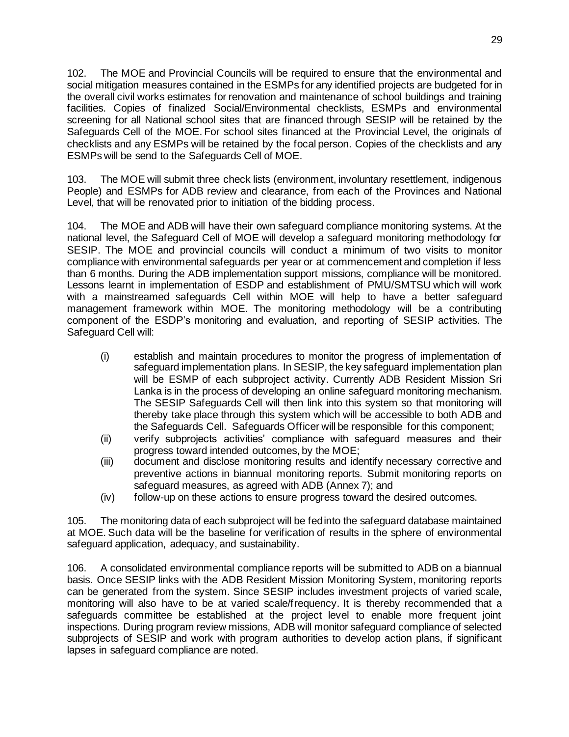102. The MOE and Provincial Councils will be required to ensure that the environmental and social mitigation measures contained in the ESMPs for any identified projects are budgeted for in the overall civil works estimates for renovation and maintenance of school buildings and training facilities. Copies of finalized Social/Environmental checklists, ESMPs and environmental screening for all National school sites that are financed through SESIP will be retained by the Safeguards Cell of the MOE. For school sites financed at the Provincial Level, the originals of checklists and any ESMPs will be retained by the focal person. Copies of the checklists and any ESMPs will be send to the Safeguards Cell of MOE.

103. The MOE will submit three check lists (environment, involuntary resettlement, indigenous People) and ESMPs for ADB review and clearance, from each of the Provinces and National Level, that will be renovated prior to initiation of the bidding process.

104. The MOE and ADB will have their own safeguard compliance monitoring systems. At the national level, the Safeguard Cell of MOE will develop a safeguard monitoring methodology for SESIP. The MOE and provincial councils will conduct a minimum of two visits to monitor compliance with environmental safeguards per year or at commencement and completion if less than 6 months. During the ADB implementation support missions, compliance will be monitored. Lessons learnt in implementation of ESDP and establishment of PMU/SMTSU which will work with a mainstreamed safeguards Cell within MOE will help to have a better safeguard management framework within MOE. The monitoring methodology will be a contributing component of the ESDP's monitoring and evaluation, and reporting of SESIP activities. The Safeguard Cell will:

(i) establish and maintain procedures to monitor the progress of implementation of safeguard implementation plans. In SESIP, the key safeguard implementation plan will be ESMP of each subproject activity. Currently ADB Resident Mission Sri Lanka is in the process of developing an online safeguard monitoring mechanism. The SESIP Safeguards Cell will then link into this system so that monitoring will thereby take place through this system which will be accessible to both ADB and the Safeguards Cell. Safeguards Officer will be responsible for this component;

(ii) verify subprojects activities' compliance with safeguard measures and their progress toward intended outcomes, by the MOE;

(iii) document and disclose monitoring results and identify necessary corrective and preventive actions in biannual monitoring reports. Submit monitoring reports on safeguard measures, as agreed with ADB (Annex 7); and

(iv) follow-up on these actions to ensure progress toward the desired outcomes.

105. The monitoring data of each subproject will be fed into the safeguard database maintained at MOE. Such data will be the baseline for verification of results in the sphere of environmental safeguard application, adequacy, and sustainability.

106. A consolidated environmental compliance reports will be submitted to ADB on a biannual basis. Once SESIP links with the ADB Resident Mission Monitoring System, monitoring reports can be generated from the system. Since SESIP includes investment projects of varied scale, monitoring will also have to be at varied scale/frequency. It is thereby recommended that a safeguards committee be established at the project level to enable more frequent joint inspections. During program review missions, ADB will monitor safeguard compliance of selected subprojects of SESIP and work with program authorities to develop action plans, if significant lapses in safeguard compliance are noted.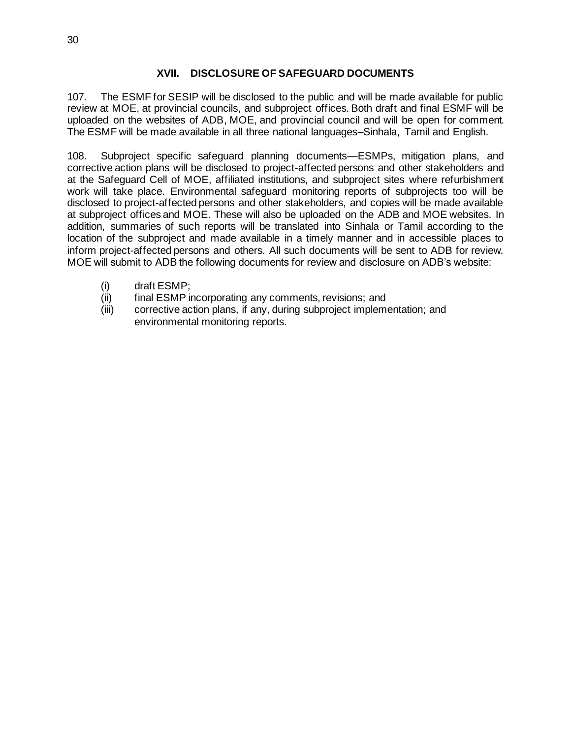## XVII. DISCLOSURE OF SAFEGUARD DOCUMENTS

107. The ESMF for SESIP will be disclosed to the public and will be made available for public review at MOE, at provincial councils, and subproject offices. Both draft and final ESMF will be uploaded on the websites of ADB, MOE, and provincial council and will be open for comment. The ESMF will be made available in all three national languages–Sinhala, Tamil and English.

108. Subproject specific safeguard planning documents—ESMPs, mitigation plans, and corrective action plans will be disclosed to project-affected persons and other stakeholders and at the Safeguard Cell of MOE, affiliated institutions, and subproject sites where refurbishment work will take place. Environmental safeguard monitoring reports of subprojects too will be disclosed to project-affected persons and other stakeholders, and copies will be made available at subproject offices and MOE. These will also be uploaded on the ADB and MOE websites. In addition, summaries of such reports will be translated into Sinhala or Tamil according to the location of the subproject and made available in a timely manner and in accessible places to inform project-affected persons and others. All such documents will be sent to ADB for review. MOE will submit to ADB the following documents for review and disclosure on ADB's website:

(i) draft ESMP;
(ii) final ESMP incorporating any comments, revisions; and
(iii) corrective action plans, if any, during subproject implementation; and environmental monitoring reports.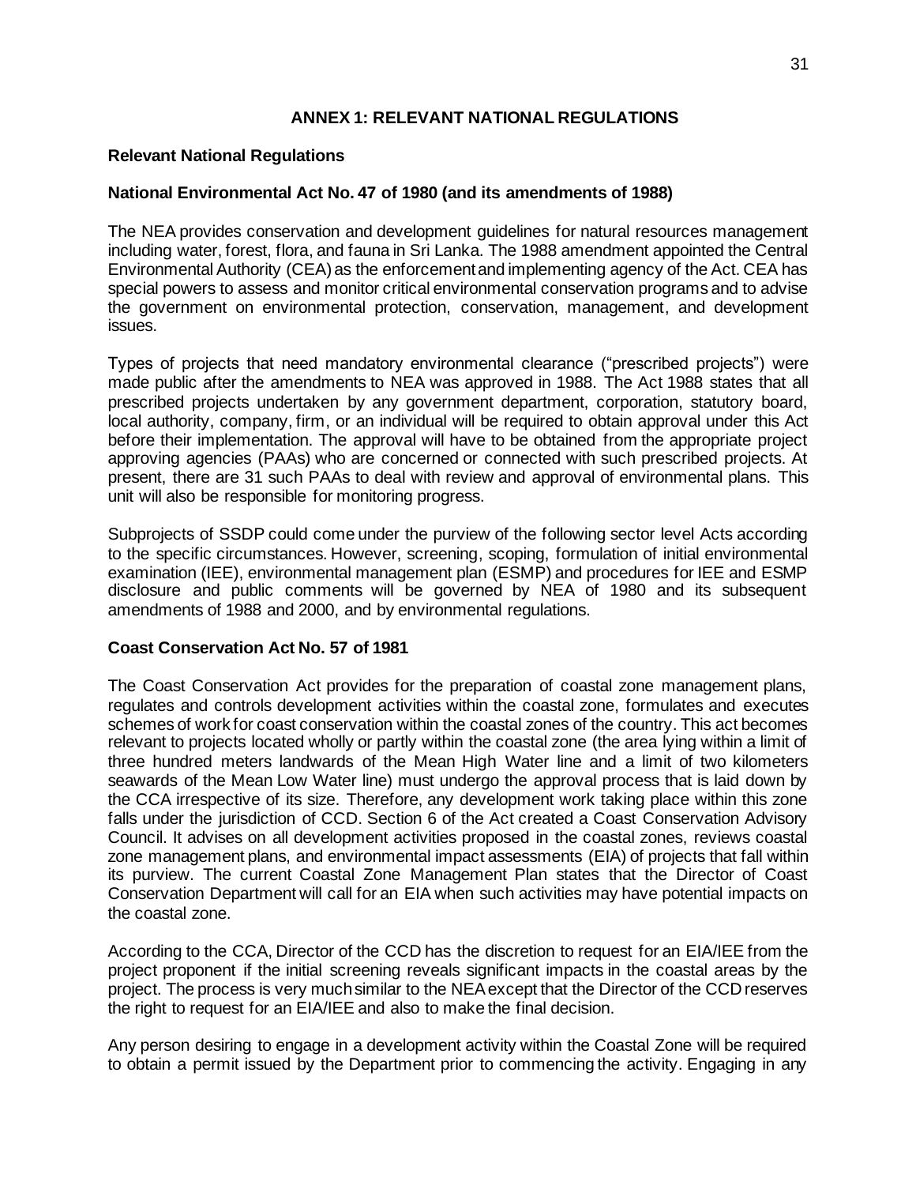# ANNEX 1: RELEVANT NATIONAL REGULATIONS

## Relevant National Regulations

### National Environmental Act No. 47 of 1980 (and its amendments of 1988)

The NEA provides conservation and development guidelines for natural resources management including water, forest, flora, and fauna in Sri Lanka. The 1988 amendment appointed the Central Environmental Authority (CEA) as the enforcement and implementing agency of the Act. CEA has special powers to assess and monitor critical environmental conservation programs and to advise the government on environmental protection, conservation, management, and development issues.

Types of projects that need mandatory environmental clearance ("prescribed projects") were made public after the amendments to NEA was approved in 1988. The Act 1988 states that all prescribed projects undertaken by any government department, corporation, statutory board, local authority, company, firm, or an individual will be required to obtain approval under this Act before their implementation. The approval will have to be obtained from the appropriate project approving agencies (PAAs) who are concerned or connected with such prescribed projects. At present, there are 31 such PAAs to deal with review and approval of environmental plans. This unit will also be responsible for monitoring progress.

Subprojects of SSDP could come under the purview of the following sector level Acts according to the specific circumstances. However, screening, scoping, formulation of initial environmental examination (IEE), environmental management plan (ESMP) and procedures for IEE and ESMP disclosure and public comments will be governed by NEA of 1980 and its subsequent amendments of 1988 and 2000, and by environmental regulations.

### Coast Conservation Act No. 57 of 1981

The Coast Conservation Act provides for the preparation of coastal zone management plans, regulates and controls development activities within the coastal zone, formulates and executes schemes of work for coast conservation within the coastal zones of the country. This act becomes relevant to projects located wholly or partly within the coastal zone (the area lying within a limit of three hundred meters landwards of the Mean High Water line and a limit of two kilometers seawards of the Mean Low Water line) must undergo the approval process that is laid down by the CCA irrespective of its size. Therefore, any development work taking place within this zone falls under the jurisdiction of CCD. Section 6 of the Act created a Coast Conservation Advisory Council. It advises on all development activities proposed in the coastal zones, reviews coastal zone management plans, and environmental impact assessments (EIA) of projects that fall within its purview. The current Coastal Zone Management Plan states that the Director of Coast Conservation Department will call for an EIA when such activities may have potential impacts on the coastal zone.

According to the CCA, Director of the CCD has the discretion to request for an EIA/IEE from the project proponent if the initial screening reveals significant impacts in the coastal areas by the project. The process is very much similar to the NEA except that the Director of the CCD reserves the right to request for an EIA/IEE and also to make the final decision.

Any person desiring to engage in a development activity within the Coastal Zone will be required to obtain a permit issued by the Department prior to commencing the activity. Engaging in any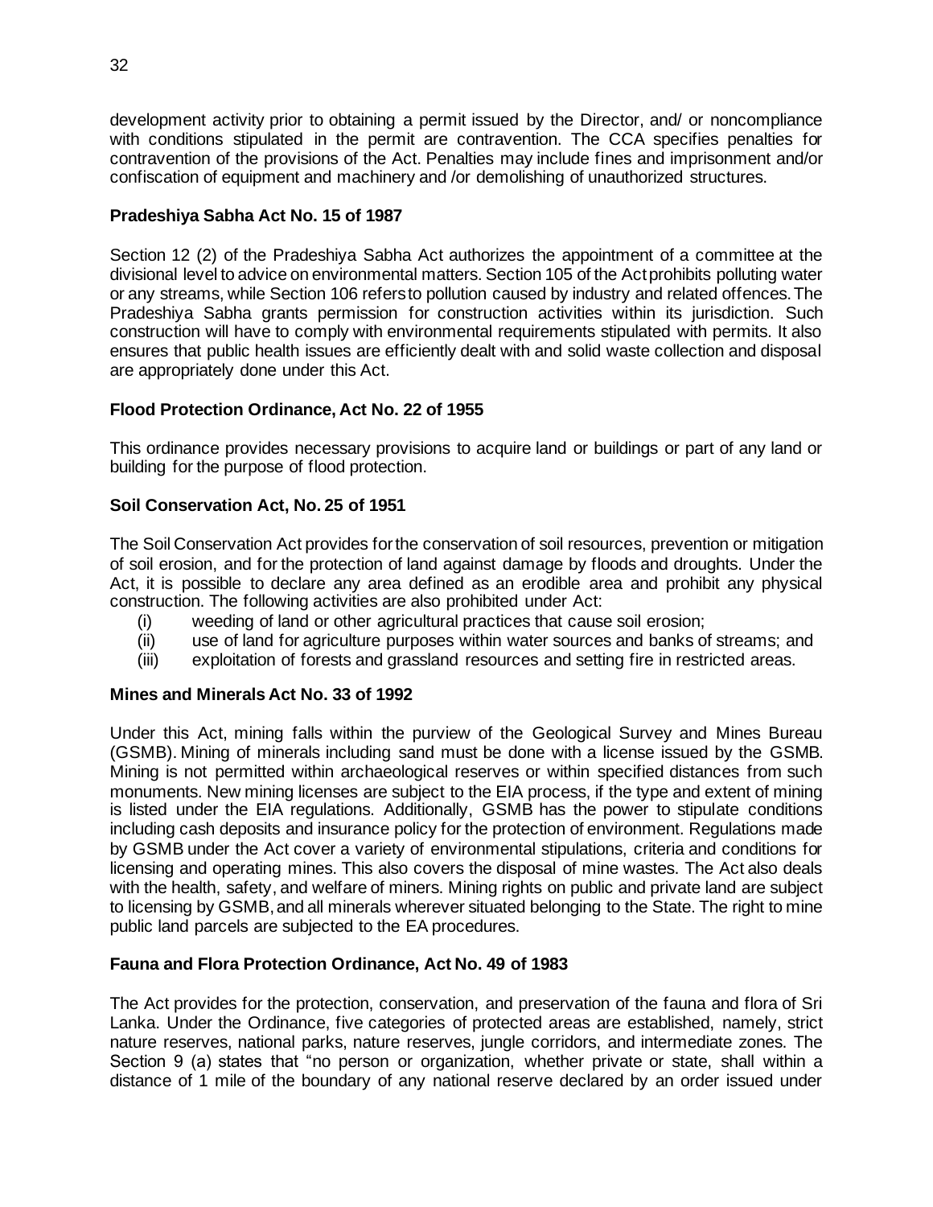development activity prior to obtaining a permit issued by the Director, and/ or noncompliance with conditions stipulated in the permit are contravention. The CCA specifies penalties for contravention of the provisions of the Act. Penalties may include fines and imprisonment and/or confiscation of equipment and machinery and /or demolishing of unauthorized structures.

**Pradeshiya Sabha Act No. 15 of 1987**

Section 12 (2) of the Pradeshiya Sabha Act authorizes the appointment of a committee at the divisional level to advice on environmental matters. Section 105 of the Act prohibits polluting water or any streams, while Section 106 refers to pollution caused by industry and related offences. The Pradeshiya Sabha grants permission for construction activities within its jurisdiction. Such construction will have to comply with environmental requirements stipulated with permits. It also ensures that public health issues are efficiently dealt with and solid waste collection and disposal are appropriately done under this Act.

**Flood Protection Ordinance, Act No. 22 of 1955**

This ordinance provides necessary provisions to acquire land or buildings or part of any land or building for the purpose of flood protection.

**Soil Conservation Act, No. 25 of 1951**

The Soil Conservation Act provides for the conservation of soil resources, prevention or mitigation of soil erosion, and for the protection of land against damage by floods and droughts. Under the Act, it is possible to declare any area defined as an erodible area and prohibit any physical construction. The following activities are also prohibited under Act:

(i) weeding of land or other agricultural practices that cause soil erosion;
(ii) use of land for agriculture purposes within water sources and banks of streams; and
(iii) exploitation of forests and grassland resources and setting fire in restricted areas.

**Mines and Minerals Act No. 33 of 1992**

Under this Act, mining falls within the purview of the Geological Survey and Mines Bureau (GSMB). Mining of minerals including sand must be done with a license issued by the GSMB. Mining is not permitted within archaeological reserves or within specified distances from such monuments. New mining licenses are subject to the EIA process, if the type and extent of mining is listed under the EIA regulations. Additionally, GSMB has the power to stipulate conditions including cash deposits and insurance policy for the protection of environment. Regulations made by GSMB under the Act cover a variety of environmental stipulations, criteria and conditions for licensing and operating mines. This also covers the disposal of mine wastes. The Act also deals with the health, safety, and welfare of miners. Mining rights on public and private land are subject to licensing by GSMB, and all minerals wherever situated belonging to the State. The right to mine public land parcels are subjected to the EA procedures.

**Fauna and Flora Protection Ordinance, Act No. 49 of 1983**

The Act provides for the protection, conservation, and preservation of the fauna and flora of Sri Lanka. Under the Ordinance, five categories of protected areas are established, namely, strict nature reserves, national parks, nature reserves, jungle corridors, and intermediate zones. The Section 9 (a) states that "no person or organization, whether private or state, shall within a distance of 1 mile of the boundary of any national reserve declared by an order issued under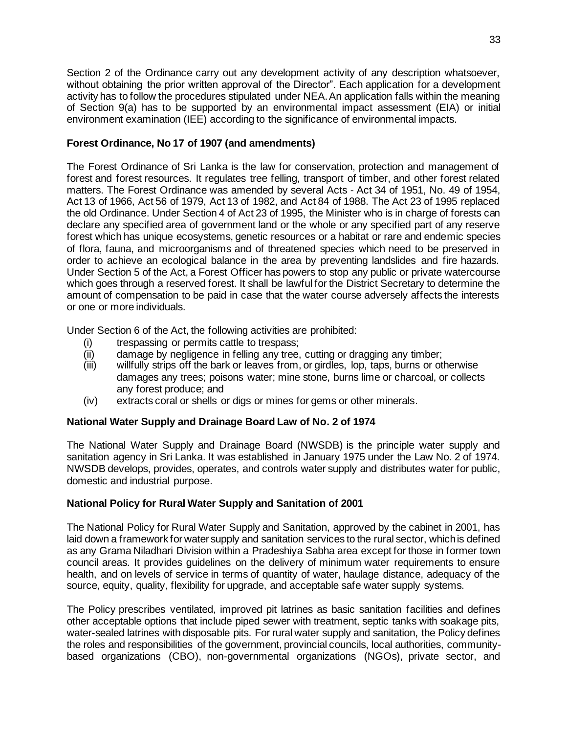Section 2 of the Ordinance carry out any development activity of any description whatsoever, without obtaining the prior written approval of the Director". Each application for a development activity has to follow the procedures stipulated under NEA. An application falls within the meaning of Section 9(a) has to be supported by an environmental impact assessment (EIA) or initial environment examination (IEE) according to the significance of environmental impacts.

**Forest Ordinance, No 17 of 1907 (and amendments)**

The Forest Ordinance of Sri Lanka is the law for conservation, protection and management of forest and forest resources. It regulates tree felling, transport of timber, and other forest related matters. The Forest Ordinance was amended by several Acts - Act 34 of 1951, No. 49 of 1954, Act 13 of 1966, Act 56 of 1979, Act 13 of 1982, and Act 84 of 1988. The Act 23 of 1995 replaced the old Ordinance. Under Section 4 of Act 23 of 1995, the Minister who is in charge of forests can declare any specified area of government land or the whole or any specified part of any reserve forest which has unique ecosystems, genetic resources or a habitat or rare and endemic species of flora, fauna, and microorganisms and of threatened species which need to be preserved in order to achieve an ecological balance in the area by preventing landslides and fire hazards. Under Section 5 of the Act, a Forest Officer has powers to stop any public or private watercourse which goes through a reserved forest. It shall be lawful for the District Secretary to determine the amount of compensation to be paid in case that the water course adversely affects the interests or one or more individuals.

Under Section 6 of the Act, the following activities are prohibited:

(i) trespassing or permits cattle to trespass;
(ii) damage by negligence in felling any tree, cutting or dragging any timber;
(iii) willfully strips off the bark or leaves from, or girdles, lop, taps, burns or otherwise damages any trees; poisons water; mine stone, burns lime or charcoal, or collects any forest produce; and
(iv) extracts coral or shells or digs or mines for gems or other minerals.

**National Water Supply and Drainage Board Law of No. 2 of 1974**

The National Water Supply and Drainage Board (NWSDB) is the principle water supply and sanitation agency in Sri Lanka. It was established in January 1975 under the Law No. 2 of 1974. NWSDB develops, provides, operates, and controls water supply and distributes water for public, domestic and industrial purpose.

**National Policy for Rural Water Supply and Sanitation of 2001**

The National Policy for Rural Water Supply and Sanitation, approved by the cabinet in 2001, has laid down a framework for water supply and sanitation services to the rural sector, which is defined as any Grama Niladhari Division within a Pradeshiya Sabha area except for those in former town council areas. It provides guidelines on the delivery of minimum water requirements to ensure health, and on levels of service in terms of quantity of water, haulage distance, adequacy of the source, equity, quality, flexibility for upgrade, and acceptable safe water supply systems.

The Policy prescribes ventilated, improved pit latrines as basic sanitation facilities and defines other acceptable options that include piped sewer with treatment, septic tanks with soakage pits, water-sealed latrines with disposable pits. For rural water supply and sanitation, the Policy defines the roles and responsibilities of the government, provincial councils, local authorities, community-based organizations (CBO), non-governmental organizations (NGOs), private sector, and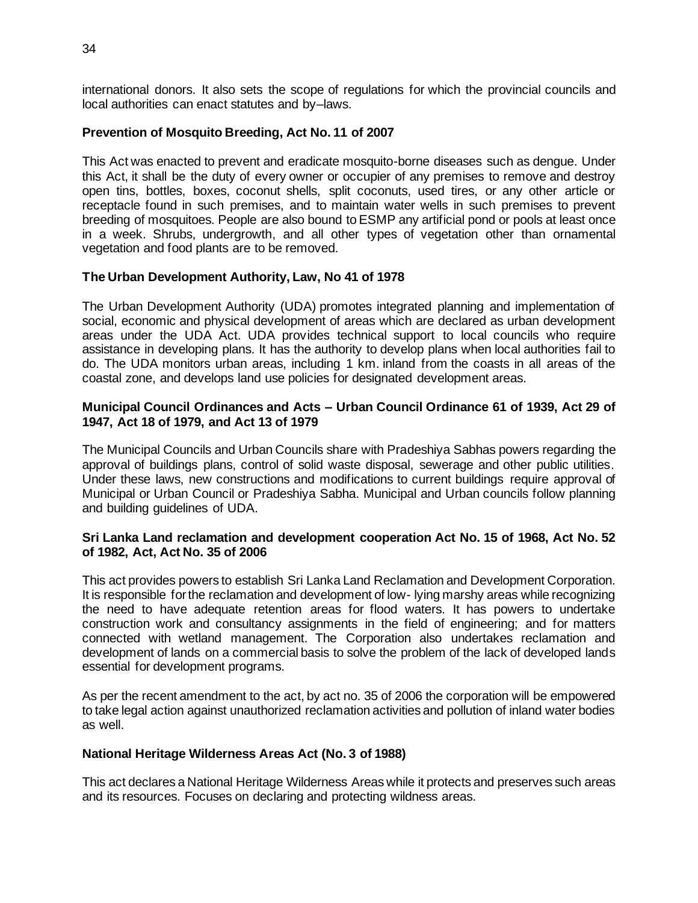international donors. It also sets the scope of regulations for which the provincial councils and local authorities can enact statutes and by–laws.

### Prevention of Mosquito Breeding, Act No. 11 of 2007

This Act was enacted to prevent and eradicate mosquito-borne diseases such as dengue. Under this Act, it shall be the duty of every owner or occupier of any premises to remove and destroy open tins, bottles, boxes, coconut shells, split coconuts, used tires, or any other article or receptacle found in such premises, and to maintain water wells in such premises to prevent breeding of mosquitoes. People are also bound to ESMP any artificial pond or pools at least once in a week. Shrubs, undergrowth, and all other types of vegetation other than ornamental vegetation and food plants are to be removed.

### The Urban Development Authority, Law, No 41 of 1978

The Urban Development Authority (UDA) promotes integrated planning and implementation of social, economic and physical development of areas which are declared as urban development areas under the UDA Act. UDA provides technical support to local councils who require assistance in developing plans. It has the authority to develop plans when local authorities fail to do. The UDA monitors urban areas, including 1 km. inland from the coasts in all areas of the coastal zone, and develops land use policies for designated development areas.

### Municipal Council Ordinances and Acts – Urban Council Ordinance 61 of 1939, Act 29 of 1947, Act 18 of 1979, and Act 13 of 1979

The Municipal Councils and Urban Councils share with Pradeshiya Sabhas powers regarding the approval of buildings plans, control of solid waste disposal, sewerage and other public utilities. Under these laws, new constructions and modifications to current buildings require approval of Municipal or Urban Council or Pradeshiya Sabha. Municipal and Urban councils follow planning and building guidelines of UDA.

### Sri Lanka Land reclamation and development cooperation Act No. 15 of 1968, Act No. 52 of 1982, Act, Act No. 35 of 2006

This act provides powers to establish Sri Lanka Land Reclamation and Development Corporation. It is responsible for the reclamation and development of low- lying marshy areas while recognizing the need to have adequate retention areas for flood waters. It has powers to undertake construction work and consultancy assignments in the field of engineering; and for matters connected with wetland management. The Corporation also undertakes reclamation and development of lands on a commercial basis to solve the problem of the lack of developed lands essential for development programs.

As per the recent amendment to the act, by act no. 35 of 2006 the corporation will be empowered to take legal action against unauthorized reclamation activities and pollution of inland water bodies as well.

### National Heritage Wilderness Areas Act (No. 3 of 1988)

This act declares a National Heritage Wilderness Areas while it protects and preserves such areas and its resources. Focuses on declaring and protecting wildness areas.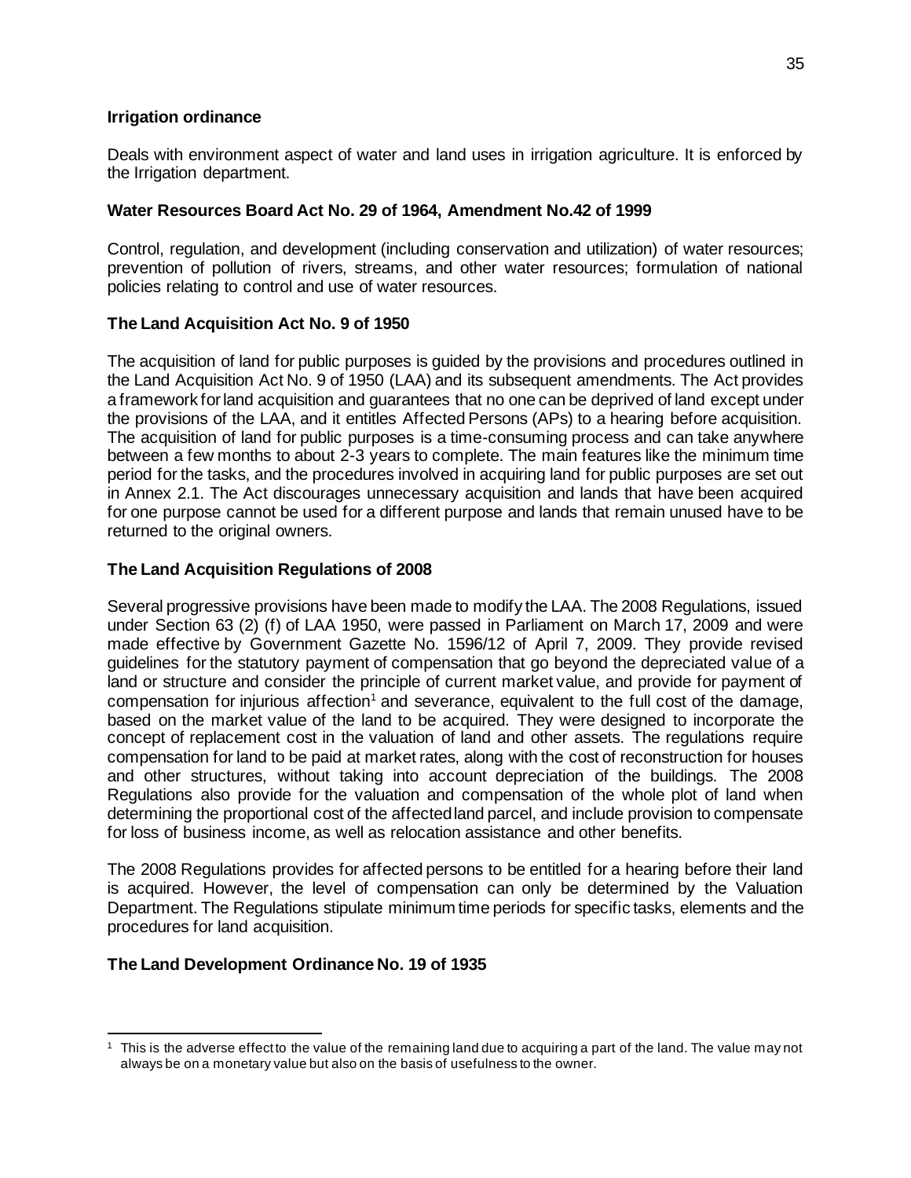### Irrigation ordinance

Deals with environment aspect of water and land uses in irrigation agriculture. It is enforced by the Irrigation department.

### Water Resources Board Act No. 29 of 1964, Amendment No.42 of 1999

Control, regulation, and development (including conservation and utilization) of water resources; prevention of pollution of rivers, streams, and other water resources; formulation of national policies relating to control and use of water resources.

### The Land Acquisition Act No. 9 of 1950

The acquisition of land for public purposes is guided by the provisions and procedures outlined in the Land Acquisition Act No. 9 of 1950 (LAA) and its subsequent amendments. The Act provides a framework for land acquisition and guarantees that no one can be deprived of land except under the provisions of the LAA, and it entitles Affected Persons (APs) to a hearing before acquisition. The acquisition of land for public purposes is a time-consuming process and can take anywhere between a few months to about 2-3 years to complete. The main features like the minimum time period for the tasks, and the procedures involved in acquiring land for public purposes are set out in Annex 2.1. The Act discourages unnecessary acquisition and lands that have been acquired for one purpose cannot be used for a different purpose and lands that remain unused have to be returned to the original owners.

### The Land Acquisition Regulations of 2008

Several progressive provisions have been made to modify the LAA. The 2008 Regulations, issued under Section 63 (2) (f) of LAA 1950, were passed in Parliament on March 17, 2009 and were made effective by Government Gazette No. 1596/12 of April 7, 2009. They provide revised guidelines for the statutory payment of compensation that go beyond the depreciated value of a land or structure and consider the principle of current market value, and provide for payment of compensation for injurious affection[1] and severance, equivalent to the full cost of the damage, based on the market value of the land to be acquired. They were designed to incorporate the concept of replacement cost in the valuation of land and other assets. The regulations require compensation for land to be paid at market rates, along with the cost of reconstruction for houses and other structures, without taking into account depreciation of the buildings. The 2008 Regulations also provide for the valuation and compensation of the whole plot of land when determining the proportional cost of the affected land parcel, and include provision to compensate for loss of business income, as well as relocation assistance and other benefits.

The 2008 Regulations provides for affected persons to be entitled for a hearing before their land is acquired. However, the level of compensation can only be determined by the Valuation Department. The Regulations stipulate minimum time periods for specific tasks, elements and the procedures for land acquisition.

### The Land Development Ordinance No. 19 of 1935

[1] This is the adverse effect to the value of the remaining land due to acquiring a part of the land. The value may not always be on a monetary value but also on the basis of usefulness to the owner.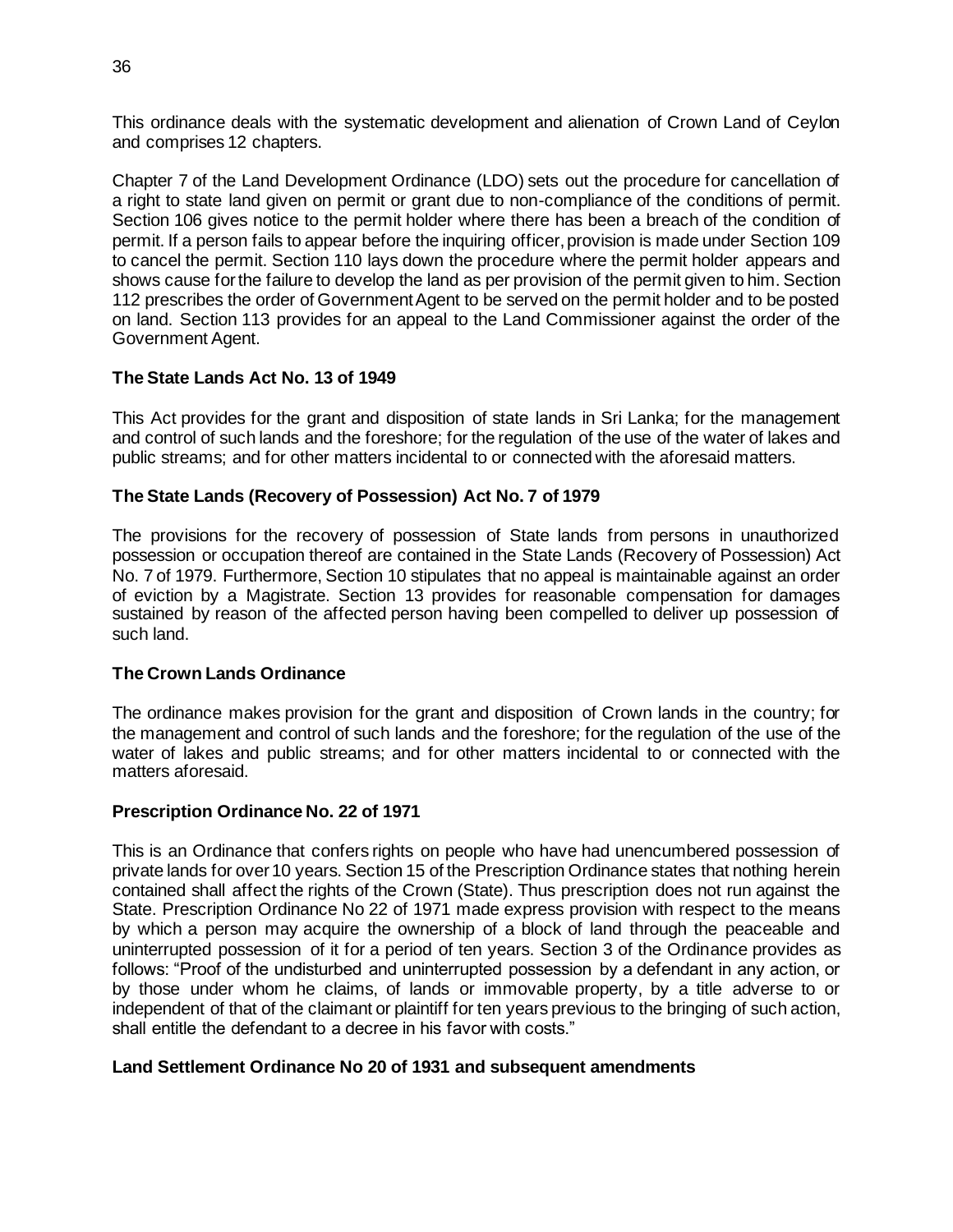This ordinance deals with the systematic development and alienation of Crown Land of Ceylon and comprises 12 chapters.

Chapter 7 of the Land Development Ordinance (LDO) sets out the procedure for cancellation of a right to state land given on permit or grant due to non-compliance of the conditions of permit. Section 106 gives notice to the permit holder where there has been a breach of the condition of permit. If a person fails to appear before the inquiring officer, provision is made under Section 109 to cancel the permit. Section 110 lays down the procedure where the permit holder appears and shows cause for the failure to develop the land as per provision of the permit given to him. Section 112 prescribes the order of Government Agent to be served on the permit holder and to be posted on land. Section 113 provides for an appeal to the Land Commissioner against the order of the Government Agent.

### The State Lands Act No. 13 of 1949

This Act provides for the grant and disposition of state lands in Sri Lanka; for the management and control of such lands and the foreshore; for the regulation of the use of the water of lakes and public streams; and for other matters incidental to or connected with the aforesaid matters.

### The State Lands (Recovery of Possession) Act No. 7 of 1979

The provisions for the recovery of possession of State lands from persons in unauthorized possession or occupation thereof are contained in the State Lands (Recovery of Possession) Act No. 7 of 1979. Furthermore, Section 10 stipulates that no appeal is maintainable against an order of eviction by a Magistrate. Section 13 provides for reasonable compensation for damages sustained by reason of the affected person having been compelled to deliver up possession of such land.

### The Crown Lands Ordinance

The ordinance makes provision for the grant and disposition of Crown lands in the country; for the management and control of such lands and the foreshore; for the regulation of the use of the water of lakes and public streams; and for other matters incidental to or connected with the matters aforesaid.

### Prescription Ordinance No. 22 of 1971

This is an Ordinance that confers rights on people who have had unencumbered possession of private lands for over 10 years. Section 15 of the Prescription Ordinance states that nothing herein contained shall affect the rights of the Crown (State). Thus prescription does not run against the State. Prescription Ordinance No 22 of 1971 made express provision with respect to the means by which a person may acquire the ownership of a block of land through the peaceable and uninterrupted possession of it for a period of ten years. Section 3 of the Ordinance provides as follows: "Proof of the undisturbed and uninterrupted possession by a defendant in any action, or by those under whom he claims, of lands or immovable property, by a title adverse to or independent of that of the claimant or plaintiff for ten years previous to the bringing of such action, shall entitle the defendant to a decree in his favor with costs."

### Land Settlement Ordinance No 20 of 1931 and subsequent amendments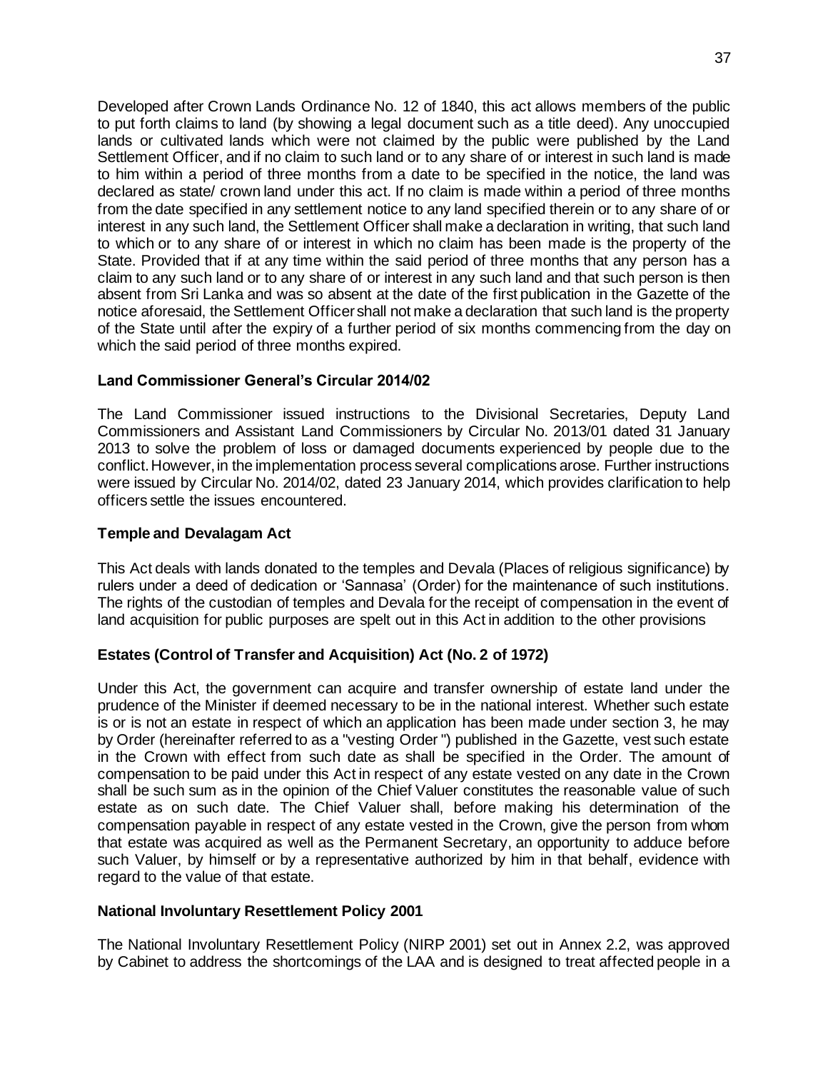Developed after Crown Lands Ordinance No. 12 of 1840, this act allows members of the public to put forth claims to land (by showing a legal document such as a title deed). Any unoccupied lands or cultivated lands which were not claimed by the public were published by the Land Settlement Officer, and if no claim to such land or to any share of or interest in such land is made to him within a period of three months from a date to be specified in the notice, the land was declared as state/ crown land under this act. If no claim is made within a period of three months from the date specified in any settlement notice to any land specified therein or to any share of or interest in any such land, the Settlement Officer shall make a declaration in writing, that such land to which or to any share of or interest in which no claim has been made is the property of the State. Provided that if at any time within the said period of three months that any person has a claim to any such land or to any share of or interest in any such land and that such person is then absent from Sri Lanka and was so absent at the date of the first publication in the Gazette of the notice aforesaid, the Settlement Officer shall not make a declaration that such land is the property of the State until after the expiry of a further period of six months commencing from the day on which the said period of three months expired.

**Land Commissioner General's Circular 2014/02**

The Land Commissioner issued instructions to the Divisional Secretaries, Deputy Land Commissioners and Assistant Land Commissioners by Circular No. 2013/01 dated 31 January 2013 to solve the problem of loss or damaged documents experienced by people due to the conflict. However, in the implementation process several complications arose. Further instructions were issued by Circular No. 2014/02, dated 23 January 2014, which provides clarification to help officers settle the issues encountered.

**Temple and Devalagam Act**

This Act deals with lands donated to the temples and Devala (Places of religious significance) by rulers under a deed of dedication or 'Sannasa' (Order) for the maintenance of such institutions. The rights of the custodian of temples and Devala for the receipt of compensation in the event of land acquisition for public purposes are spelt out in this Act in addition to the other provisions

**Estates (Control of Transfer and Acquisition) Act (No. 2 of 1972)**

Under this Act, the government can acquire and transfer ownership of estate land under the prudence of the Minister if deemed necessary to be in the national interest. Whether such estate is or is not an estate in respect of which an application has been made under section 3, he may by Order (hereinafter referred to as a "vesting Order") published in the Gazette, vest such estate in the Crown with effect from such date as shall be specified in the Order. The amount of compensation to be paid under this Act in respect of any estate vested on any date in the Crown shall be such sum as in the opinion of the Chief Valuer constitutes the reasonable value of such estate as on such date. The Chief Valuer shall, before making his determination of the compensation payable in respect of any estate vested in the Crown, give the person from whom that estate was acquired as well as the Permanent Secretary, an opportunity to adduce before such Valuer, by himself or by a representative authorized by him in that behalf, evidence with regard to the value of that estate.

**National Involuntary Resettlement Policy 2001**

The National Involuntary Resettlement Policy (NIRP 2001) set out in Annex 2.2, was approved by Cabinet to address the shortcomings of the LAA and is designed to treat affected people in a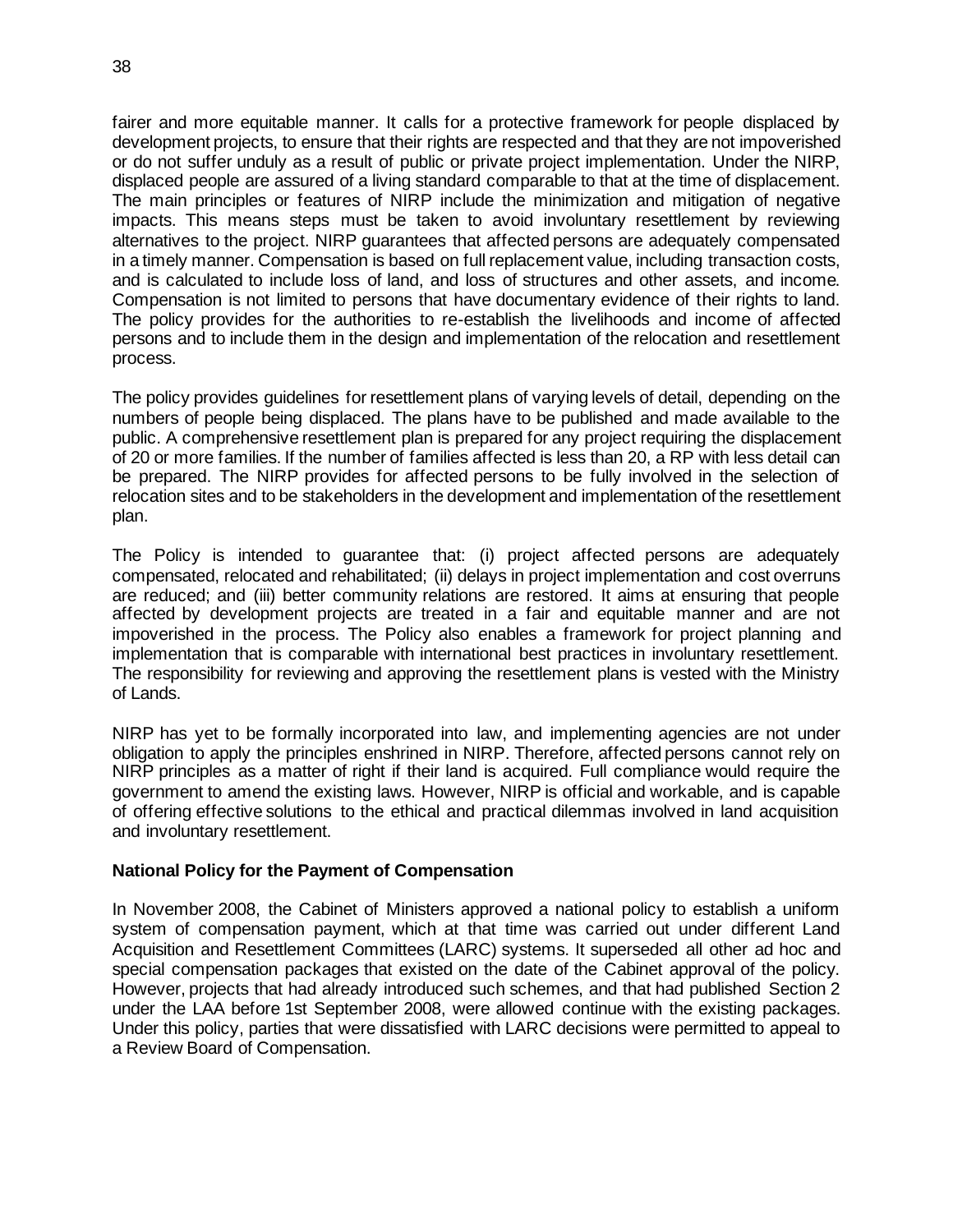fairer and more equitable manner. It calls for a protective framework for people displaced by development projects, to ensure that their rights are respected and that they are not impoverished or do not suffer unduly as a result of public or private project implementation. Under the NIRP, displaced people are assured of a living standard comparable to that at the time of displacement. The main principles or features of NIRP include the minimization and mitigation of negative impacts. This means steps must be taken to avoid involuntary resettlement by reviewing alternatives to the project. NIRP guarantees that affected persons are adequately compensated in a timely manner. Compensation is based on full replacement value, including transaction costs, and is calculated to include loss of land, and loss of structures and other assets, and income. Compensation is not limited to persons that have documentary evidence of their rights to land. The policy provides for the authorities to re-establish the livelihoods and income of affected persons and to include them in the design and implementation of the relocation and resettlement process.

The policy provides guidelines for resettlement plans of varying levels of detail, depending on the numbers of people being displaced. The plans have to be published and made available to the public. A comprehensive resettlement plan is prepared for any project requiring the displacement of 20 or more families. If the number of families affected is less than 20, a RP with less detail can be prepared. The NIRP provides for affected persons to be fully involved in the selection of relocation sites and to be stakeholders in the development and implementation of the resettlement plan.

The Policy is intended to guarantee that: (i) project affected persons are adequately compensated, relocated and rehabilitated; (ii) delays in project implementation and cost overruns are reduced; and (iii) better community relations are restored. It aims at ensuring that people affected by development projects are treated in a fair and equitable manner and are not impoverished in the process. The Policy also enables a framework for project planning and implementation that is comparable with international best practices in involuntary resettlement. The responsibility for reviewing and approving the resettlement plans is vested with the Ministry of Lands.

NIRP has yet to be formally incorporated into law, and implementing agencies are not under obligation to apply the principles enshrined in NIRP. Therefore, affected persons cannot rely on NIRP principles as a matter of right if their land is acquired. Full compliance would require the government to amend the existing laws. However, NIRP is official and workable, and is capable of offering effective solutions to the ethical and practical dilemmas involved in land acquisition and involuntary resettlement.

**National Policy for the Payment of Compensation**

In November 2008, the Cabinet of Ministers approved a national policy to establish a uniform system of compensation payment, which at that time was carried out under different Land Acquisition and Resettlement Committees (LARC) systems. It superseded all other ad hoc and special compensation packages that existed on the date of the Cabinet approval of the policy. However, projects that had already introduced such schemes, and that had published Section 2 under the LAA before 1st September 2008, were allowed continue with the existing packages. Under this policy, parties that were dissatisfied with LARC decisions were permitted to appeal to a Review Board of Compensation.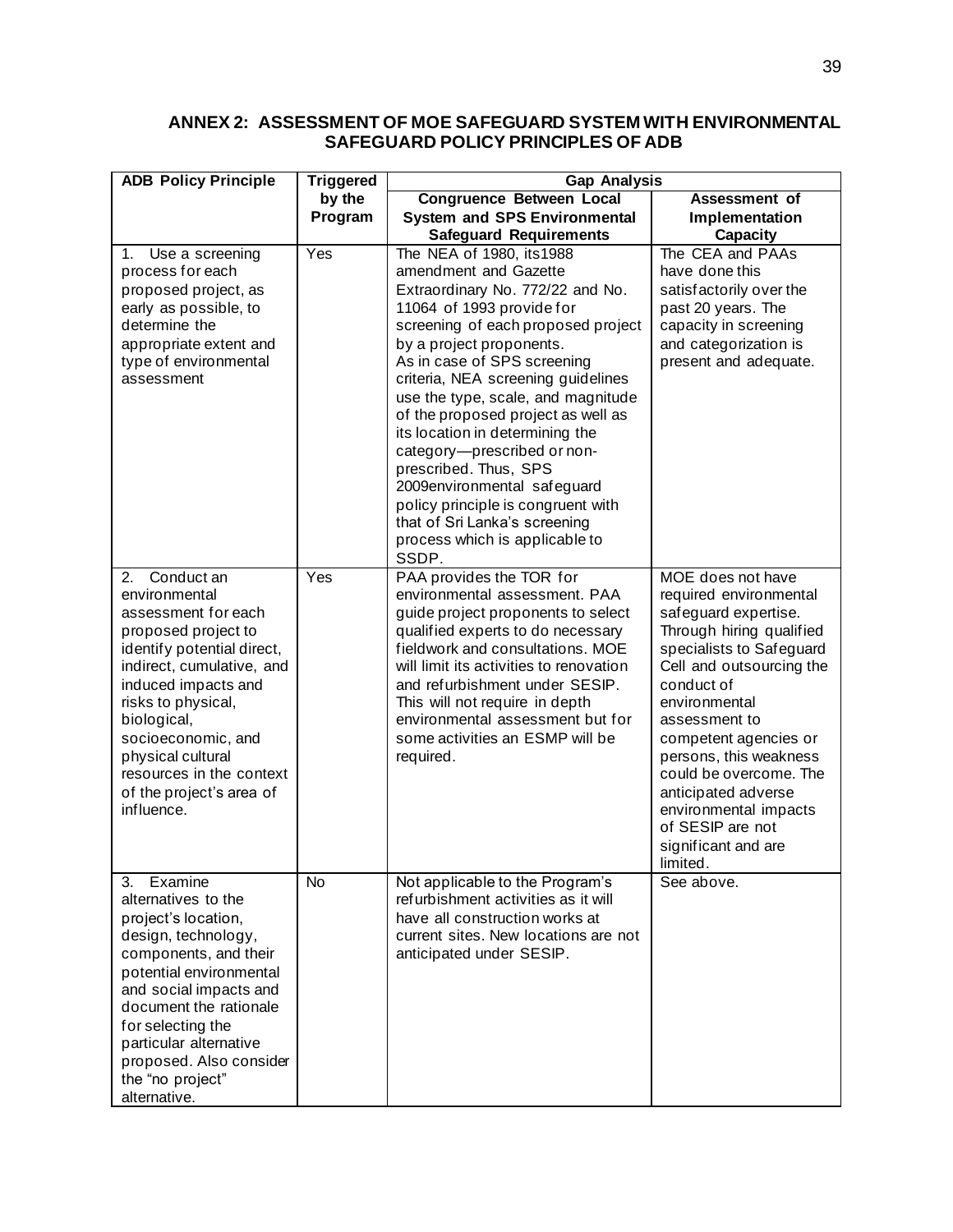## ANNEX 2: ASSESSMENT OF MOE SAFEGUARD SYSTEM WITH ENVIRONMENTAL SAFEGUARD POLICY PRINCIPLES OF ADB

| ADB Policy Principle | Triggered by the Program | Gap Analysis | |
|---|---|---|---|
| | | **Congruence Between Local System and SPS Environmental Safeguard Requirements** | **Assessment of Implementation Capacity** |
| 1. Use a screening process for each proposed project, as early as possible, to determine the appropriate extent and type of environmental assessment | Yes | The NEA of 1980, its1988 amendment and Gazette Extraordinary No. 772/22 and No. 11064 of 1993 provide for screening of each proposed project by a project proponents. As in case of SPS screening criteria, NEA screening guidelines use the type, scale, and magnitude of the proposed project as well as its location in determining the category—prescribed or non-prescribed. Thus, SPS 2009environmental safeguard policy principle is congruent with that of Sri Lanka's screening process which is applicable to SSDP. | The CEA and PAAs have done this satisfactorily over the past 20 years. The capacity in screening and categorization is present and adequate. |
| 2. Conduct an environmental assessment for each proposed project to identify potential direct, indirect, cumulative, and induced impacts and risks to physical, biological, socioeconomic, and physical cultural resources in the context of the project's area of influence. | Yes | PAA provides the TOR for environmental assessment. PAA guide project proponents to select qualified experts to do necessary fieldwork and consultations. MOE will limit its activities to renovation and refurbishment under SESIP. This will not require in depth environmental assessment but for some activities an ESMP will be required. | MOE does not have required environmental safeguard expertise. Through hiring qualified specialists to Safeguard Cell and outsourcing the conduct of environmental assessment to competent agencies or persons, this weakness could be overcome. The anticipated adverse environmental impacts of SESIP are not significant and are limited. |
| 3. Examine alternatives to the project's location, design, technology, components, and their potential environmental and social impacts and document the rationale for selecting the particular alternative proposed. Also consider the "no project" alternative. | No | Not applicable to the Program's refurbishment activities as it will have all construction works at current sites. New locations are not anticipated under SESIP. | See above. |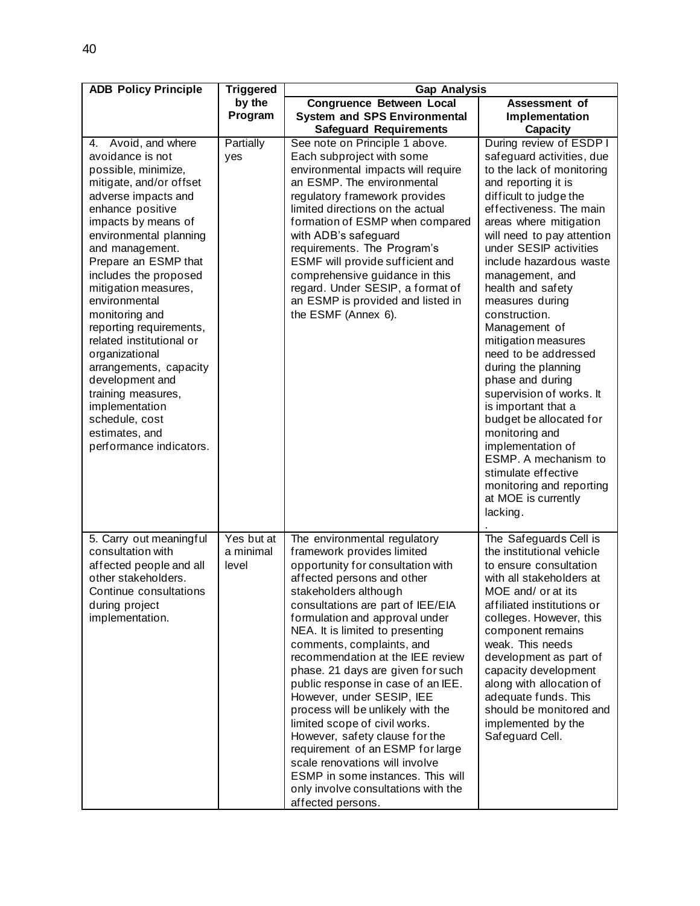| ADB Policy Principle | Triggered by the Program | Gap Analysis | |
|---|---|---|---|
| | | Congruence Between Local System and SPS Environmental Safeguard Requirements | Assessment of Implementation Capacity |
| 4. Avoid, and where avoidance is not possible, minimize, mitigate, and/or offset adverse impacts and enhance positive impacts by means of environmental planning and management. Prepare an ESMP that includes the proposed mitigation measures, environmental monitoring and reporting requirements, related institutional or organizational arrangements, capacity development and training measures, implementation schedule, cost estimates, and performance indicators. | Partially yes | See note on Principle 1 above. Each subproject with some environmental impacts will require an ESMP. The environmental regulatory framework provides limited directions on the actual formation of ESMP when compared with ADB's safeguard requirements. The Program's ESMF will provide sufficient and comprehensive guidance in this regard. Under SESIP, a format of an ESMP is provided and listed in the ESMF (Annex 6). | During review of ESDP I safeguard activities, due to the lack of monitoring and reporting it is difficult to judge the effectiveness. The main areas where mitigation will need to pay attention under SESIP activities include hazardous waste management, and health and safety measures during construction. Management of mitigation measures need to be addressed during the planning phase and during supervision of works. It is important that a budget be allocated for monitoring and implementation of ESMP. A mechanism to stimulate effective monitoring and reporting at MOE is currently lacking. . |
| 5. Carry out meaningful consultation with affected people and all other stakeholders. Continue consultations during project implementation. | Yes but at a minimal level | The environmental regulatory framework provides limited opportunity for consultation with affected persons and other stakeholders although consultations are part of IEE/EIA formulation and approval under NEA. It is limited to presenting comments, complaints, and recommendation at the IEE review phase. 21 days are given for such public response in case of an IEE. However, under SESIP, IEE process will be unlikely with the limited scope of civil works. However, safety clause for the requirement of an ESMP for large scale renovations will involve ESMP in some instances. This will only involve consultations with the affected persons. | The Safeguards Cell is the institutional vehicle to ensure consultation with all stakeholders at MOE and/ or at its affiliated institutions or colleges. However, this component remains weak. This needs development as part of capacity development along with allocation of adequate funds. This should be monitored and implemented by the Safeguard Cell. |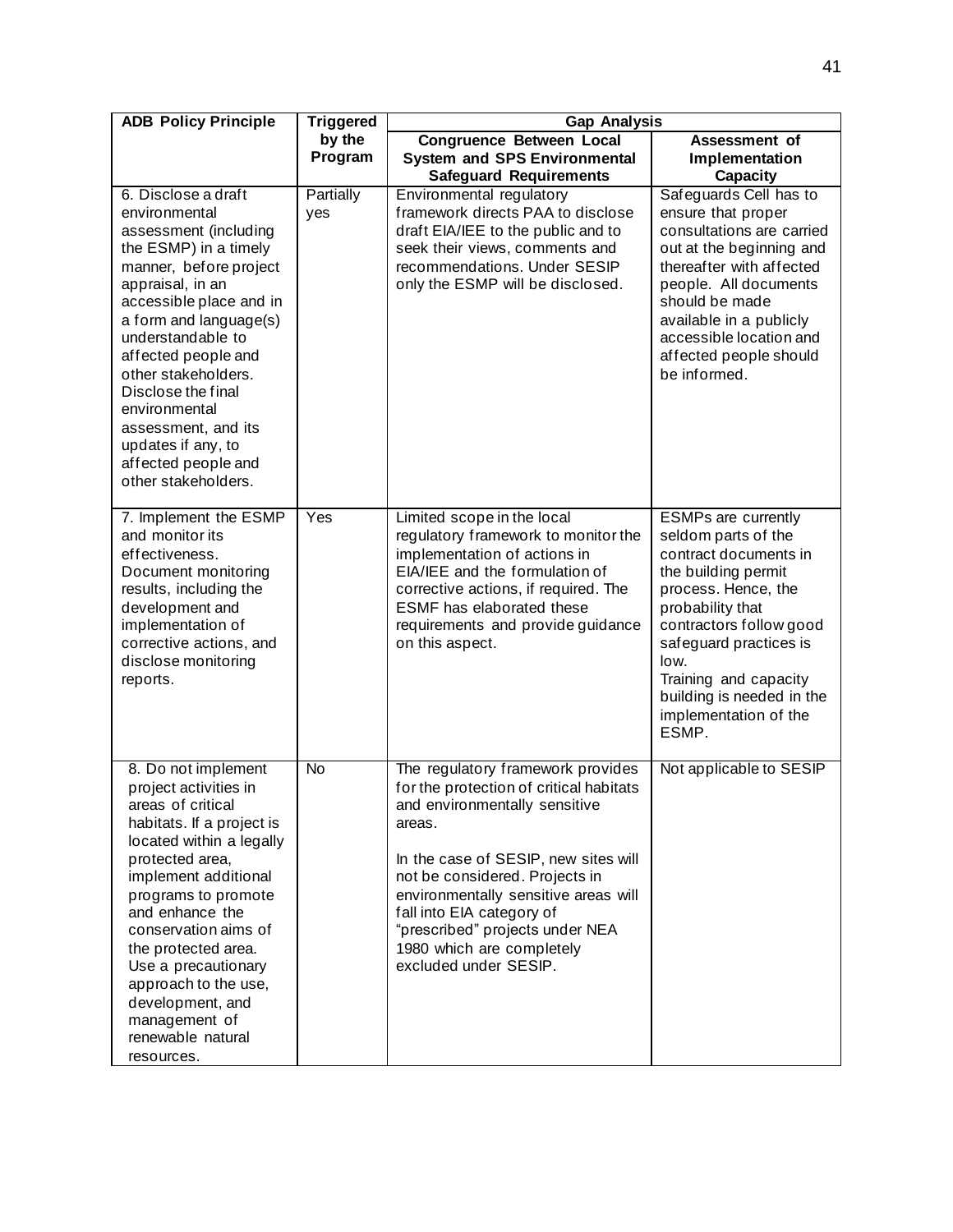| ADB Policy Principle | Triggered by the Program | Gap Analysis | |
|---|---|---|---|
| | | Congruence Between Local System and SPS Environmental Safeguard Requirements | Assessment of Implementation Capacity |
| 6. Disclose a draft environmental assessment (including the ESMP) in a timely manner, before project appraisal, in an accessible place and in a form and language(s) understandable to affected people and other stakeholders. Disclose the final environmental assessment, and its updates if any, to affected people and other stakeholders. | Partially yes | Environmental regulatory framework directs PAA to disclose draft EIA/IEE to the public and to seek their views, comments and recommendations. Under SESIP only the ESMP will be disclosed. | Safeguards Cell has to ensure that proper consultations are carried out at the beginning and thereafter with affected people. All documents should be made available in a publicly accessible location and affected people should be informed. |
| 7. Implement the ESMP and monitor its effectiveness. Document monitoring results, including the development and implementation of corrective actions, and disclose monitoring reports. | Yes | Limited scope in the local regulatory framework to monitor the implementation of actions in EIA/IEE and the formulation of corrective actions, if required. The ESMF has elaborated these requirements and provide guidance on this aspect. | ESMPs are currently seldom parts of the contract documents in the building permit process. Hence, the probability that contractors follow good safeguard practices is low.<br>Training and capacity building is needed in the implementation of the ESMP. |
| 8. Do not implement project activities in areas of critical habitats. If a project is located within a legally protected area, implement additional programs to promote and enhance the conservation aims of the protected area. Use a precautionary approach to the use, development, and management of renewable natural resources. | No | The regulatory framework provides for the protection of critical habitats and environmentally sensitive areas.<br><br>In the case of SESIP, new sites will not be considered. Projects in environmentally sensitive areas will fall into EIA category of "prescribed" projects under NEA 1980 which are completely excluded under SESIP. | Not applicable to SESIP |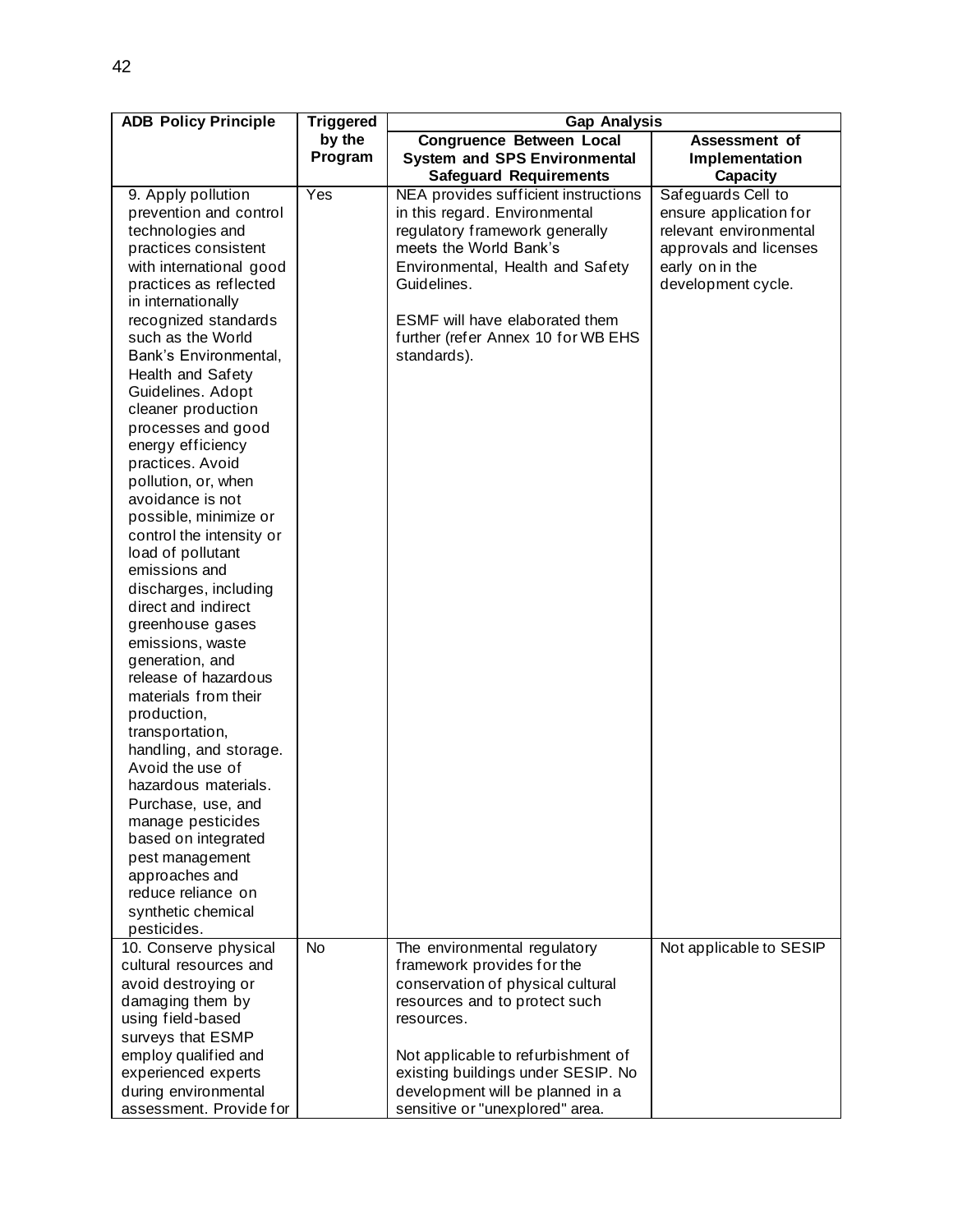| ADB Policy Principle | Triggered by the Program | Gap Analysis | |
|---|---|---|---|
| | | Congruence Between Local System and SPS Environmental Safeguard Requirements | Assessment of Implementation Capacity |
| 9. Apply pollution prevention and control technologies and practices consistent with international good practices as reflected in internationally recognized standards such as the World Bank's Environmental, Health and Safety Guidelines. Adopt cleaner production processes and good energy efficiency practices. Avoid pollution, or, when avoidance is not possible, minimize or control the intensity or load of pollutant emissions and discharges, including direct and indirect greenhouse gases emissions, waste generation, and release of hazardous materials from their production, transportation, handling, and storage. Avoid the use of hazardous materials. Purchase, use, and manage pesticides based on integrated pest management approaches and reduce reliance on synthetic chemical pesticides. | Yes | NEA provides sufficient instructions in this regard. Environmental regulatory framework generally meets the World Bank's Environmental, Health and Safety Guidelines.<br><br>ESMF will have elaborated them further (refer Annex 10 for WB EHS standards). | Safeguards Cell to ensure application for relevant environmental approvals and licenses early on in the development cycle. |
| 10. Conserve physical cultural resources and avoid destroying or damaging them by using field-based surveys that ESMP employ qualified and experienced experts during environmental assessment. Provide for | No | The environmental regulatory framework provides for the conservation of physical cultural resources and to protect such resources.<br><br>Not applicable to refurbishment of existing buildings under SESIP. No development will be planned in a sensitive or "unexplored" area. | Not applicable to SESIP |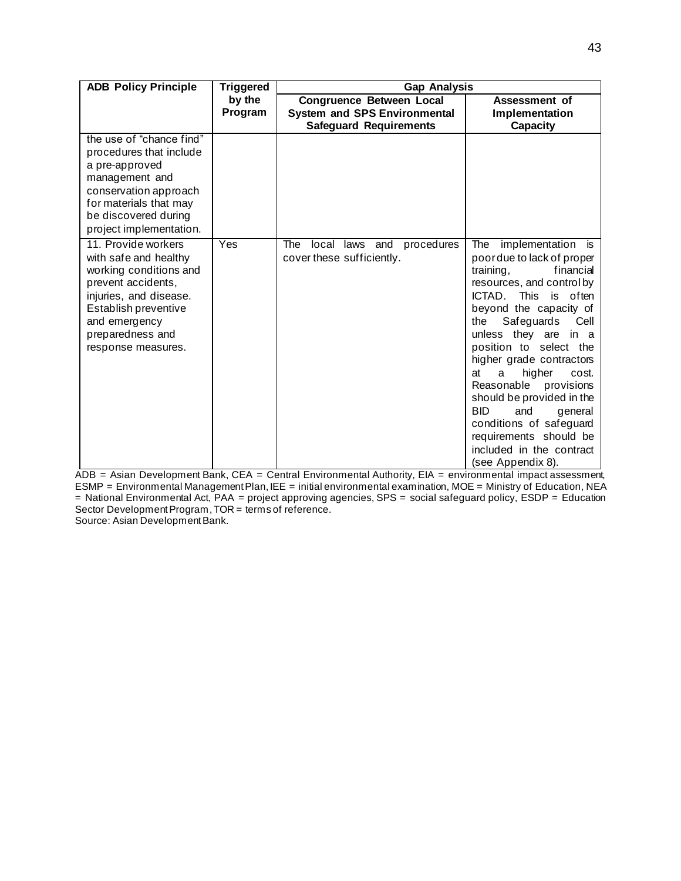| ADB Policy Principle | Triggered by the Program | Gap Analysis | |
|---|---|---|---|
| | | Congruence Between Local System and SPS Environmental Safeguard Requirements | Assessment of Implementation Capacity |
| the use of "chance find" procedures that include a pre-approved management and conservation approach for materials that may be discovered during project implementation. | | | |
| 11. Provide workers with safe and healthy working conditions and prevent accidents, injuries, and disease. Establish preventive and emergency preparedness and response measures. | Yes | The local laws and procedures cover these sufficiently. | The implementation is poor due to lack of proper training, financial resources, and control by ICTAD. This is often beyond the capacity of the Safeguards Cell unless they are in a position to select the higher grade contractors at a higher cost. Reasonable provisions should be provided in the BID and general conditions of safeguard requirements should be included in the contract (see Appendix 8). |

ADB = Asian Development Bank, CEA = Central Environmental Authority, EIA = environmental impact assessment, ESMP = Environmental Management Plan, IEE = initial environmental examination, MOE = Ministry of Education, NEA = National Environmental Act, PAA = project approving agencies, SPS = social safeguard policy, ESDP = Education Sector Development Program, TOR = terms of reference.
Source: Asian Development Bank.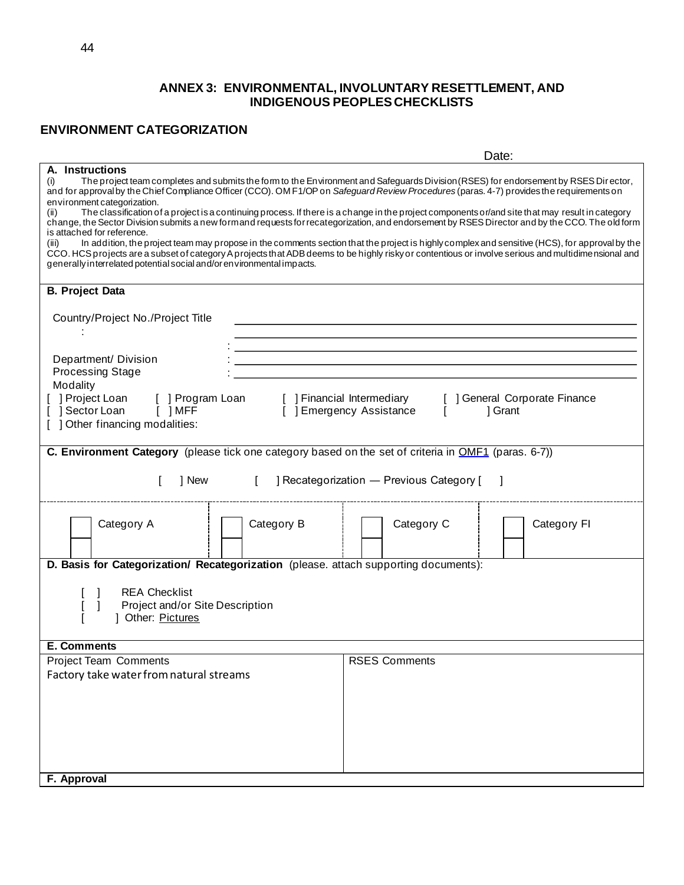## ANNEX 3: ENVIRONMENTAL, INVOLUNTARY RESETTLEMENT, AND INDIGENOUS PEOPLES CHECKLISTS

### ENVIRONMENT CATEGORIZATION

Date:

**A. Instructions**

(i) The project team completes and submits the form to the Environment and Safeguards Division (RSES) for endorsement by RSES Director, and for approval by the Chief Compliance Officer (CCO). OM F1/OP on *Safeguard Review Procedures* (paras. 4-7) provides the requirements on environment categorization.

(ii) The classification of a project is a continuing process. If there is a change in the project components or/and site that may result in category change, the Sector Division submits a new form and requests for recategorization, and endorsement by RSES Director and by the CCO. The old form is attached for reference.

(iii) In addition, the project team may propose in the comments section that the project is highly complex and sensitive (HCS), for approval by the CCO. HCS projects are a subset of category A projects that ADB deems to be highly risky or contentious or involve serious and multidimensional and generally interrelated potential social and/or environmental impacts.

**B. Project Data**

Country/Project No./Project Title : ______________________________

: ______________________________

Department/ Division : ______________________________

Processing Stage : ______________________________

Modality

[ ] Project Loan [ ] Program Loan [ ] Financial Intermediary [ ] General Corporate Finance

[ ] Sector Loan [ ] MFF [ ] Emergency Assistance [ ] Grant

[ ] Other financing modalities:

**C. Environment Category** (please tick one category based on the set of criteria in OMF1 (paras. 6-7))

[ ] New [ ] Recategorization — Previous Category [ ]

| [ ] Category A | [ ] Category B | [ ] Category C | [ ] Category FI |
|---|---|---|---|

**D. Basis for Categorization/ Recategorization** (please. attach supporting documents):

[ ] REA Checklist

[ ] Project and/or Site Description

[ ] Other: Pictures

**E. Comments**

| Project Team Comments | RSES Comments |
|---|---|
| Factory take water from natural streams | |

**F. Approval**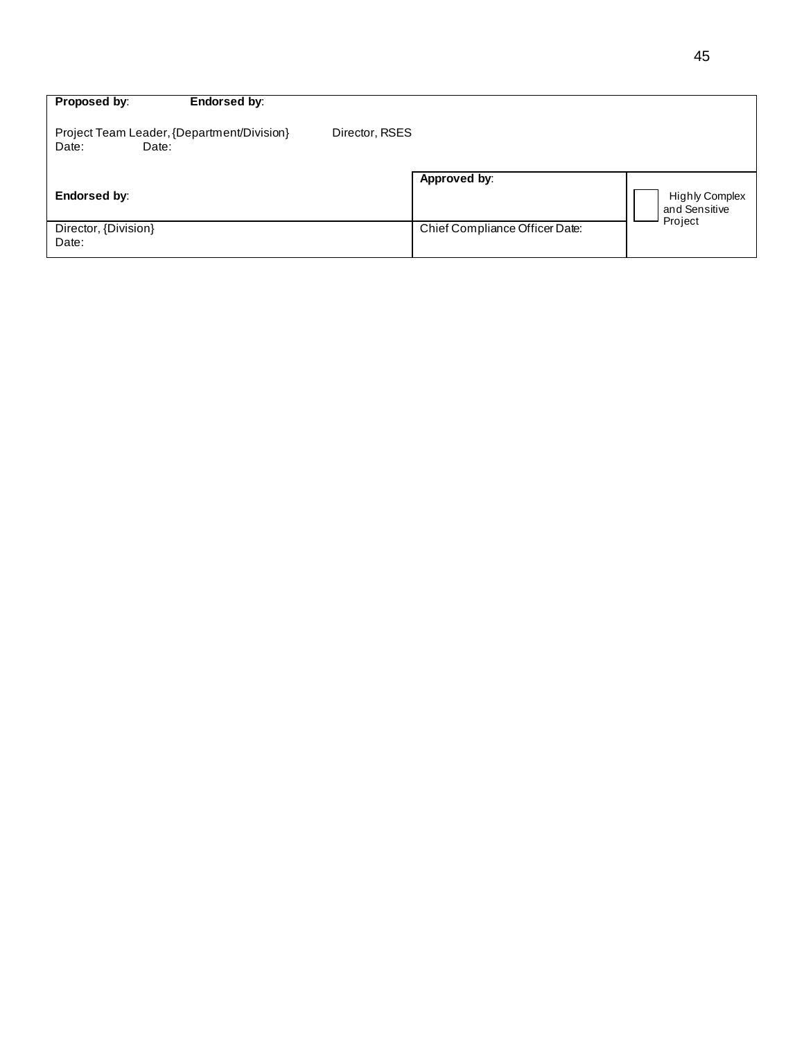| **Proposed by**: **Endorsed by**:<br><br>Project Team Leader, {Department/Division} Director, RSES<br>Date: Date: | | |
|---|---|---|
| **Endorsed by**: | **Approved by**: | ☐ Highly Complex and Sensitive Project |
| Director, {Division}<br>Date: | Chief Compliance Officer Date: | |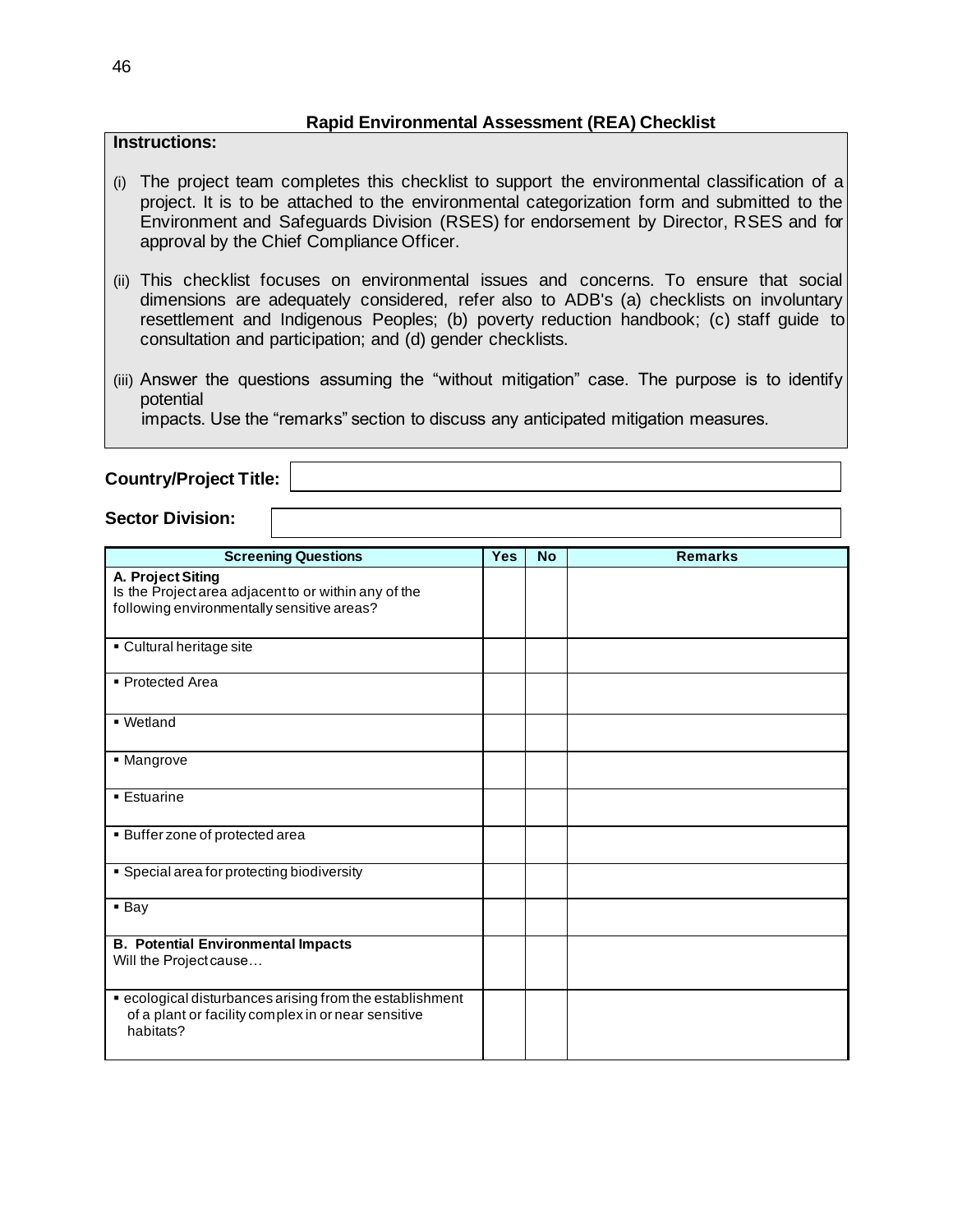## Rapid Environmental Assessment (REA) Checklist

**Instructions:**

(i) The project team completes this checklist to support the environmental classification of a project. It is to be attached to the environmental categorization form and submitted to the Environment and Safeguards Division (RSES) for endorsement by Director, RSES and for approval by the Chief Compliance Officer.

(ii) This checklist focuses on environmental issues and concerns. To ensure that social dimensions are adequately considered, refer also to ADB's (a) checklists on involuntary resettlement and Indigenous Peoples; (b) poverty reduction handbook; (c) staff guide to consultation and participation; and (d) gender checklists.

(iii) Answer the questions assuming the "without mitigation" case. The purpose is to identify potential
impacts. Use the "remarks" section to discuss any anticipated mitigation measures.

**Country/Project Title:**

**Sector Division:**

| Screening Questions | Yes | No | Remarks |
|---|---|---|---|
| **A. Project Siting**<br>Is the Project area adjacent to or within any of the following environmentally sensitive areas? | | | |
| ▪ Cultural heritage site | | | |
| ▪ Protected Area | | | |
| ▪ Wetland | | | |
| ▪ Mangrove | | | |
| ▪ Estuarine | | | |
| ▪ Buffer zone of protected area | | | |
| ▪ Special area for protecting biodiversity | | | |
| ▪ Bay | | | |
| **B. Potential Environmental Impacts**<br>Will the Project cause… | | | |
| ▪ ecological disturbances arising from the establishment of a plant or facility complex in or near sensitive habitats? | | | |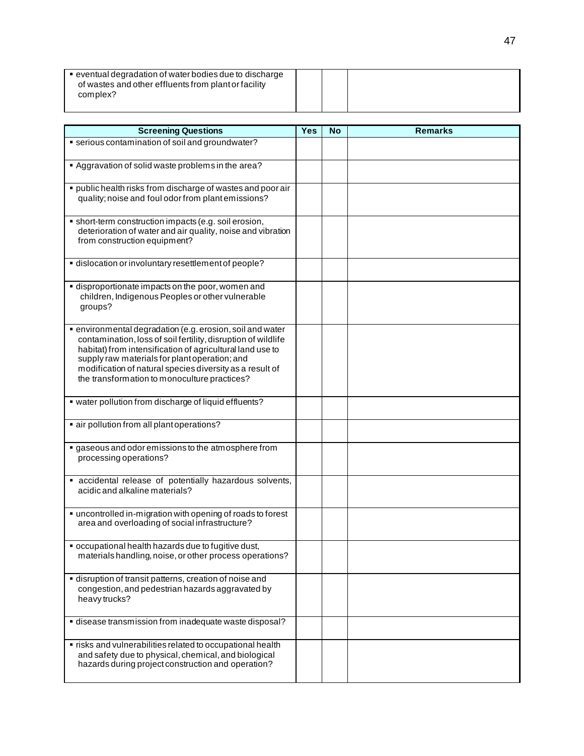| | | | |
|---|---|---|---|
| ▪ eventual degradation of water bodies due to discharge of wastes and other effluents from plant or facility complex? | | | |

| Screening Questions | Yes | No | Remarks |
|---|---|---|---|
| ▪ serious contamination of soil and groundwater? | | | |
| ▪ Aggravation of solid waste problems in the area? | | | |
| ▪ public health risks from discharge of wastes and poor air quality; noise and foul odor from plant emissions? | | | |
| ▪ short-term construction impacts (e.g. soil erosion, deterioration of water and air quality, noise and vibration from construction equipment? | | | |
| ▪ dislocation or involuntary resettlement of people? | | | |
| ▪ disproportionate impacts on the poor, women and children, Indigenous Peoples or other vulnerable groups? | | | |
| ▪ environmental degradation (e.g. erosion, soil and water contamination, loss of soil fertility, disruption of wildlife habitat) from intensification of agricultural land use to supply raw materials for plant operation; and modification of natural species diversity as a result of the transformation to monoculture practices? | | | |
| ▪ water pollution from discharge of liquid effluents? | | | |
| ▪ air pollution from all plant operations? | | | |
| ▪ gaseous and odor emissions to the atmosphere from processing operations? | | | |
| ▪ accidental release of potentially hazardous solvents, acidic and alkaline materials? | | | |
| ▪ uncontrolled in-migration with opening of roads to forest area and overloading of social infrastructure? | | | |
| ▪ occupational health hazards due to fugitive dust, materials handling, noise, or other process operations? | | | |
| ▪ disruption of transit patterns, creation of noise and congestion, and pedestrian hazards aggravated by heavy trucks? | | | |
| ▪ disease transmission from inadequate waste disposal? | | | |
| ▪ risks and vulnerabilities related to occupational health and safety due to physical, chemical, and biological hazards during project construction and operation? | | | |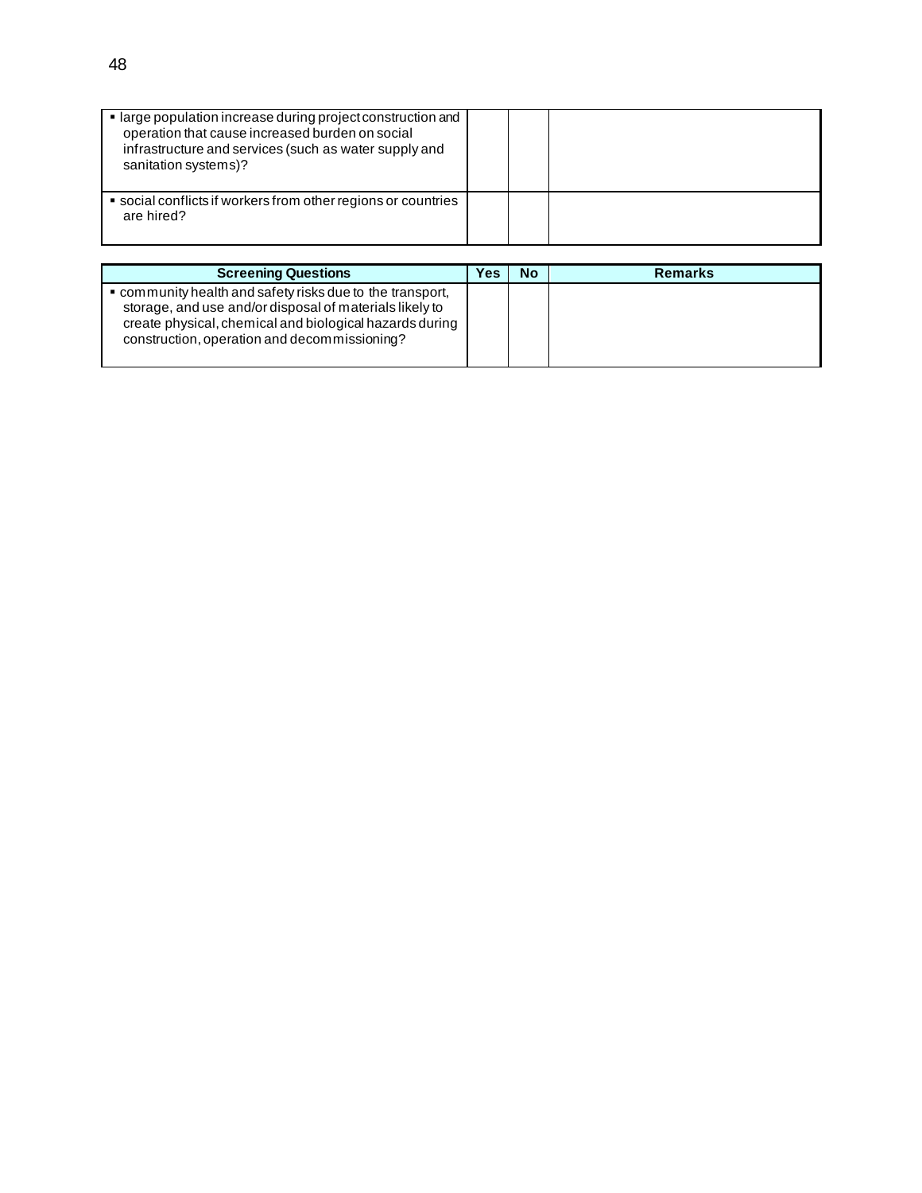| Screening Questions | Yes | No | Remarks |
|---|---|---|---|
| ▪ large population increase during project construction and operation that cause increased burden on social infrastructure and services (such as water supply and sanitation systems)? | | | |
| ▪ social conflicts if workers from other regions or countries are hired? | | | |
| ▪ community health and safety risks due to the transport, storage, and use and/or disposal of materials likely to create physical, chemical and biological hazards during construction, operation and decommissioning? | | | |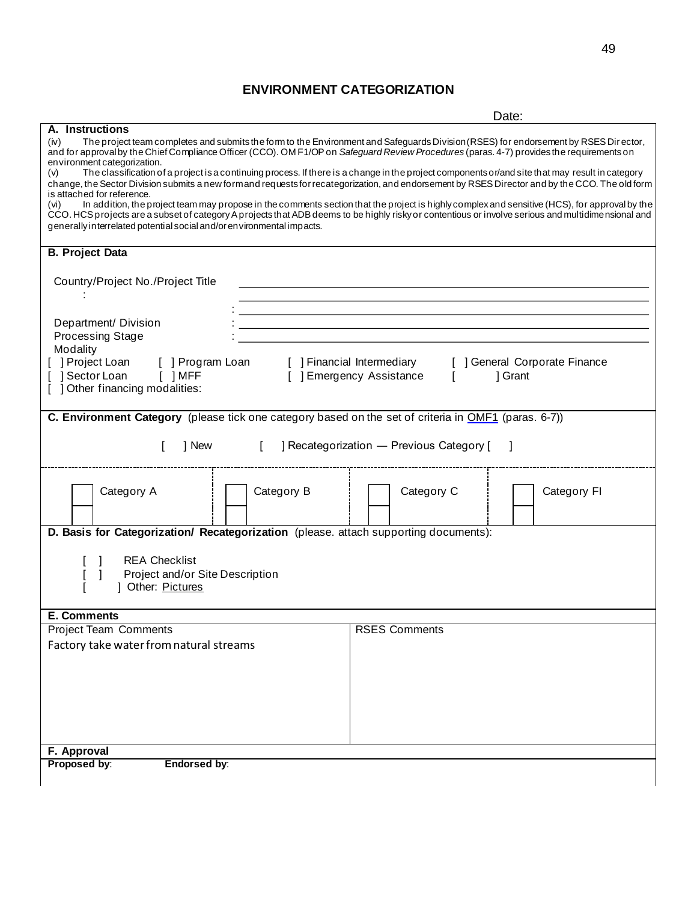# ENVIRONMENT CATEGORIZATION

Date:

**A. Instructions**

(iv) The project team completes and submits the form to the Environment and Safeguards Division (RSES) for endorsement by RSES Director, and for approval by the Chief Compliance Officer (CCO). OM F1/OP on *Safeguard Review Procedures* (paras. 4-7) provides the requirements on environment categorization.

(v) The classification of a project is a continuing process. If there is a change in the project components or/and site that may result in category change, the Sector Division submits a new form and requests for recategorization, and endorsement by RSES Director and by the CCO. The old form is attached for reference.

(vi) In addition, the project team may propose in the comments section that the project is highly complex and sensitive (HCS), for approval by the CCO. HCS projects are a subset of category A projects that ADB deems to be highly risky or contentious or involve serious and multidimensional and generally interrelated potential social and/or environmental impacts.

**B. Project Data**

Country/Project No./Project Title : ______________________________

: ______________________________

Department/ Division : ______________________________

Processing Stage : ______________________________

Modality

[ ] Project Loan [ ] Program Loan [ ] Financial Intermediary [ ] General Corporate Finance

[ ] Sector Loan [ ] MFF [ ] Emergency Assistance [ ] Grant

[ ] Other financing modalities:

**C. Environment Category** (please tick one category based on the set of criteria in OMF1 (paras. 6-7))

[ ] New [ ] Recategorization — Previous Category [ ]

| ☐ Category A | ☐ Category B | ☐ Category C | ☐ Category FI |
|---|---|---|---|

**D. Basis for Categorization/ Recategorization** (please. attach supporting documents):

[ ] REA Checklist

[ ] Project and/or Site Description

[ ] Other: Pictures

**E. Comments**

| Project Team Comments | RSES Comments |
|---|---|
| Factory take water from natural streams | |

**F. Approval**

**Proposed by**: **Endorsed by**: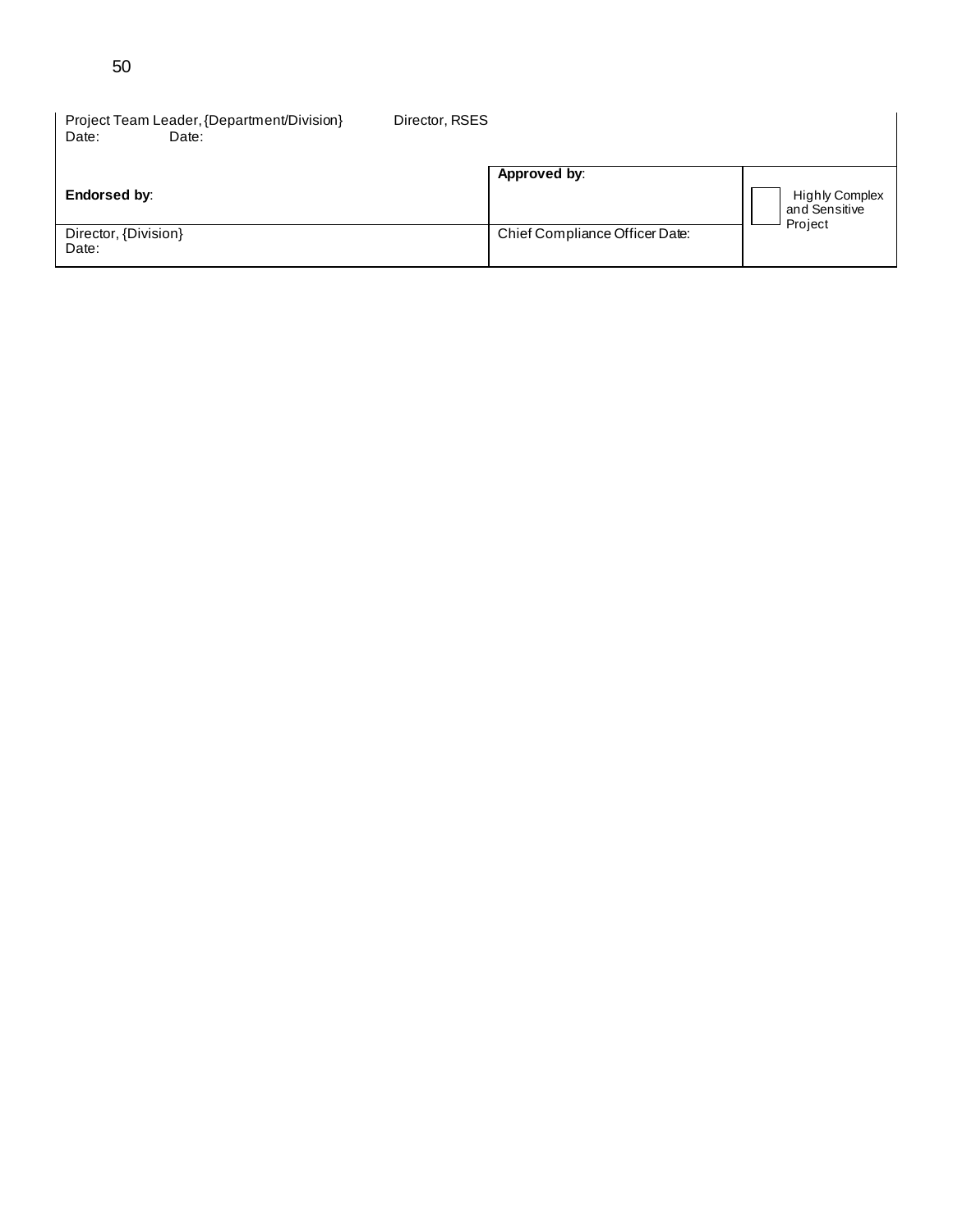| Project Team Leader, {Department/Division} Director, RSES<br>Date: Date: | | |
|---|---|---|
| **Endorsed by**: | **Approved by**: | ☐ Highly Complex and Sensitive Project |
| Director, {Division}<br>Date: | Chief Compliance Officer Date: | |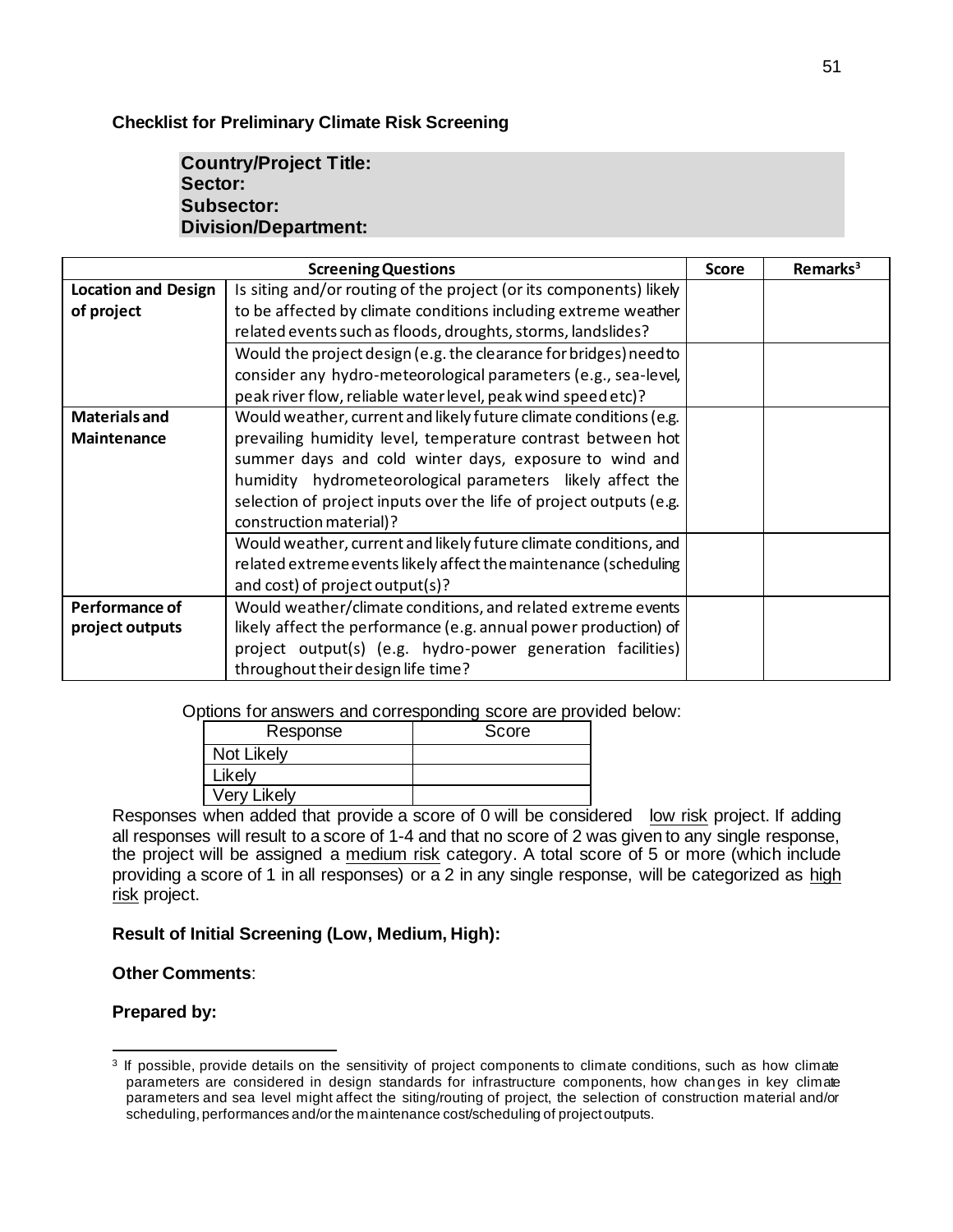**Checklist for Preliminary Climate Risk Screening**

**Country/Project Title:**
**Sector:**
**Subsector:**
**Division/Department:**

| Screening Questions | | Score | Remarks[3] |
|---|---|---|---|
| **Location and Design of project** | Is siting and/or routing of the project (or its components) likely to be affected by climate conditions including extreme weather related events such as floods, droughts, storms, landslides? | | |
| | Would the project design (e.g. the clearance for bridges) need to consider any hydro-meteorological parameters (e.g., sea-level, peak river flow, reliable water level, peak wind speed etc)? | | |
| **Materials and Maintenance** | Would weather, current and likely future climate conditions (e.g. prevailing humidity level, temperature contrast between hot summer days and cold winter days, exposure to wind and humidity hydrometeorological parameters likely affect the selection of project inputs over the life of project outputs (e.g. construction material)? | | |
| | Would weather, current and likely future climate conditions, and related extreme events likely affect the maintenance (scheduling and cost) of project output(s)? | | |
| **Performance of project outputs** | Would weather/climate conditions, and related extreme events likely affect the performance (e.g. annual power production) of project output(s) (e.g. hydro-power generation facilities) throughout their design life time? | | |

Options for answers and corresponding score are provided below:

| Response | Score |
|---|---|
| Not Likely | |
| Likely | |
| Very Likely | |

Responses when added that provide a score of 0 will be considered low risk project. If adding all responses will result to a score of 1-4 and that no score of 2 was given to any single response, the project will be assigned a medium risk category. A total score of 5 or more (which include providing a score of 1 in all responses) or a 2 in any single response, will be categorized as high risk project.

**Result of Initial Screening (Low, Medium, High):**

**Other Comments**:

**Prepared by:**

---

[3] If possible, provide details on the sensitivity of project components to climate conditions, such as how climate parameters are considered in design standards for infrastructure components, how changes in key climate parameters and sea level might affect the siting/routing of project, the selection of construction material and/or scheduling, performances and/or the maintenance cost/scheduling of project outputs.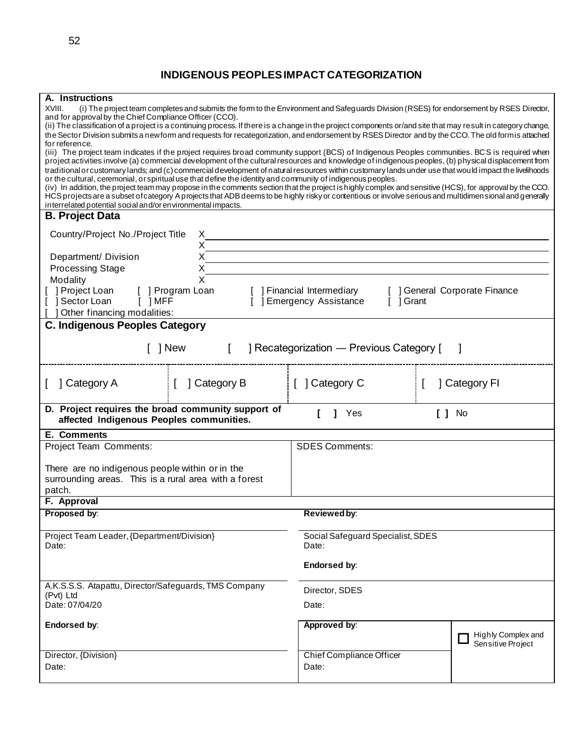# INDIGENOUS PEOPLES IMPACT CATEGORIZATION

**A. Instructions**

XVIII. (i) The project team completes and submits the form to the Environment and Safeguards Division (RSES) for endorsement by RSES Director, and for approval by the Chief Compliance Officer (CCO).

(ii) The classification of a project is a continuing process. If there is a change in the project components or/and site that may result in category change, the Sector Division submits a new form and requests for recategorization, and endorsement by RSES Director and by the CCO. The old form is attached for reference.

(iii) The project team indicates if the project requires broad community support (BCS) of Indigenous Peoples communities. BCS is required when project activities involve (a) commercial development of the cultural resources and knowledge of indigenous peoples, (b) physical displacement from traditional or customary lands; and (c) commercial development of natural resources within customary lands under use that would impact the livelihoods or the cultural, ceremonial, or spiritual use that define the identity and community of indigenous peoples.

(iv) In addition, the project team may propose in the comments section that the project is highly complex and sensitive (HCS), for approval by the CCO. HCS projects are a subset of category A projects that ADB deems to be highly risky or contentious or involve serious and multidimensional and generally interrelated potential social and/or environmental impacts.

**B. Project Data**

| | |
|---|---|
| Country/Project No./Project Title | X |
| | X |
| Department/ Division | X |
| Processing Stage | X |
| Modality | X |

[ ] Project Loan [ ] Program Loan [ ] Financial Intermediary [ ] General Corporate Finance
[ ] Sector Loan [ ] MFF [ ] Emergency Assistance [ ] Grant
[ ] Other financing modalities:

**C. Indigenous Peoples Category**

[ ] New [ ] Recategorization — Previous Category [ ]

| [ ] Category A | [ ] Category B | [ ] Category C | [ ] Category FI |
|---|---|---|---|

**D. Project requires the broad community support of affected Indigenous Peoples communities.** [ ] Yes [ ] No

**E. Comments**

| Project Team Comments: | SDES Comments: |
|---|---|
| There are no indigenous people within or in the surrounding areas. This is a rural area with a forest patch. | |

**F. Approval**

| | | |
|---|---|---|
| **Proposed by**: | **Reviewed by**: | |
| Project Team Leader, {Department/Division}<br>Date: | Social Safeguard Specialist, SDES<br>Date: | |
| | **Endorsed by**: | |
| A.K.S.S.S. Atapattu, Director/Safeguards, TMS Company (Pvt) Ltd<br>Date: 07/04/20 | Director, SDES<br>Date: | |
| **Endorsed by**: | **Approved by**: | ☐ Highly Complex and Sensitive Project |
| Director, {Division}<br>Date: | Chief Compliance Officer<br>Date: | |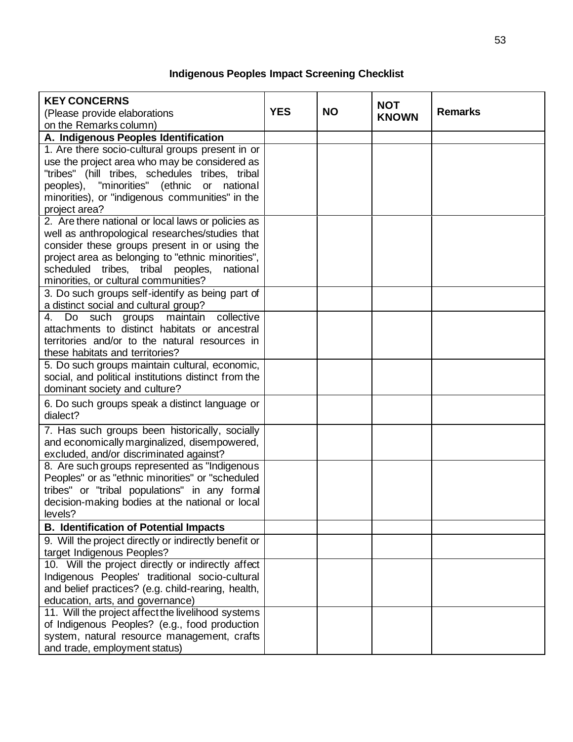**Indigenous Peoples Impact Screening Checklist**

| **KEY CONCERNS** (Please provide elaborations on the Remarks column) | **YES** | **NO** | **NOT KNOWN** | **Remarks** |
|---|---|---|---|---|
| **A. Indigenous Peoples Identification** | | | | |
| 1. Are there socio-cultural groups present in or use the project area who may be considered as "tribes" (hill tribes, schedules tribes, tribal peoples), "minorities" (ethnic or national minorities), or "indigenous communities" in the project area? | | | | |
| 2. Are there national or local laws or policies as well as anthropological researches/studies that consider these groups present in or using the project area as belonging to "ethnic minorities", scheduled tribes, tribal peoples, national minorities, or cultural communities? | | | | |
| 3. Do such groups self-identify as being part of a distinct social and cultural group? | | | | |
| 4. Do such groups maintain collective attachments to distinct habitats or ancestral territories and/or to the natural resources in these habitats and territories? | | | | |
| 5. Do such groups maintain cultural, economic, social, and political institutions distinct from the dominant society and culture? | | | | |
| 6. Do such groups speak a distinct language or dialect? | | | | |
| 7. Has such groups been historically, socially and economically marginalized, disempowered, excluded, and/or discriminated against? | | | | |
| 8. Are such groups represented as "Indigenous Peoples" or as "ethnic minorities" or "scheduled tribes" or "tribal populations" in any formal decision-making bodies at the national or local levels? | | | | |
| **B. Identification of Potential Impacts** | | | | |
| 9. Will the project directly or indirectly benefit or target Indigenous Peoples? | | | | |
| 10. Will the project directly or indirectly affect Indigenous Peoples' traditional socio-cultural and belief practices? (e.g. child-rearing, health, education, arts, and governance) | | | | |
| 11. Will the project affect the livelihood systems of Indigenous Peoples? (e.g., food production system, natural resource management, crafts and trade, employment status) | | | | |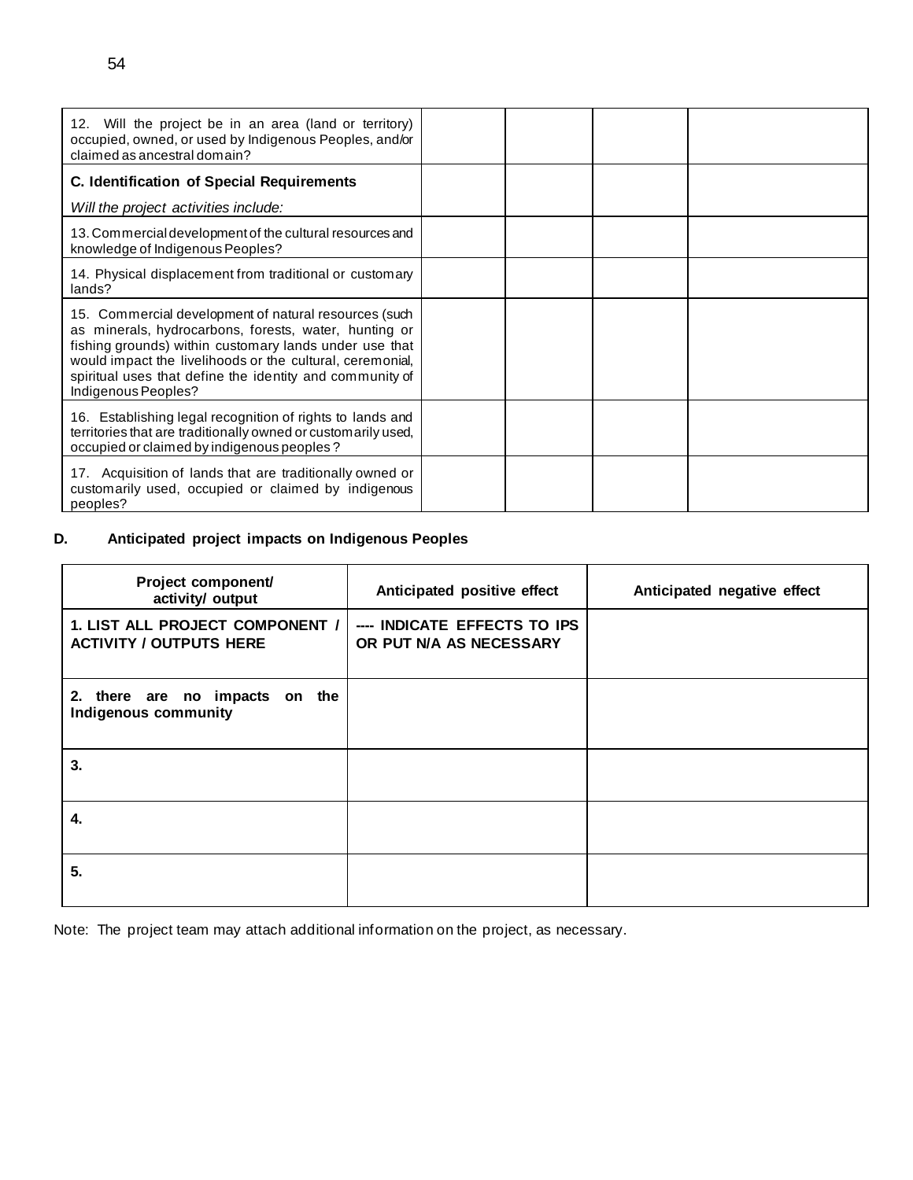| | | | | |
|---|---|---|---|---|
| 12. Will the project be in an area (land or territory) occupied, owned, or used by Indigenous Peoples, and/or claimed as ancestral domain? | | | | |
| **C. Identification of Special Requirements** *Will the project activities include:* | | | | |
| 13. Commercial development of the cultural resources and knowledge of Indigenous Peoples? | | | | |
| 14. Physical displacement from traditional or customary lands? | | | | |
| 15. Commercial development of natural resources (such as minerals, hydrocarbons, forests, water, hunting or fishing grounds) within customary lands under use that would impact the livelihoods or the cultural, ceremonial, spiritual uses that define the identity and community of Indigenous Peoples? | | | | |
| 16. Establishing legal recognition of rights to lands and territories that are traditionally owned or customarily used, occupied or claimed by indigenous peoples? | | | | |
| 17. Acquisition of lands that are traditionally owned or customarily used, occupied or claimed by indigenous peoples? | | | | |

**D. Anticipated project impacts on Indigenous Peoples**

| Project component/ activity/ output | Anticipated positive effect | Anticipated negative effect |
|---|---|---|
| **1. LIST ALL PROJECT COMPONENT / ACTIVITY / OUTPUTS HERE** | **---- INDICATE EFFECTS TO IPS OR PUT N/A AS NECESSARY** | |
| **2. there are no impacts on the Indigenous community** | | |
| **3.** | | |
| **4.** | | |
| **5.** | | |

Note: The project team may attach additional information on the project, as necessary.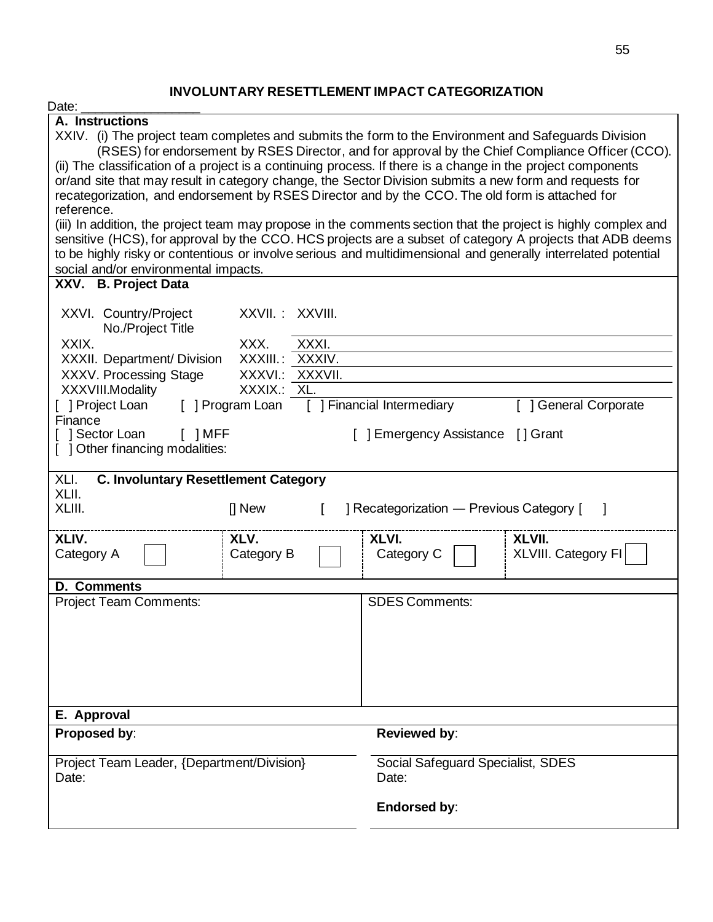## INVOLUNTARY RESETTLEMENT IMPACT CATEGORIZATION

Date: ________________

**A. Instructions**

XXIV. (i) The project team completes and submits the form to the Environment and Safeguards Division (RSES) for endorsement by RSES Director, and for approval by the Chief Compliance Officer (CCO).

(ii) The classification of a project is a continuing process. If there is a change in the project components or/and site that may result in category change, the Sector Division submits a new form and requests for recategorization, and endorsement by RSES Director and by the CCO. The old form is attached for reference.

(iii) In addition, the project team may propose in the comments section that the project is highly complex and sensitive (HCS), for approval by the CCO. HCS projects are a subset of category A projects that ADB deems to be highly risky or contentious or involve serious and multidimensional and generally interrelated potential social and/or environmental impacts.

**XXV. B. Project Data**

| | | |
|---|---|---|
| XXVI. Country/Project No./Project Title | XXVII. : | XXVIII. |
| XXIX. | XXX. | XXXI. |
| XXXII. Department/ Division | XXXIII. : | XXXIV. |
| XXXV. Processing Stage | XXXVI.: | XXXVII. |
| XXXVIII.Modality | XXXIX.: | XL. |

[ ] Project Loan [ ] Program Loan [ ] Financial Intermediary [ ] General Corporate Finance
[ ] Sector Loan [ ] MFF [ ] Emergency Assistance [ ] Grant
[ ] Other financing modalities:

XLI. **C. Involuntary Resettlement Category**

XLII.

XLIII. [] New [ ] Recategorization — Previous Category [ ]

| XLIV. | XLV. | XLVI. | XLVII. |
|---|---|---|---|
| Category A [ ] | Category B [ ] | Category C [ ] | XLVIII. Category FI [ ] |

**D. Comments**

| Project Team Comments: | SDES Comments: |
|---|---|
| | |

**E. Approval**

| **Proposed by**: | **Reviewed by**: |
|---|---|
| Project Team Leader, {Department/Division} | Social Safeguard Specialist, SDES |
| Date: | Date: |
| | **Endorsed by**: |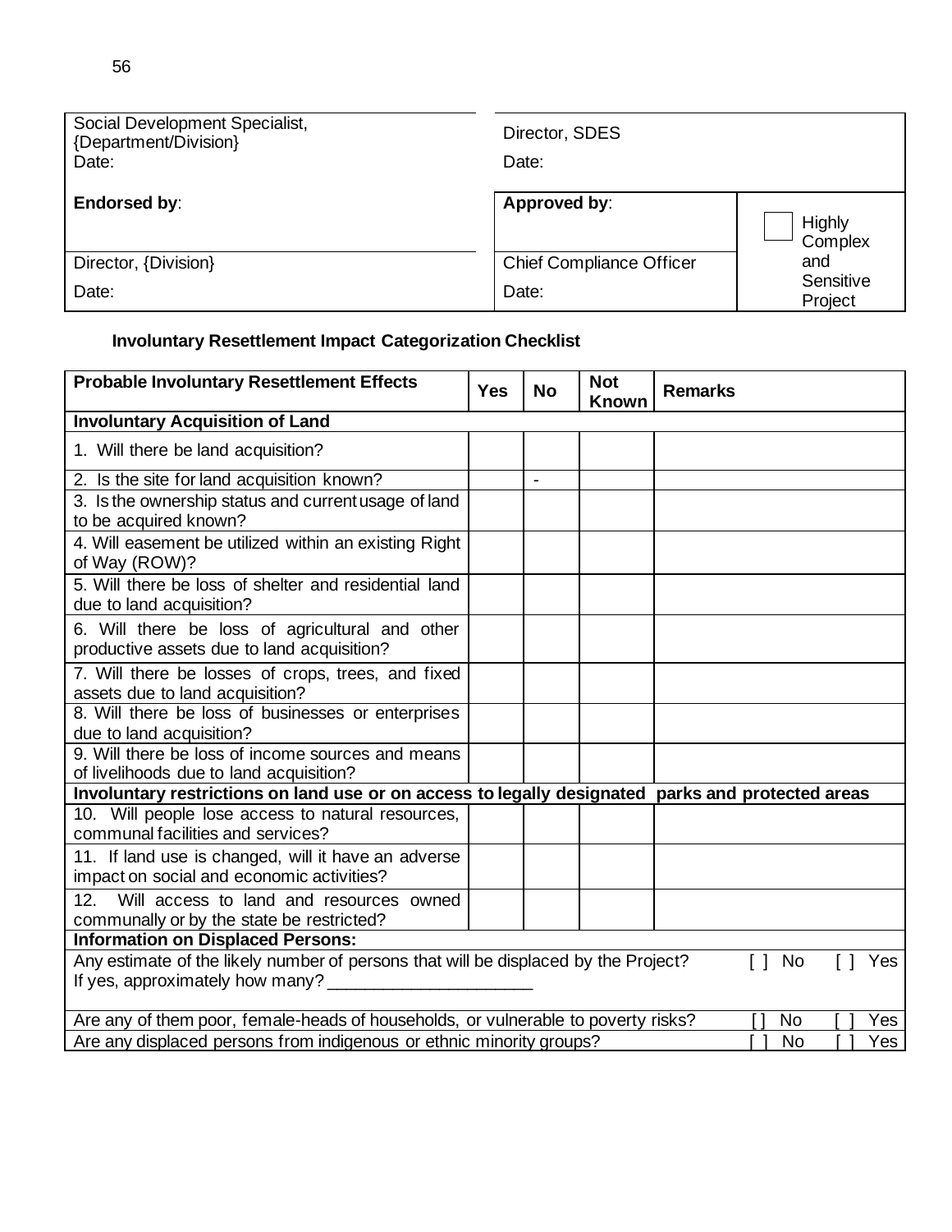| Social Development Specialist, {Department/Division} Date: | Director, SDES Date: | |
|---|---|---|
| **Endorsed by**: | **Approved by**: | [ ] Highly Complex and Sensitive Project |
| Director, {Division} Date: | Chief Compliance Officer Date: | |

**Involuntary Resettlement Impact Categorization Checklist**

| Probable Involuntary Resettlement Effects | Yes | No | Not Known | Remarks |
|---|---|---|---|---|
| **Involuntary Acquisition of Land** | | | | |
| 1. Will there be land acquisition? | | | | |
| 2. Is the site for land acquisition known? | | - | | |
| 3. Is the ownership status and current usage of land to be acquired known? | | | | |
| 4. Will easement be utilized within an existing Right of Way (ROW)? | | | | |
| 5. Will there be loss of shelter and residential land due to land acquisition? | | | | |
| 6. Will there be loss of agricultural and other productive assets due to land acquisition? | | | | |
| 7. Will there be losses of crops, trees, and fixed assets due to land acquisition? | | | | |
| 8. Will there be loss of businesses or enterprises due to land acquisition? | | | | |
| 9. Will there be loss of income sources and means of livelihoods due to land acquisition? | | | | |
| **Involuntary restrictions on land use or on access to legally designated parks and protected areas** | | | | |
| 10. Will people lose access to natural resources, communal facilities and services? | | | | |
| 11. If land use is changed, will it have an adverse impact on social and economic activities? | | | | |
| 12. Will access to land and resources owned communally or by the state be restricted? | | | | |
| **Information on Displaced Persons:** | | | | |
| Any estimate of the likely number of persons that will be displaced by the Project? [ ] No [ ] Yes<br>If yes, approximately how many? ______________________ | | | | |
| Are any of them poor, female-heads of households, or vulnerable to poverty risks? [ ] No [ ] Yes | | | | |
| Are any displaced persons from indigenous or ethnic minority groups? [ ] No [ ] Yes | | | | |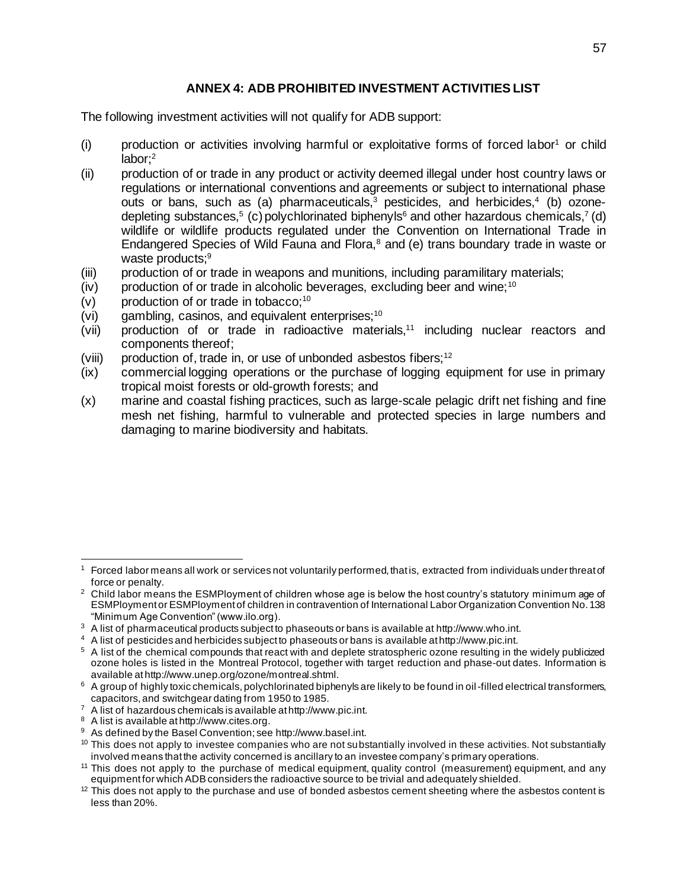## ANNEX 4: ADB PROHIBITED INVESTMENT ACTIVITIES LIST

The following investment activities will not qualify for ADB support:

(i) production or activities involving harmful or exploitative forms of forced labor[1] or child labor;[2]

(ii) production of or trade in any product or activity deemed illegal under host country laws or regulations or international conventions and agreements or subject to international phase outs or bans, such as (a) pharmaceuticals,[3] pesticides, and herbicides,[4] (b) ozone-depleting substances,[5] (c) polychlorinated biphenyls[6] and other hazardous chemicals,[7] (d) wildlife or wildlife products regulated under the Convention on International Trade in Endangered Species of Wild Fauna and Flora,[8] and (e) trans boundary trade in waste or waste products;[9]

(iii) production of or trade in weapons and munitions, including paramilitary materials;

(iv) production of or trade in alcoholic beverages, excluding beer and wine;[10]

(v) production of or trade in tobacco;[10]

(vi) gambling, casinos, and equivalent enterprises;[10]

(vii) production of or trade in radioactive materials,[11] including nuclear reactors and components thereof;

(viii) production of, trade in, or use of unbonded asbestos fibers;[12]

(ix) commercial logging operations or the purchase of logging equipment for use in primary tropical moist forests or old-growth forests; and

(x) marine and coastal fishing practices, such as large-scale pelagic drift net fishing and fine mesh net fishing, harmful to vulnerable and protected species in large numbers and damaging to marine biodiversity and habitats.

---

[1] Forced labor means all work or services not voluntarily performed, that is, extracted from individuals under threat of force or penalty.

[2] Child labor means the ESMPloyment of children whose age is below the host country's statutory minimum age of ESMPloyment or ESMPloyment of children in contravention of International Labor Organization Convention No. 138 "Minimum Age Convention" (www.ilo.org).

[3] A list of pharmaceutical products subject to phaseouts or bans is available at http://www.who.int.

[4] A list of pesticides and herbicides subject to phaseouts or bans is available at http://www.pic.int.

[5] A list of the chemical compounds that react with and deplete stratospheric ozone resulting in the widely publicized ozone holes is listed in the Montreal Protocol, together with target reduction and phase-out dates. Information is available at http://www.unep.org/ozone/montreal.shtml.

[6] A group of highly toxic chemicals, polychlorinated biphenyls are likely to be found in oil-filled electrical transformers, capacitors, and switchgear dating from 1950 to 1985.

[7] A list of hazardous chemicals is available at http://www.pic.int.

[8] A list is available at http://www.cites.org.

[9] As defined by the Basel Convention; see http://www.basel.int.

[10] This does not apply to investee companies who are not substantially involved in these activities. Not substantially involved means that the activity concerned is ancillary to an investee company's primary operations.

[11] This does not apply to the purchase of medical equipment, quality control (measurement) equipment, and any equipment for which ADB considers the radioactive source to be trivial and adequately shielded.

[12] This does not apply to the purchase and use of bonded asbestos cement sheeting where the asbestos content is less than 20%.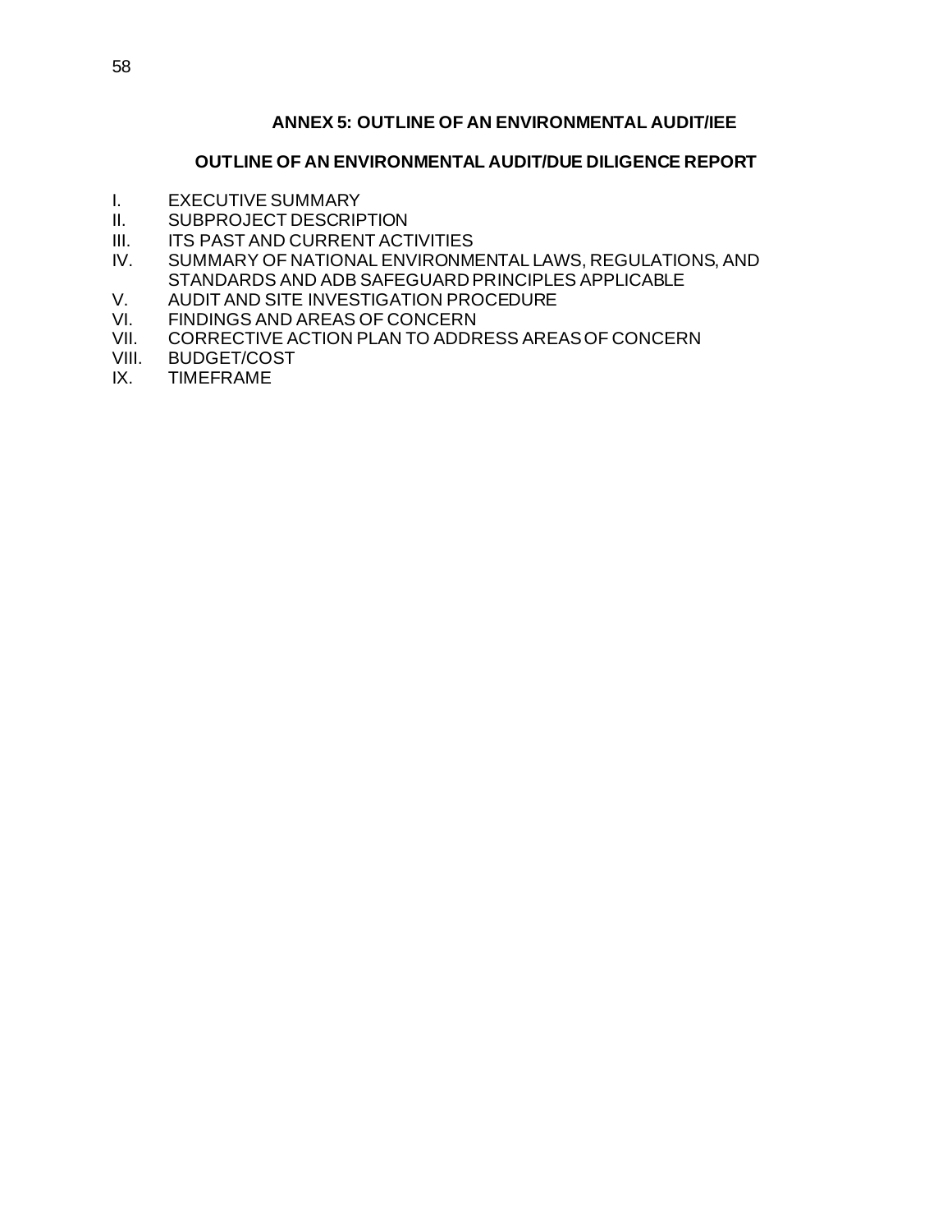# ANNEX 5: OUTLINE OF AN ENVIRONMENTAL AUDIT/IEE

## OUTLINE OF AN ENVIRONMENTAL AUDIT/DUE DILIGENCE REPORT

I. EXECUTIVE SUMMARY
II. SUBPROJECT DESCRIPTION
III. ITS PAST AND CURRENT ACTIVITIES
IV. SUMMARY OF NATIONAL ENVIRONMENTAL LAWS, REGULATIONS, AND STANDARDS AND ADB SAFEGUARD PRINCIPLES APPLICABLE
V. AUDIT AND SITE INVESTIGATION PROCEDURE
VI. FINDINGS AND AREAS OF CONCERN
VII. CORRECTIVE ACTION PLAN TO ADDRESS AREAS OF CONCERN
VIII. BUDGET/COST
IX. TIMEFRAME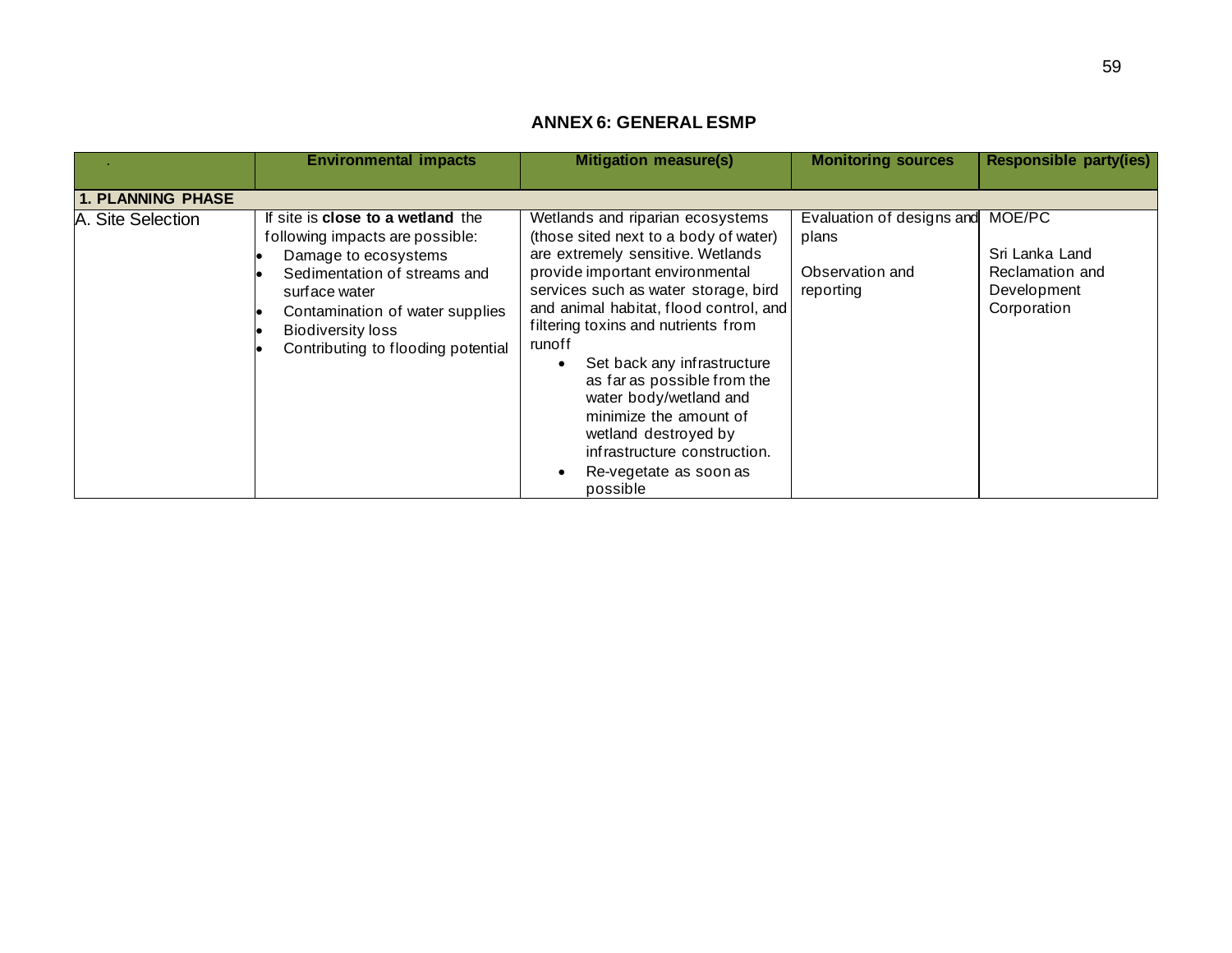## ANNEX 6: GENERAL ESMP

| . | Environmental impacts | Mitigation measure(s) | Monitoring sources | Responsible party(ies) |
|---|---|---|---|---|
| **1. PLANNING PHASE** | | | | |
| A. Site Selection | If site is **close to a wetland** the following impacts are possible:<br>• Damage to ecosystems<br>• Sedimentation of streams and surface water<br>• Contamination of water supplies<br>• Biodiversity loss<br>• Contributing to flooding potential | Wetlands and riparian ecosystems (those sited next to a body of water) are extremely sensitive. Wetlands provide important environmental services such as water storage, bird and animal habitat, flood control, and filtering toxins and nutrients from runoff<br>• Set back any infrastructure as far as possible from the water body/wetland and minimize the amount of wetland destroyed by infrastructure construction.<br>• Re-vegetate as soon as possible | Evaluation of designs and plans<br><br>Observation and reporting | MOE/PC<br><br>Sri Lanka Land Reclamation and Development Corporation |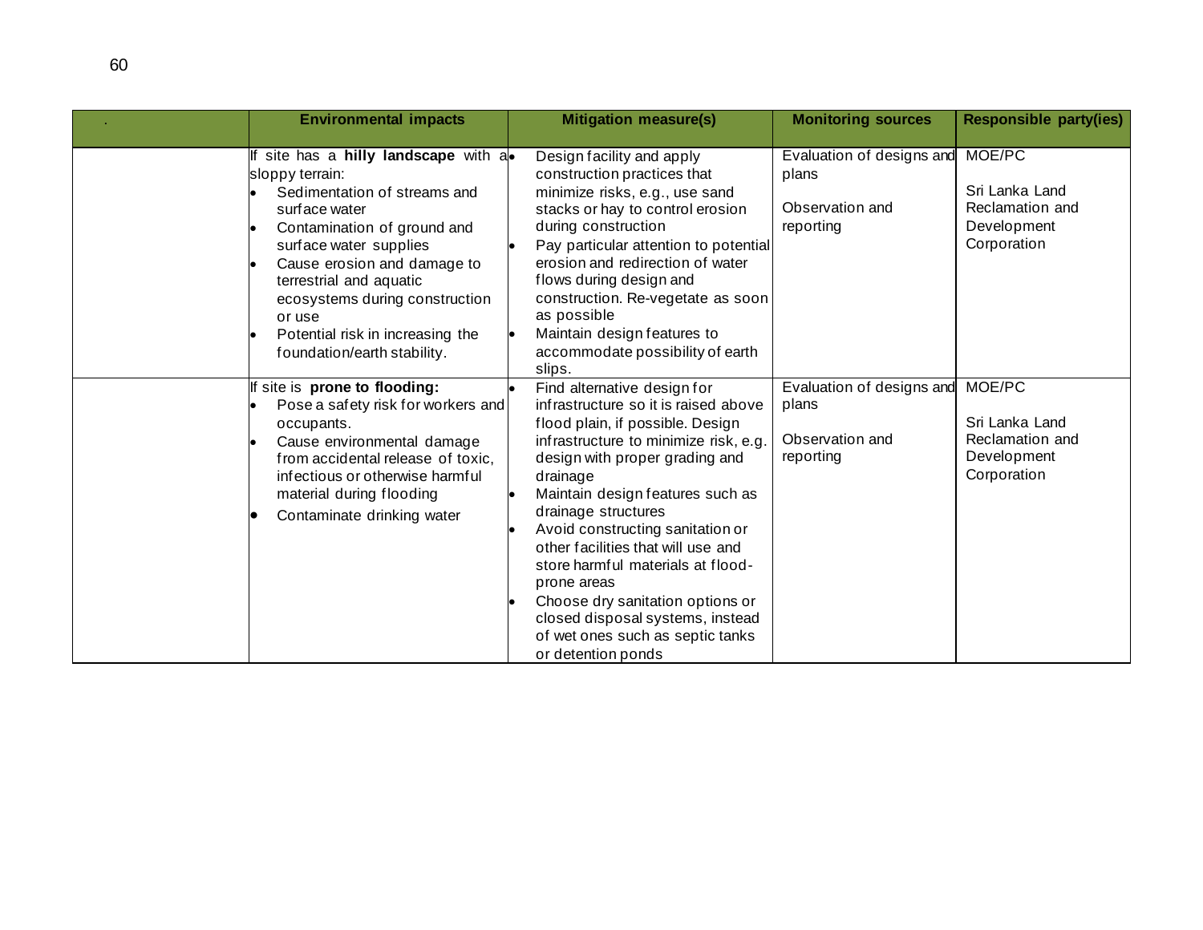| . | Environmental impacts | Mitigation measure(s) | Monitoring sources | Responsible party(ies) |
|---|---|---|---|---|
| | If site has a **hilly landscape** with a sloppy terrain:<br>• Sedimentation of streams and surface water<br>• Contamination of ground and surface water supplies<br>• Cause erosion and damage to terrestrial and aquatic ecosystems during construction or use<br>• Potential risk in increasing the foundation/earth stability. | • Design facility and apply construction practices that minimize risks, e.g., use sand stacks or hay to control erosion during construction<br>• Pay particular attention to potential erosion and redirection of water flows during design and construction. Re-vegetate as soon as possible<br>• Maintain design features to accommodate possibility of earth slips. | Evaluation of designs and plans<br><br>Observation and reporting | MOE/PC<br><br>Sri Lanka Land Reclamation and Development Corporation |
| | If site is **prone to flooding:**<br>• Pose a safety risk for workers and occupants.<br>• Cause environmental damage from accidental release of toxic, infectious or otherwise harmful material during flooding<br>• Contaminate drinking water | • Find alternative design for infrastructure so it is raised above flood plain, if possible. Design infrastructure to minimize risk, e.g. design with proper grading and drainage<br>• Maintain design features such as drainage structures<br>• Avoid constructing sanitation or other facilities that will use and store harmful materials at flood-prone areas<br>• Choose dry sanitation options or closed disposal systems, instead of wet ones such as septic tanks or detention ponds | Evaluation of designs and plans<br><br>Observation and reporting | MOE/PC<br><br>Sri Lanka Land Reclamation and Development Corporation |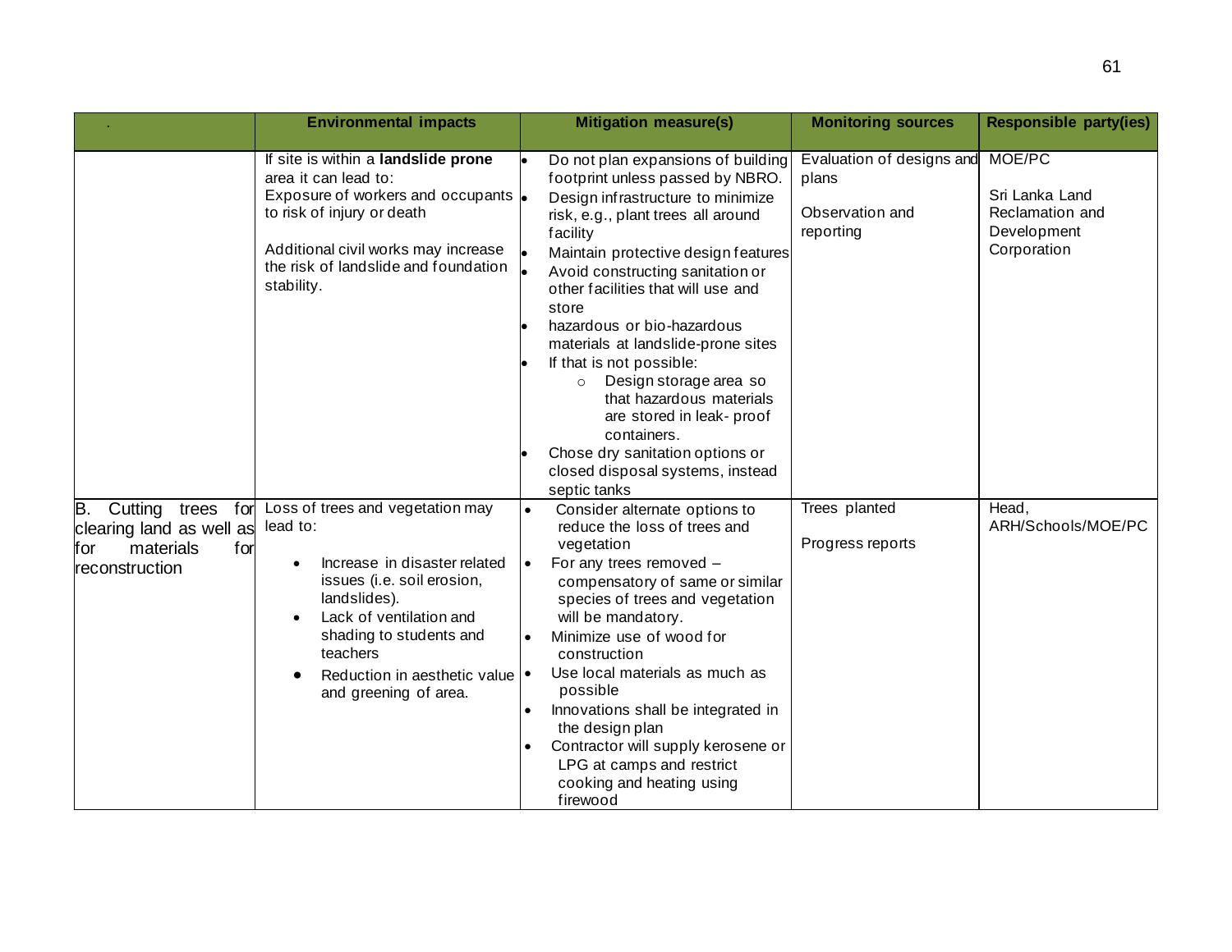| . | Environmental impacts | Mitigation measure(s) | Monitoring sources | Responsible party(ies) |
|---|---|---|---|---|
| | If site is within a **landslide prone** area it can lead to:<br>Exposure of workers and occupants to risk of injury or death<br><br>Additional civil works may increase the risk of landslide and foundation stability. | • Do not plan expansions of building footprint unless passed by NBRO.<br>• Design infrastructure to minimize risk, e.g., plant trees all around facility<br>• Maintain protective design features<br>• Avoid constructing sanitation or other facilities that will use and store<br>• hazardous or bio-hazardous materials at landslide-prone sites<br>• If that is not possible:<br>&nbsp;&nbsp;&nbsp;○ Design storage area so that hazardous materials are stored in leak- proof containers.<br>• Chose dry sanitation options or closed disposal systems, instead septic tanks | Evaluation of designs and plans<br><br>Observation and reporting | MOE/PC<br><br>Sri Lanka Land Reclamation and Development Corporation |
| B. Cutting trees for clearing land as well as for materials for reconstruction | Loss of trees and vegetation may lead to:<br>• Increase in disaster related issues (i.e. soil erosion, landslides).<br>• Lack of ventilation and shading to students and teachers<br>• Reduction in aesthetic value and greening of area. | • Consider alternate options to reduce the loss of trees and vegetation<br>• For any trees removed – compensatory of same or similar species of trees and vegetation will be mandatory.<br>• Minimize use of wood for construction<br>• Use local materials as much as possible<br>• Innovations shall be integrated in the design plan<br>• Contractor will supply kerosene or LPG at camps and restrict cooking and heating using firewood | Trees planted<br><br>Progress reports | Head, ARH/Schools/MOE/PC |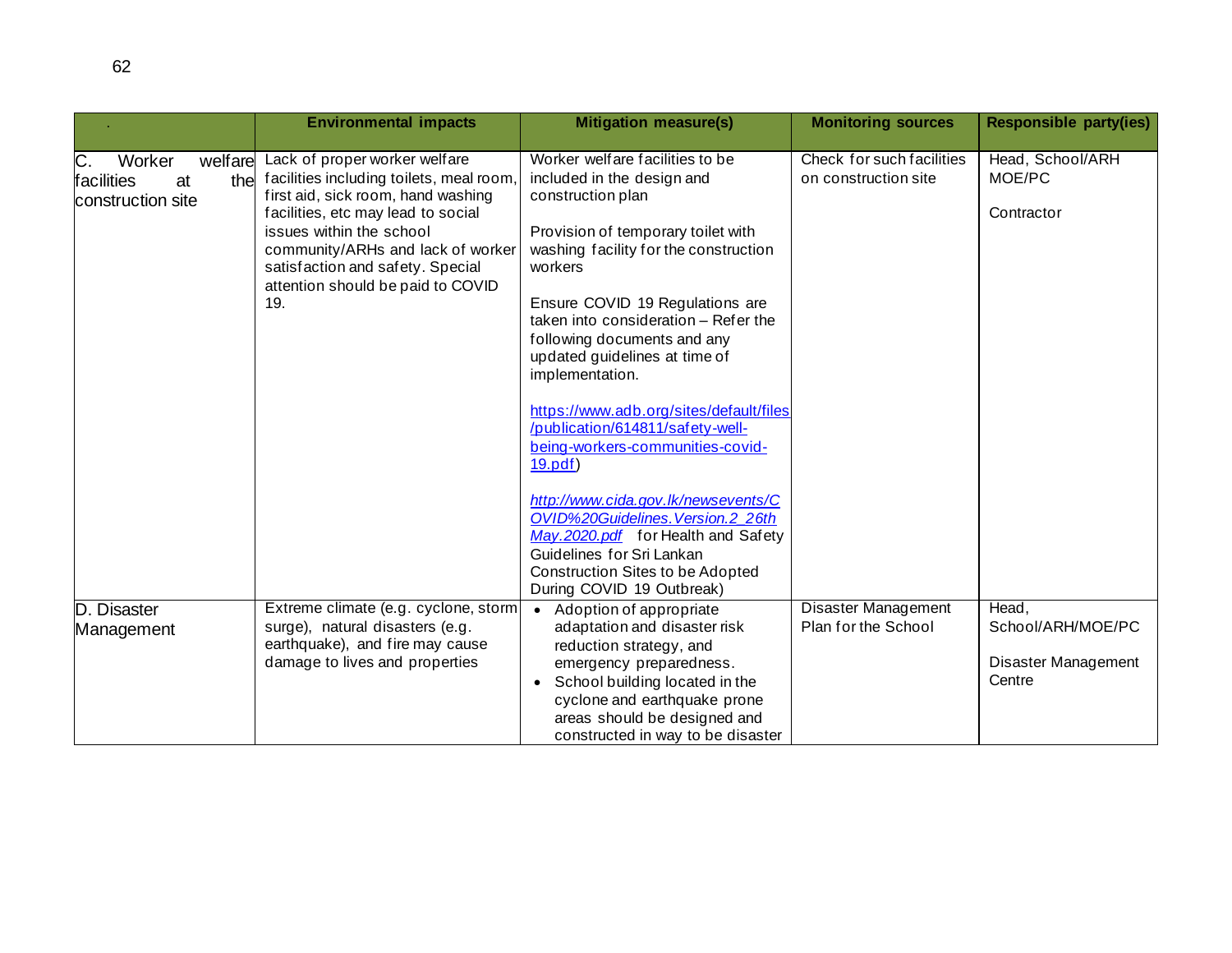| . | Environmental impacts | Mitigation measure(s) | Monitoring sources | Responsible party(ies) |
|---|---|---|---|---|
| C. Worker welfare facilities at the construction site | Lack of proper worker welfare facilities including toilets, meal room, first aid, sick room, hand washing facilities, etc may lead to social issues within the school community/ARHs and lack of worker satisfaction and safety. Special attention should be paid to COVID 19. | Worker welfare facilities to be included in the design and construction plan<br><br>Provision of temporary toilet with washing facility for the construction workers<br><br>Ensure COVID 19 Regulations are taken into consideration – Refer the following documents and any updated guidelines at time of implementation.<br><br>https://www.adb.org/sites/default/files/publication/614811/safety-well-being-workers-communities-covid-19.pdf)<br><br>*http://www.cida.gov.lk/newsevents/COVID%20Guidelines.Version.2_26th May.2020.pdf* for Health and Safety Guidelines for Sri Lankan Construction Sites to be Adopted During COVID 19 Outbreak) | Check for such facilities on construction site | Head, School/ARH MOE/PC<br><br>Contractor |
| D. Disaster Management | Extreme climate (e.g. cyclone, storm surge), natural disasters (e.g. earthquake), and fire may cause damage to lives and properties | • Adoption of appropriate adaptation and disaster risk reduction strategy, and emergency preparedness.<br>• School building located in the cyclone and earthquake prone areas should be designed and constructed in way to be disaster | Disaster Management Plan for the School | Head, School/ARH/MOE/PC<br><br>Disaster Management Centre |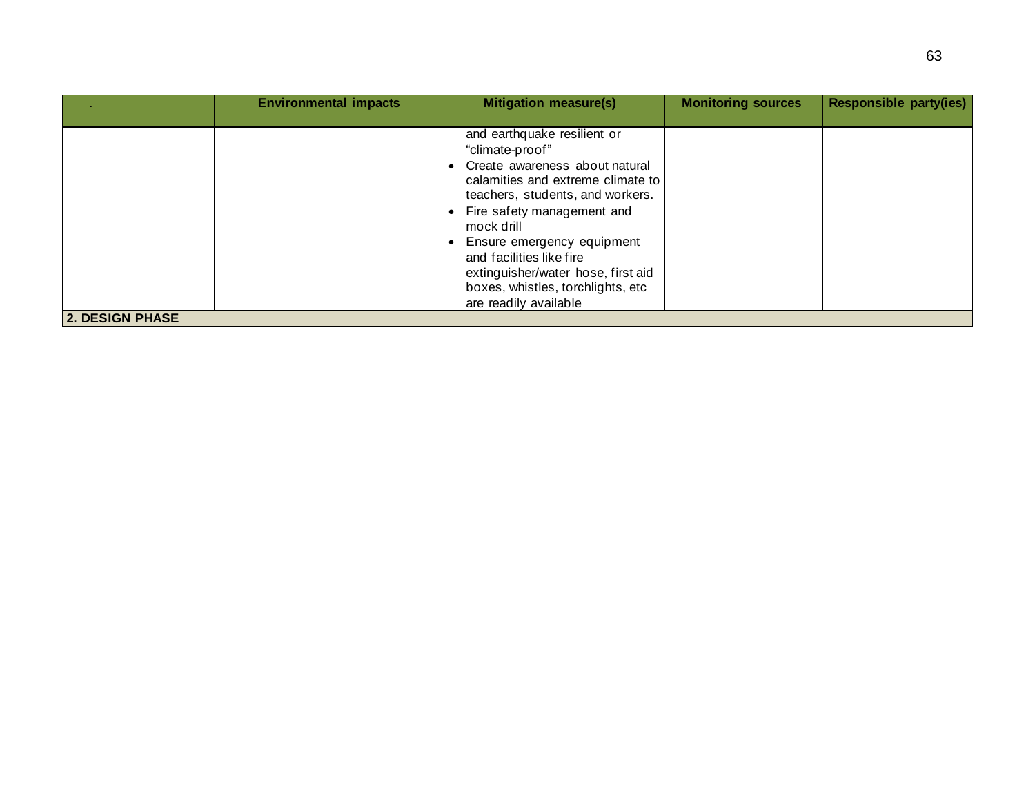| . | Environmental impacts | Mitigation measure(s) | Monitoring sources | Responsible party(ies) |
|---|---|---|---|---|
| | | and earthquake resilient or "climate-proof"<br>• Create awareness about natural calamities and extreme climate to teachers, students, and workers.<br>• Fire safety management and mock drill<br>• Ensure emergency equipment and facilities like fire extinguisher/water hose, first aid boxes, whistles, torchlights, etc are readily available | | |
| **2. DESIGN PHASE** | | | | |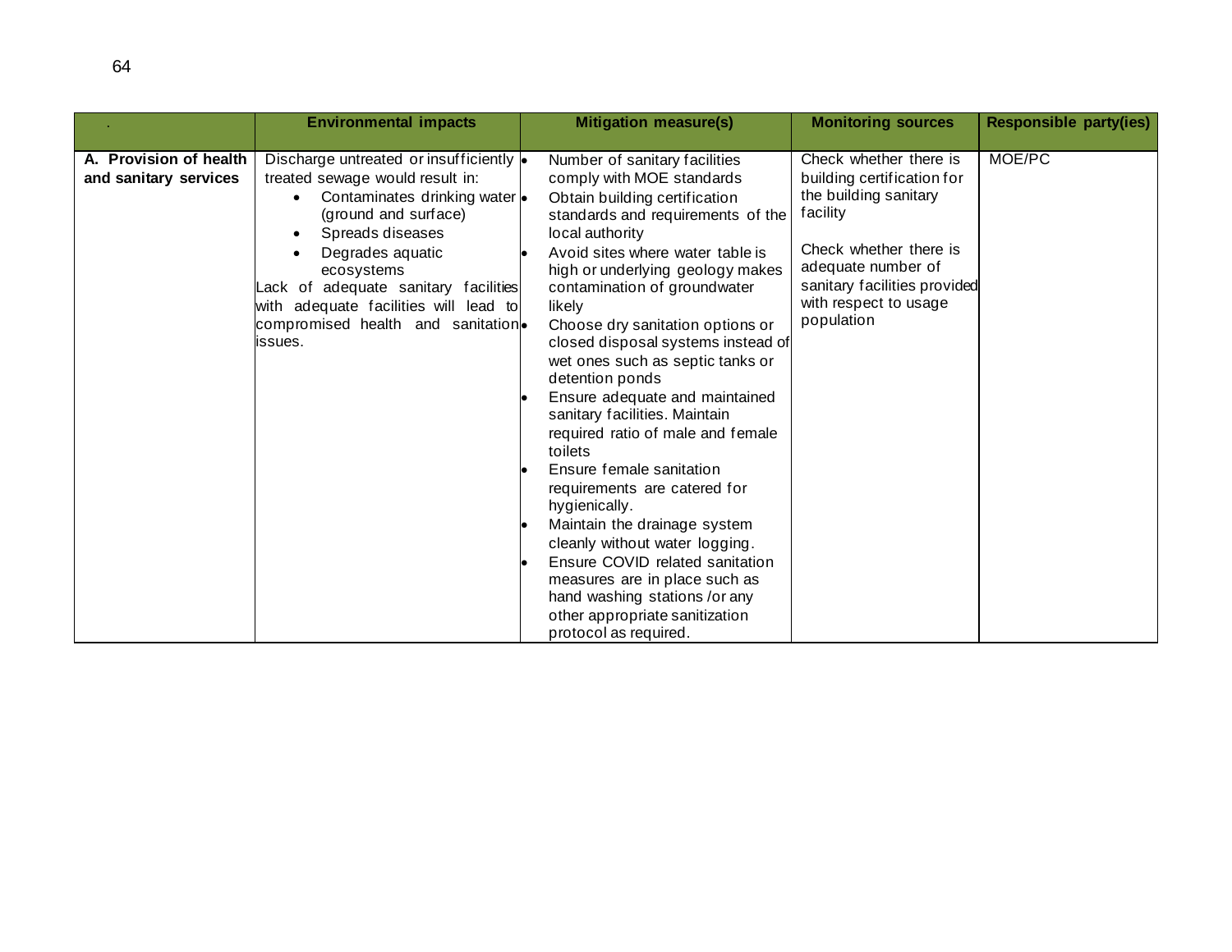| . | Environmental impacts | Mitigation measure(s) | Monitoring sources | Responsible party(ies) |
|---|---|---|---|---|
| **A. Provision of health and sanitary services** | Discharge untreated or insufficiently treated sewage would result in:<br>• Contaminates drinking water (ground and surface)<br>• Spreads diseases<br>• Degrades aquatic ecosystems<br>Lack of adequate sanitary facilities with adequate facilities will lead to compromised health and sanitation issues. | • Number of sanitary facilities comply with MOE standards<br>• Obtain building certification standards and requirements of the local authority<br>• Avoid sites where water table is high or underlying geology makes contamination of groundwater likely<br>• Choose dry sanitation options or closed disposal systems instead of wet ones such as septic tanks or detention ponds<br>• Ensure adequate and maintained sanitary facilities. Maintain required ratio of male and female toilets<br>• Ensure female sanitation requirements are catered for hygienically.<br>• Maintain the drainage system cleanly without water logging.<br>• Ensure COVID related sanitation measures are in place such as hand washing stations /or any other appropriate sanitization protocol as required. | Check whether there is building certification for the building sanitary facility<br><br>Check whether there is adequate number of sanitary facilities provided with respect to usage population | MOE/PC |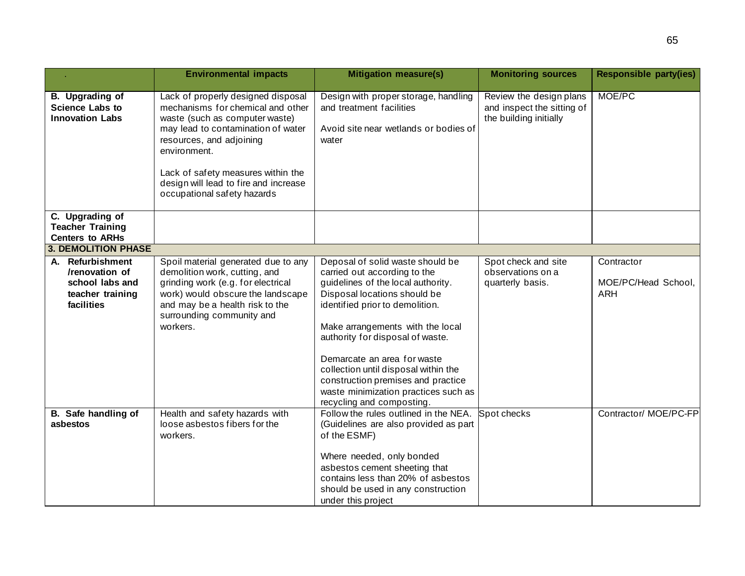| . | Environmental impacts | Mitigation measure(s) | Monitoring sources | Responsible party(ies) |
|---|---|---|---|---|
| **B. Upgrading of Science Labs to Innovation Labs** | Lack of properly designed disposal mechanisms for chemical and other waste (such as computer waste) may lead to contamination of water resources, and adjoining environment.<br><br>Lack of safety measures within the design will lead to fire and increase occupational safety hazards | Design with proper storage, handling and treatment facilities<br><br>Avoid site near wetlands or bodies of water | Review the design plans and inspect the sitting of the building initially | MOE/PC |
| **C. Upgrading of Teacher Training Centers to ARHs** | | | | |
| **3. DEMOLITION PHASE** | | | | |
| **A. Refurbishment /renovation of school labs and teacher training facilities** | Spoil material generated due to any demolition work, cutting, and grinding work (e.g. for electrical work) would obscure the landscape and may be a health risk to the surrounding community and workers. | Deposal of solid waste should be carried out according to the guidelines of the local authority. Disposal locations should be identified prior to demolition.<br><br>Make arrangements with the local authority for disposal of waste.<br><br>Demarcate an area for waste collection until disposal within the construction premises and practice waste minimization practices such as recycling and composting. | Spot check and site observations on a quarterly basis. | Contractor<br><br>MOE/PC/Head School, ARH |
| **B. Safe handling of asbestos** | Health and safety hazards with loose asbestos fibers for the workers. | Follow the rules outlined in the NEA. (Guidelines are also provided as part of the ESMF)<br><br>Where needed, only bonded asbestos cement sheeting that contains less than 20% of asbestos should be used in any construction under this project | Spot checks | Contractor/ MOE/PC-FP |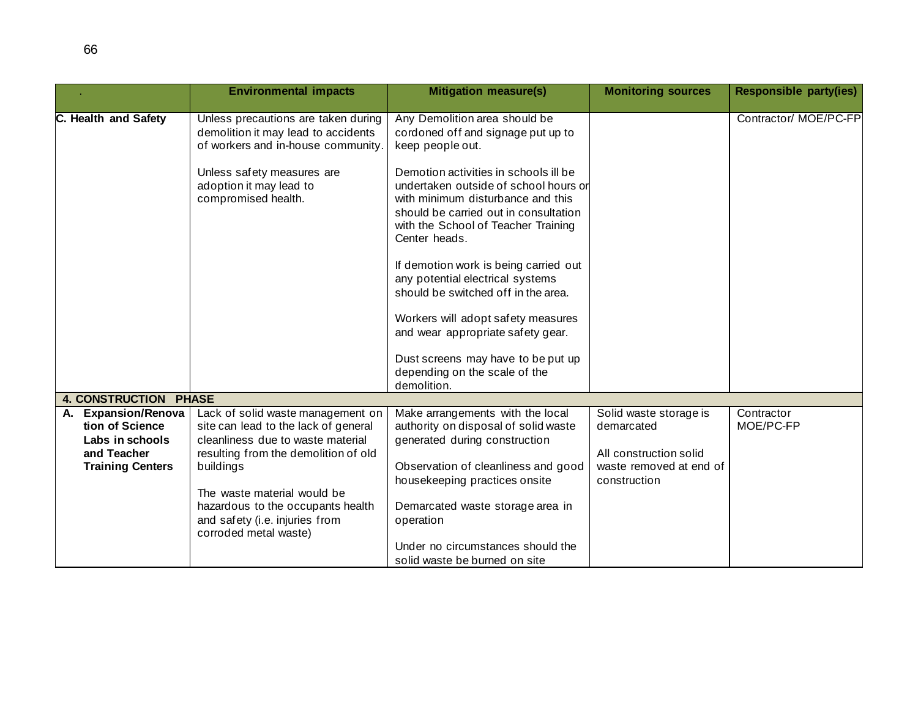| . | Environmental impacts | Mitigation measure(s) | Monitoring sources | Responsible party(ies) |
|---|---|---|---|---|
| **C. Health and Safety** | Unless precautions are taken during demolition it may lead to accidents of workers and in-house community.<br><br>Unless safety measures are adoption it may lead to compromised health. | Any Demolition area should be cordoned off and signage put up to keep people out.<br><br>Demotion activities in schools ill be undertaken outside of school hours or with minimum disturbance and this should be carried out in consultation with the School of Teacher Training Center heads.<br><br>If demotion work is being carried out any potential electrical systems should be switched off in the area.<br><br>Workers will adopt safety measures and wear appropriate safety gear.<br><br>Dust screens may have to be put up depending on the scale of the demolition. | | Contractor/ MOE/PC-FP |
| **4. CONSTRUCTION PHASE** | | | | |
| **A. Expansion/Renovation of Science Labs in schools and Teacher Training Centers** | Lack of solid waste management on site can lead to the lack of general cleanliness due to waste material resulting from the demolition of old buildings<br><br>The waste material would be hazardous to the occupants health and safety (i.e. injuries from corroded metal waste) | Make arrangements with the local authority on disposal of solid waste generated during construction<br><br>Observation of cleanliness and good housekeeping practices onsite<br><br>Demarcated waste storage area in operation<br><br>Under no circumstances should the solid waste be burned on site | Solid waste storage is demarcated<br><br>All construction solid waste removed at end of construction | Contractor MOE/PC-FP |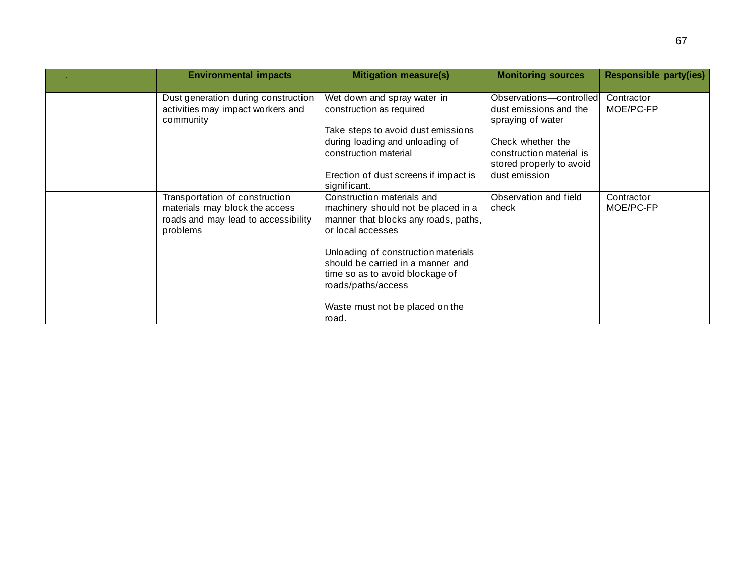| . | Environmental impacts | Mitigation measure(s) | Monitoring sources | Responsible party(ies) |
|---|---|---|---|---|
| | Dust generation during construction activities may impact workers and community | Wet down and spray water in construction as required<br><br>Take steps to avoid dust emissions during loading and unloading of construction material<br><br>Erection of dust screens if impact is significant. | Observations—controlled dust emissions and the spraying of water<br><br>Check whether the construction material is stored properly to avoid dust emission | Contractor<br>MOE/PC-FP |
| | Transportation of construction materials may block the access roads and may lead to accessibility problems | Construction materials and machinery should not be placed in a manner that blocks any roads, paths, or local accesses<br><br>Unloading of construction materials should be carried in a manner and time so as to avoid blockage of roads/paths/access<br><br>Waste must not be placed on the road. | Observation and field check | Contractor<br>MOE/PC-FP |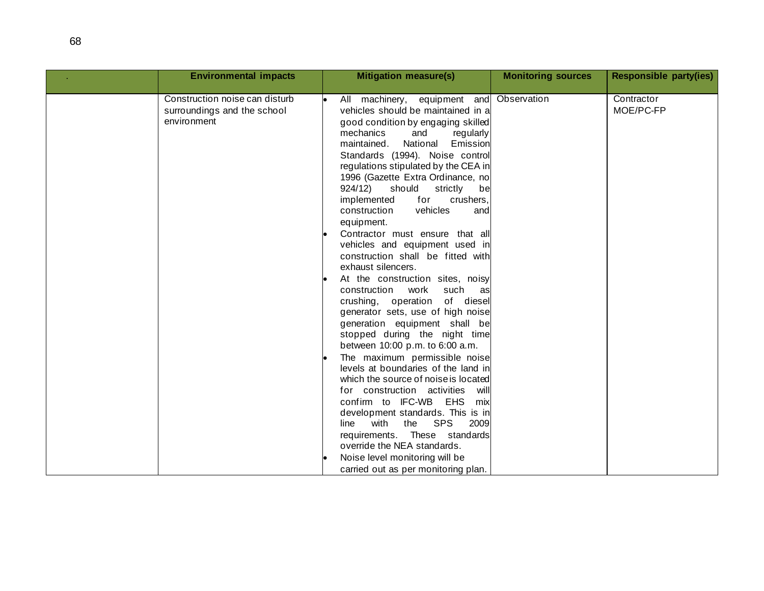| . | Environmental impacts | Mitigation measure(s) | Monitoring sources | Responsible party(ies) |
|---|---|---|---|---|
| | Construction noise can disturb surroundings and the school environment | • All machinery, equipment and vehicles should be maintained in a good condition by engaging skilled mechanics and regularly maintained. National Emission Standards (1994). Noise control regulations stipulated by the CEA in 1996 (Gazette Extra Ordinance, no 924/12) should strictly be implemented for crushers, construction vehicles and equipment.<br>• Contractor must ensure that all vehicles and equipment used in construction shall be fitted with exhaust silencers.<br>• At the construction sites, noisy construction work such as crushing, operation of diesel generator sets, use of high noise generation equipment shall be stopped during the night time between 10:00 p.m. to 6:00 a.m.<br>• The maximum permissible noise levels at boundaries of the land in which the source of noise is located for construction activities will confirm to IFC-WB EHS mix development standards. This is in line with the SPS 2009 requirements. These standards override the NEA standards.<br>• Noise level monitoring will be carried out as per monitoring plan. | Observation | Contractor<br>MOE/PC-FP |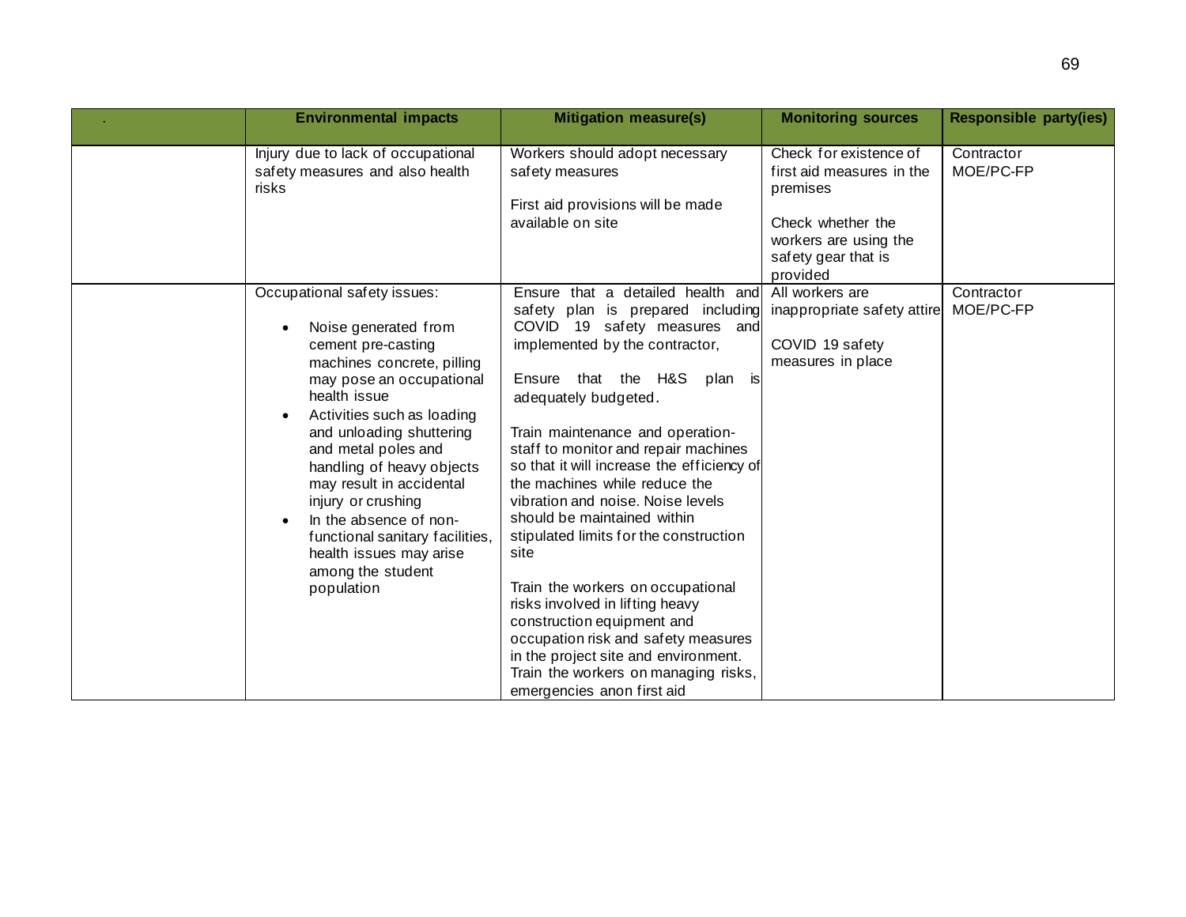| . | Environmental impacts | Mitigation measure(s) | Monitoring sources | Responsible party(ies) |
|---|---|---|---|---|
| | Injury due to lack of occupational safety measures and also health risks | Workers should adopt necessary safety measures<br><br>First aid provisions will be made available on site | Check for existence of first aid measures in the premises<br><br>Check whether the workers are using the safety gear that is provided | Contractor<br>MOE/PC-FP |
| | Occupational safety issues:<br><br>• Noise generated from cement pre-casting machines concrete, pilling may pose an occupational health issue<br>• Activities such as loading and unloading shuttering and metal poles and handling of heavy objects may result in accidental injury or crushing<br>• In the absence of non-functional sanitary facilities, health issues may arise among the student population | Ensure that a detailed health and safety plan is prepared including COVID 19 safety measures and implemented by the contractor,<br><br>Ensure that the H&S plan is adequately budgeted.<br><br>Train maintenance and operation-staff to monitor and repair machines so that it will increase the efficiency of the machines while reduce the vibration and noise. Noise levels should be maintained within stipulated limits for the construction site<br><br>Train the workers on occupational risks involved in lifting heavy construction equipment and occupation risk and safety measures in the project site and environment. Train the workers on managing risks, emergencies anon first aid | All workers are inappropriate safety attire<br><br>COVID 19 safety measures in place | Contractor<br>MOE/PC-FP |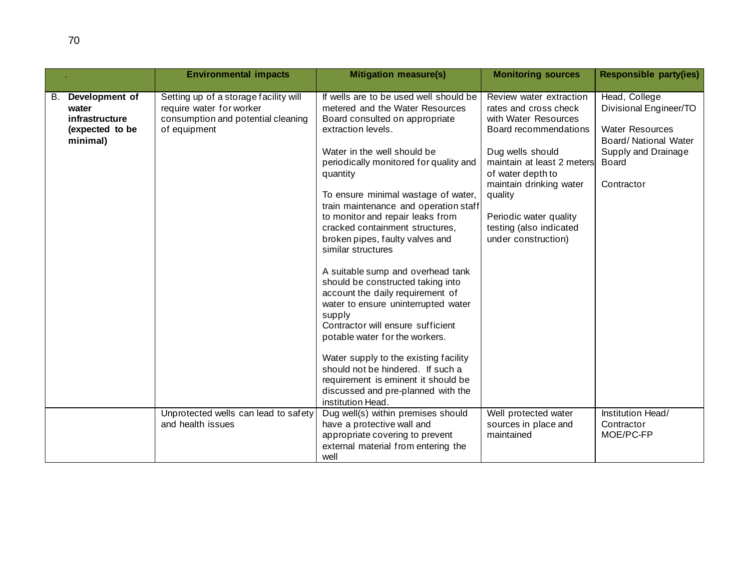| . | Environmental impacts | Mitigation measure(s) | Monitoring sources | Responsible party(ies) |
|---|---|---|---|---|
| B. **Development of water infrastructure (expected to be minimal)** | Setting up of a storage facility will require water for worker consumption and potential cleaning of equipment | If wells are to be used well should be metered and the Water Resources Board consulted on appropriate extraction levels.<br><br>Water in the well should be periodically monitored for quality and quantity<br><br>To ensure minimal wastage of water, train maintenance and operation staff to monitor and repair leaks from cracked containment structures, broken pipes, faulty valves and similar structures<br><br>A suitable sump and overhead tank should be constructed taking into account the daily requirement of water to ensure uninterrupted water supply<br>Contractor will ensure sufficient potable water for the workers.<br><br>Water supply to the existing facility should not be hindered. If such a requirement is eminent it should be discussed and pre-planned with the institution Head. | Review water extraction rates and cross check with Water Resources Board recommendations<br><br>Dug wells should maintain at least 2 meters of water depth to maintain drinking water quality<br><br>Periodic water quality testing (also indicated under construction) | Head, College Divisional Engineer/TO<br><br>Water Resources Board/ National Water Supply and Drainage Board<br><br>Contractor |
| | Unprotected wells can lead to safety and health issues | Dug well(s) within premises should have a protective wall and appropriate covering to prevent external material from entering the well | Well protected water sources in place and maintained | Institution Head/ Contractor MOE/PC-FP |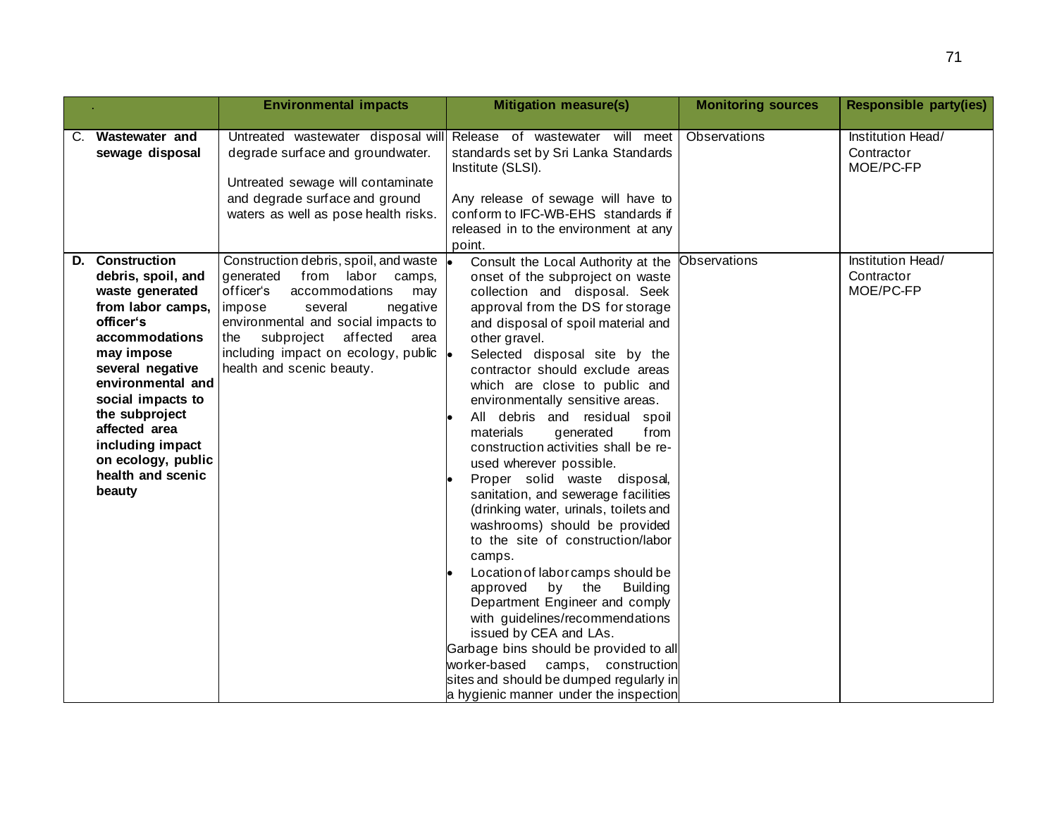| . | Environmental impacts | Mitigation measure(s) | Monitoring sources | Responsible party(ies) |
|---|---|---|---|---|
| C. **Wastewater and sewage disposal** | Untreated wastewater disposal will degrade surface and groundwater.<br><br>Untreated sewage will contaminate and degrade surface and ground waters as well as pose health risks. | Release of wastewater will meet standards set by Sri Lanka Standards Institute (SLSI).<br><br>Any release of sewage will have to conform to IFC-WB-EHS standards if released in to the environment at any point. | Observations | Institution Head/ Contractor MOE/PC-FP |
| D. **Construction debris, spoil, and waste generated from labor camps, officer's accommodations may impose several negative environmental and social impacts to the subproject affected area including impact on ecology, public health and scenic beauty** | Construction debris, spoil, and waste generated from labor camps, officer's accommodations may impose several negative environmental and social impacts to the subproject affected area including impact on ecology, public health and scenic beauty. | • Consult the Local Authority at the onset of the subproject on waste collection and disposal. Seek approval from the DS for storage and disposal of spoil material and other gravel.<br>• Selected disposal site by the contractor should exclude areas which are close to public and environmentally sensitive areas.<br>• All debris and residual spoil materials generated from construction activities shall be re-used wherever possible.<br>• Proper solid waste disposal, sanitation, and sewerage facilities (drinking water, urinals, toilets and washrooms) should be provided to the site of construction/labor camps.<br>• Location of labor camps should be approved by the Building Department Engineer and comply with guidelines/recommendations issued by CEA and LAs.<br>Garbage bins should be provided to all worker-based camps, construction sites and should be dumped regularly in a hygienic manner under the inspection | Observations | Institution Head/ Contractor MOE/PC-FP |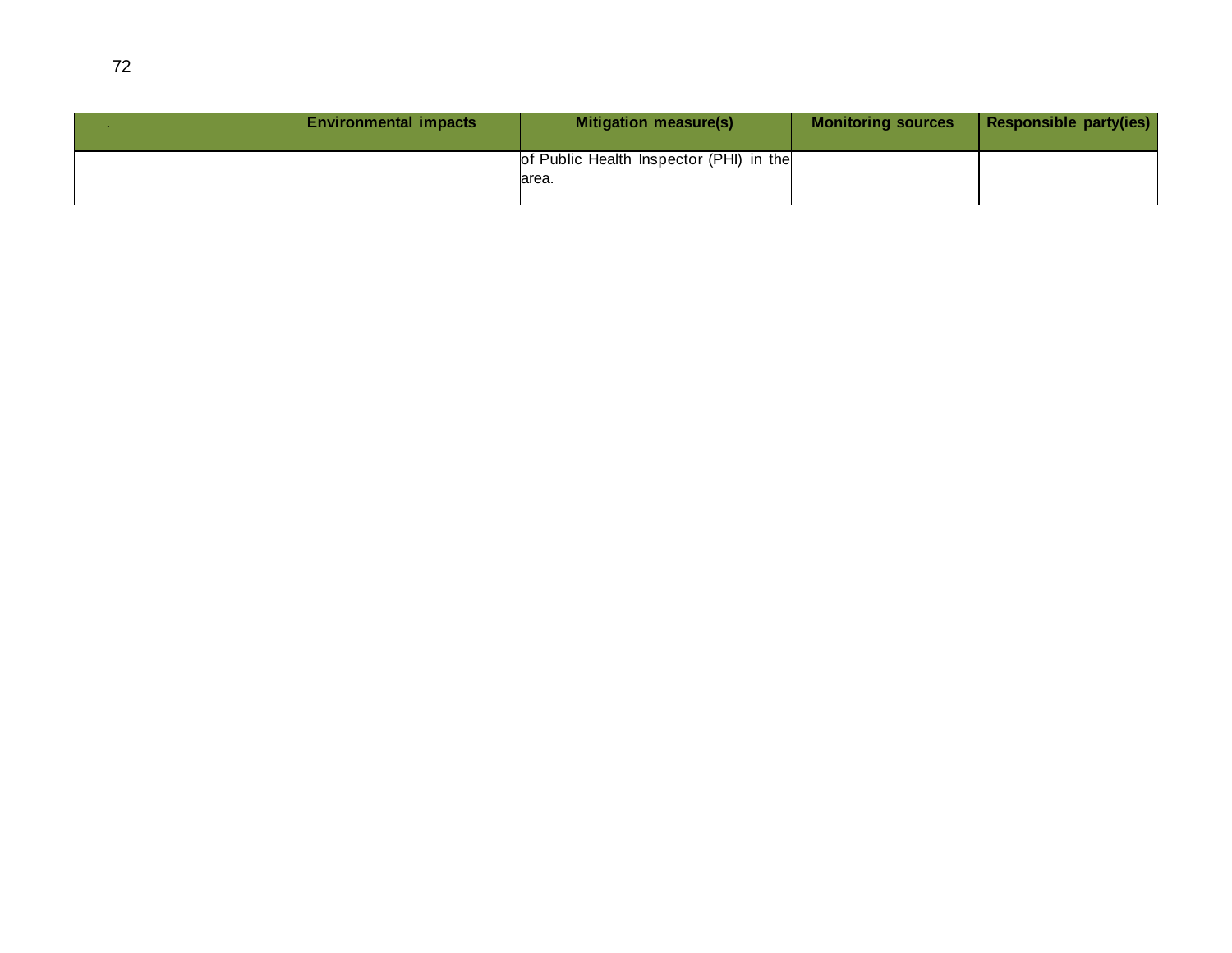| . | Environmental impacts | Mitigation measure(s) | Monitoring sources | Responsible party(ies) |
|---|---|---|---|---|
| | | of Public Health Inspector (PHI) in the area. | | |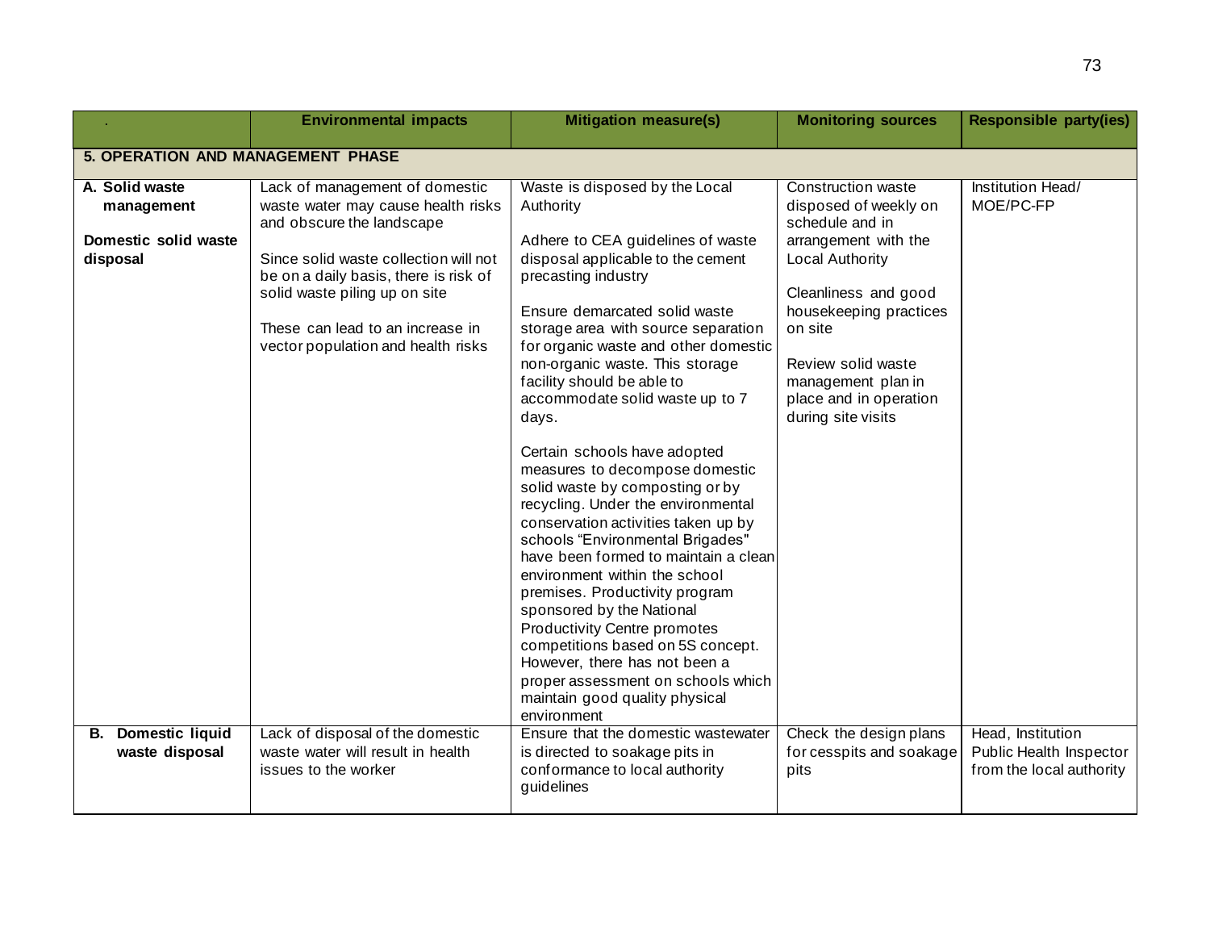| . | Environmental impacts | Mitigation measure(s) | Monitoring sources | Responsible party(ies) |
|---|---|---|---|---|
| **5. OPERATION AND MANAGEMENT PHASE** | | | | |
| **A. Solid waste management**<br><br>**Domestic solid waste disposal** | Lack of management of domestic waste water may cause health risks and obscure the landscape<br><br>Since solid waste collection will not be on a daily basis, there is risk of solid waste piling up on site<br><br>These can lead to an increase in vector population and health risks | Waste is disposed by the Local Authority<br><br>Adhere to CEA guidelines of waste disposal applicable to the cement precasting industry<br><br>Ensure demarcated solid waste storage area with source separation for organic waste and other domestic non-organic waste. This storage facility should be able to accommodate solid waste up to 7 days.<br><br>Certain schools have adopted measures to decompose domestic solid waste by composting or by recycling. Under the environmental conservation activities taken up by schools "Environmental Brigades" have been formed to maintain a clean environment within the school premises. Productivity program sponsored by the National Productivity Centre promotes competitions based on 5S concept. However, there has not been a proper assessment on schools which maintain good quality physical environment | Construction waste disposed of weekly on schedule and in arrangement with the Local Authority<br><br>Cleanliness and good housekeeping practices on site<br><br>Review solid waste management plan in place and in operation during site visits | Institution Head/ MOE/PC-FP |
| **B. Domestic liquid waste disposal** | Lack of disposal of the domestic waste water will result in health issues to the worker | Ensure that the domestic wastewater is directed to soakage pits in conformance to local authority guidelines | Check the design plans for cesspits and soakage pits | Head, Institution<br>Public Health Inspector from the local authority |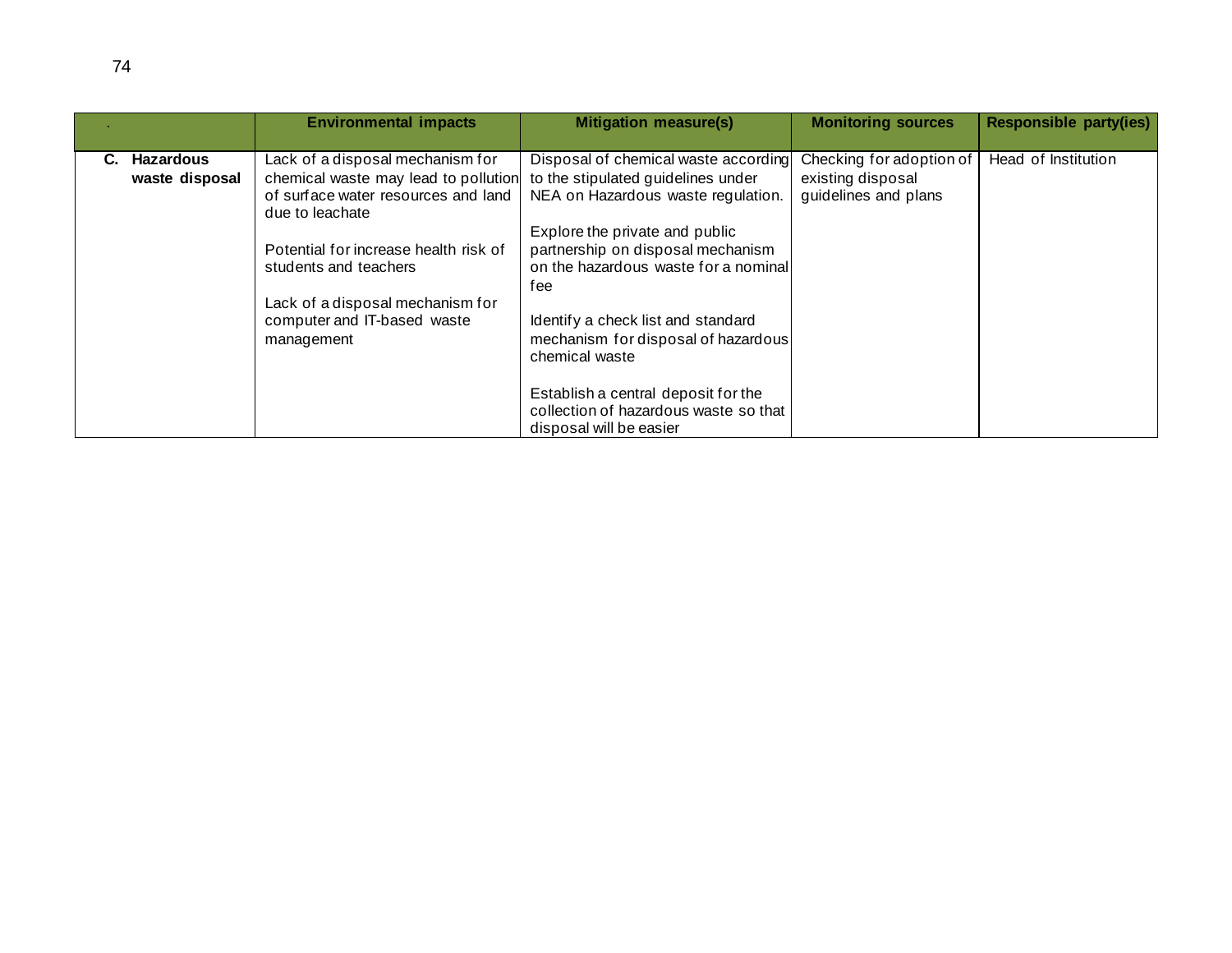| . | Environmental impacts | Mitigation measure(s) | Monitoring sources | Responsible party(ies) |
|---|---|---|---|---|
| **C. Hazardous waste disposal** | Lack of a disposal mechanism for chemical waste may lead to pollution of surface water resources and land due to leachate<br><br>Potential for increase health risk of students and teachers<br><br>Lack of a disposal mechanism for computer and IT-based waste management | Disposal of chemical waste according to the stipulated guidelines under NEA on Hazardous waste regulation.<br><br>Explore the private and public partnership on disposal mechanism on the hazardous waste for a nominal fee<br><br>Identify a check list and standard mechanism for disposal of hazardous chemical waste<br><br>Establish a central deposit for the collection of hazardous waste so that disposal will be easier | Checking for adoption of existing disposal guidelines and plans | Head of Institution |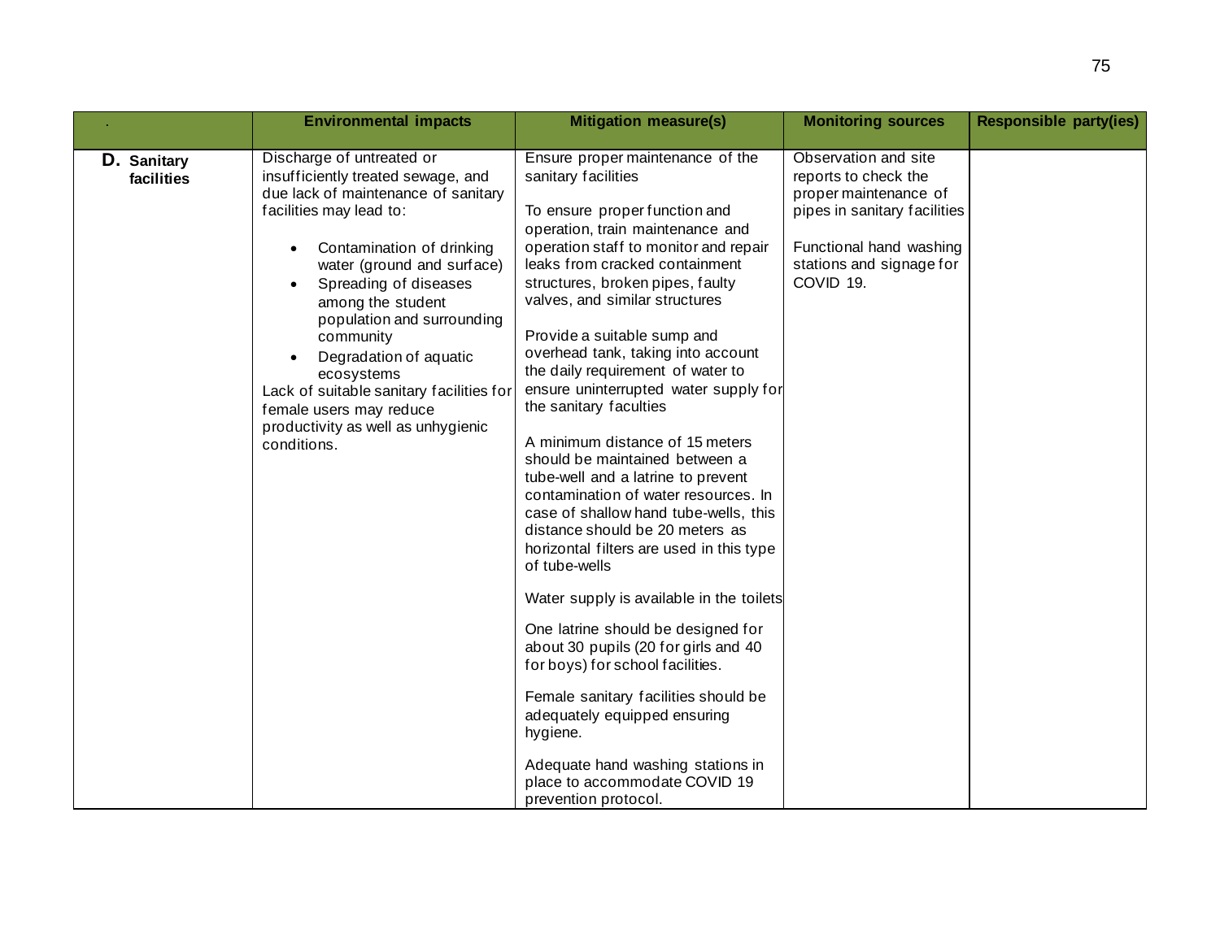| . | Environmental impacts | Mitigation measure(s) | Monitoring sources | Responsible party(ies) |
|---|---|---|---|---|
| **D. Sanitary facilities** | Discharge of untreated or insufficiently treated sewage, and due lack of maintenance of sanitary facilities may lead to:<br>• Contamination of drinking water (ground and surface)<br>• Spreading of diseases among the student population and surrounding community<br>• Degradation of aquatic ecosystems<br>Lack of suitable sanitary facilities for female users may reduce productivity as well as unhygienic conditions. | Ensure proper maintenance of the sanitary facilities<br><br>To ensure proper function and operation, train maintenance and operation staff to monitor and repair leaks from cracked containment structures, broken pipes, faulty valves, and similar structures<br><br>Provide a suitable sump and overhead tank, taking into account the daily requirement of water to ensure uninterrupted water supply for the sanitary faculties<br><br>A minimum distance of 15 meters should be maintained between a tube-well and a latrine to prevent contamination of water resources. In case of shallow hand tube-wells, this distance should be 20 meters as horizontal filters are used in this type of tube-wells<br><br>Water supply is available in the toilets<br><br>One latrine should be designed for about 30 pupils (20 for girls and 40 for boys) for school facilities.<br><br>Female sanitary facilities should be adequately equipped ensuring hygiene.<br><br>Adequate hand washing stations in place to accommodate COVID 19 prevention protocol. | Observation and site reports to check the proper maintenance of pipes in sanitary facilities<br><br>Functional hand washing stations and signage for COVID 19. | |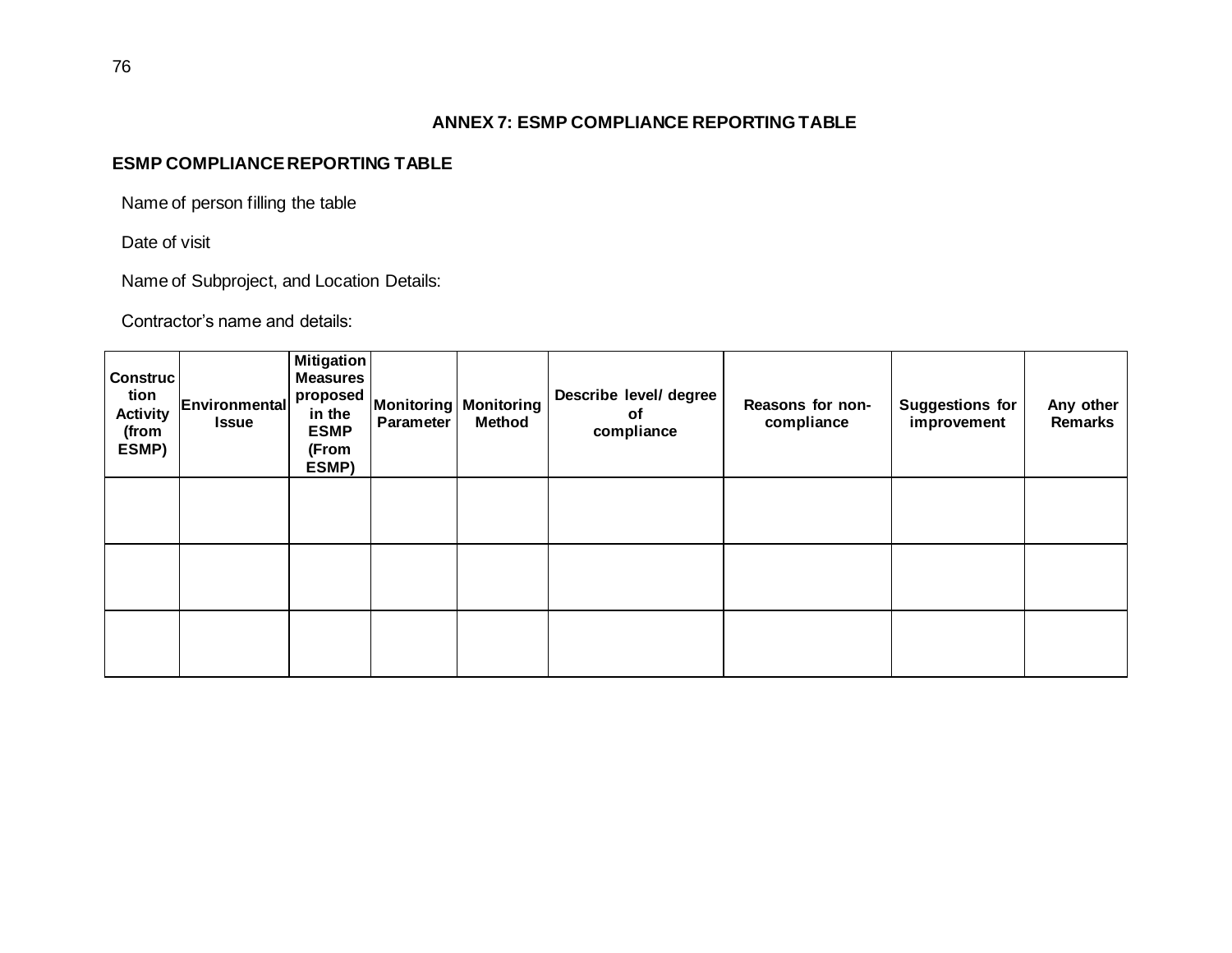# ANNEX 7: ESMP COMPLIANCE REPORTING TABLE

## ESMP COMPLIANCE REPORTING TABLE

Name of person filling the table

Date of visit

Name of Subproject, and Location Details:

Contractor's name and details:

| Construction Activity (from ESMP) | Environmental Issue | Mitigation Measures proposed in the ESMP (From ESMP) | Monitoring Parameter | Monitoring Method | Describe level/ degree of compliance | Reasons for non-compliance | Suggestions for improvement | Any other Remarks |
|---|---|---|---|---|---|---|---|---|
| | | | | | | | | |
| | | | | | | | | |
| | | | | | | | | |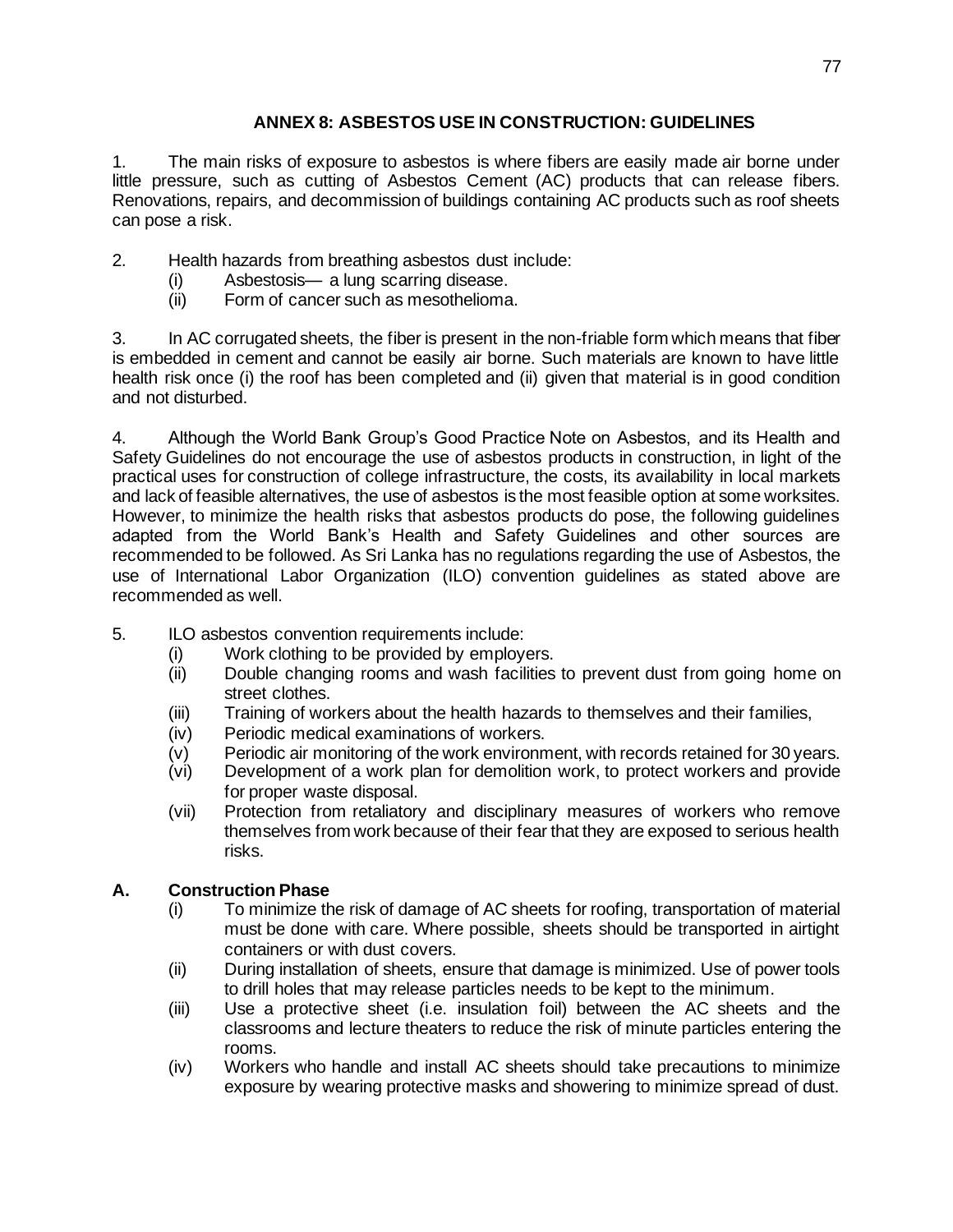## ANNEX 8: ASBESTOS USE IN CONSTRUCTION: GUIDELINES

1. The main risks of exposure to asbestos is where fibers are easily made air borne under little pressure, such as cutting of Asbestos Cement (AC) products that can release fibers. Renovations, repairs, and decommission of buildings containing AC products such as roof sheets can pose a risk.

2. Health hazards from breathing asbestos dust include:
   (i) Asbestosis— a lung scarring disease.
   (ii) Form of cancer such as mesothelioma.

3. In AC corrugated sheets, the fiber is present in the non-friable form which means that fiber is embedded in cement and cannot be easily air borne. Such materials are known to have little health risk once (i) the roof has been completed and (ii) given that material is in good condition and not disturbed.

4. Although the World Bank Group's Good Practice Note on Asbestos, and its Health and Safety Guidelines do not encourage the use of asbestos products in construction, in light of the practical uses for construction of college infrastructure, the costs, its availability in local markets and lack of feasible alternatives, the use of asbestos is the most feasible option at some worksites. However, to minimize the health risks that asbestos products do pose, the following guidelines adapted from the World Bank's Health and Safety Guidelines and other sources are recommended to be followed. As Sri Lanka has no regulations regarding the use of Asbestos, the use of International Labor Organization (ILO) convention guidelines as stated above are recommended as well.

5. ILO asbestos convention requirements include:
   (i) Work clothing to be provided by employers.
   (ii) Double changing rooms and wash facilities to prevent dust from going home on street clothes.
   (iii) Training of workers about the health hazards to themselves and their families,
   (iv) Periodic medical examinations of workers.
   (v) Periodic air monitoring of the work environment, with records retained for 30 years.
   (vi) Development of a work plan for demolition work, to protect workers and provide for proper waste disposal.
   (vii) Protection from retaliatory and disciplinary measures of workers who remove themselves from work because of their fear that they are exposed to serious health risks.

### A. Construction Phase

(i) To minimize the risk of damage of AC sheets for roofing, transportation of material must be done with care. Where possible, sheets should be transported in airtight containers or with dust covers.
(ii) During installation of sheets, ensure that damage is minimized. Use of power tools to drill holes that may release particles needs to be kept to the minimum.
(iii) Use a protective sheet (i.e. insulation foil) between the AC sheets and the classrooms and lecture theaters to reduce the risk of minute particles entering the rooms.
(iv) Workers who handle and install AC sheets should take precautions to minimize exposure by wearing protective masks and showering to minimize spread of dust.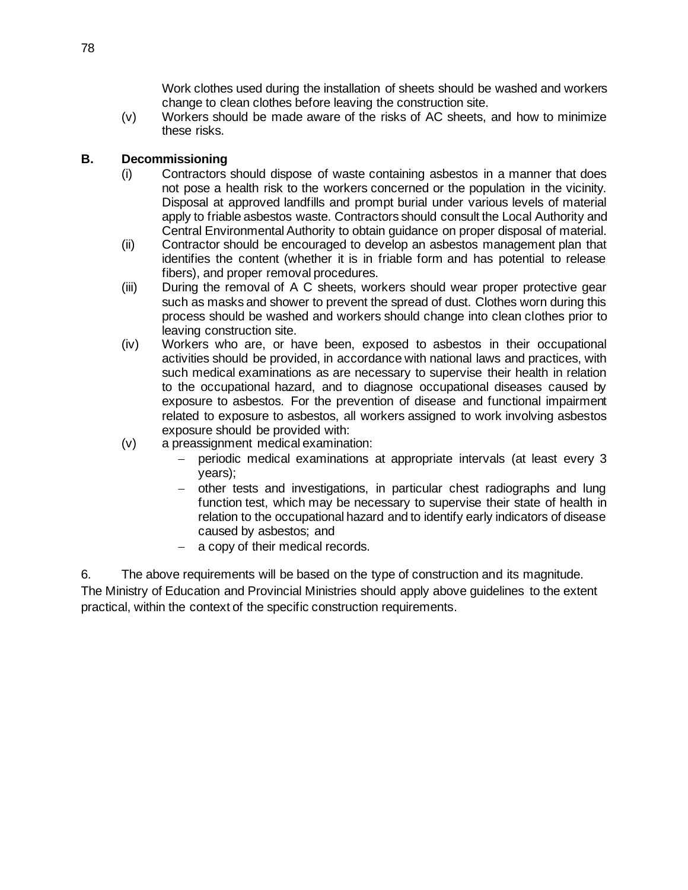Work clothes used during the installation of sheets should be washed and workers change to clean clothes before leaving the construction site.

(v) Workers should be made aware of the risks of AC sheets, and how to minimize these risks.

**B. Decommissioning**

(i) Contractors should dispose of waste containing asbestos in a manner that does not pose a health risk to the workers concerned or the population in the vicinity. Disposal at approved landfills and prompt burial under various levels of material apply to friable asbestos waste. Contractors should consult the Local Authority and Central Environmental Authority to obtain guidance on proper disposal of material.

(ii) Contractor should be encouraged to develop an asbestos management plan that identifies the content (whether it is in friable form and has potential to release fibers), and proper removal procedures.

(iii) During the removal of A C sheets, workers should wear proper protective gear such as masks and shower to prevent the spread of dust. Clothes worn during this process should be washed and workers should change into clean clothes prior to leaving construction site.

(iv) Workers who are, or have been, exposed to asbestos in their occupational activities should be provided, in accordance with national laws and practices, with such medical examinations as are necessary to supervise their health in relation to the occupational hazard, and to diagnose occupational diseases caused by exposure to asbestos. For the prevention of disease and functional impairment related to exposure to asbestos, all workers assigned to work involving asbestos exposure should be provided with:

(v) a preassignment medical examination:
- periodic medical examinations at appropriate intervals (at least every 3 years);
- other tests and investigations, in particular chest radiographs and lung function test, which may be necessary to supervise their state of health in relation to the occupational hazard and to identify early indicators of disease caused by asbestos; and
- a copy of their medical records.

6. The above requirements will be based on the type of construction and its magnitude. The Ministry of Education and Provincial Ministries should apply above guidelines to the extent practical, within the context of the specific construction requirements.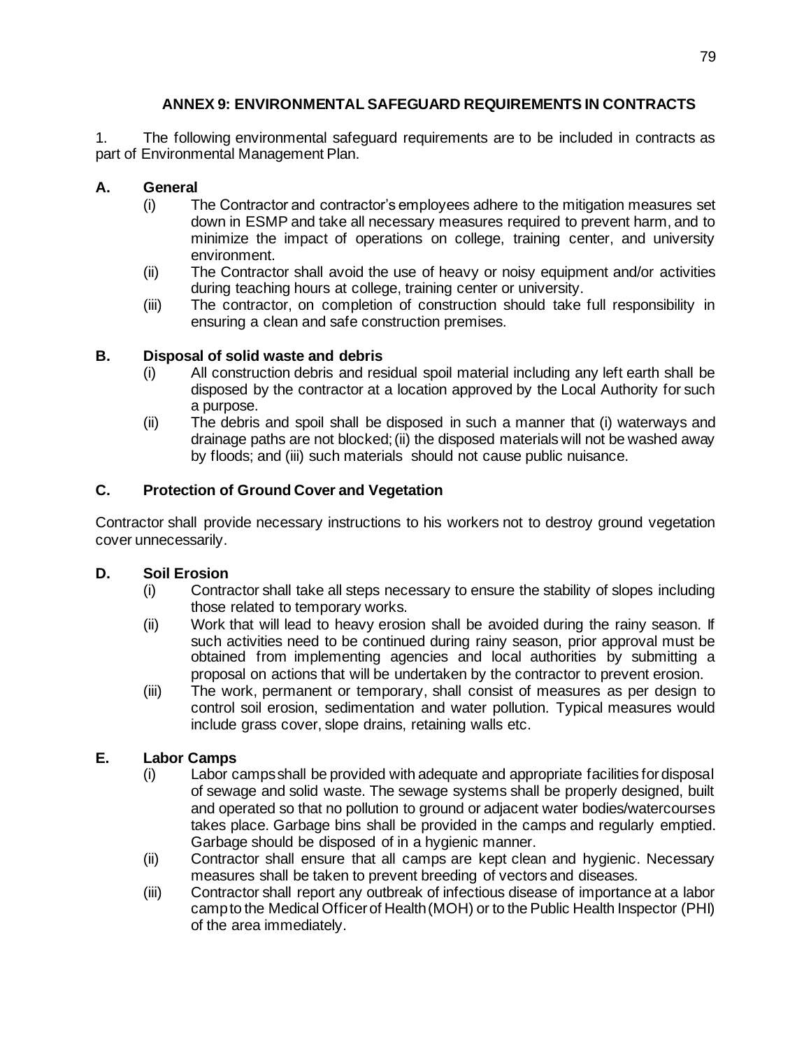## ANNEX 9: ENVIRONMENTAL SAFEGUARD REQUIREMENTS IN CONTRACTS

1. The following environmental safeguard requirements are to be included in contracts as part of Environmental Management Plan.

### A. General

(i) The Contractor and contractor's employees adhere to the mitigation measures set down in ESMP and take all necessary measures required to prevent harm, and to minimize the impact of operations on college, training center, and university environment.

(ii) The Contractor shall avoid the use of heavy or noisy equipment and/or activities during teaching hours at college, training center or university.

(iii) The contractor, on completion of construction should take full responsibility in ensuring a clean and safe construction premises.

### B. Disposal of solid waste and debris

(i) All construction debris and residual spoil material including any left earth shall be disposed by the contractor at a location approved by the Local Authority for such a purpose.

(ii) The debris and spoil shall be disposed in such a manner that (i) waterways and drainage paths are not blocked; (ii) the disposed materials will not be washed away by floods; and (iii) such materials should not cause public nuisance.

### C. Protection of Ground Cover and Vegetation

Contractor shall provide necessary instructions to his workers not to destroy ground vegetation cover unnecessarily.

### D. Soil Erosion

(i) Contractor shall take all steps necessary to ensure the stability of slopes including those related to temporary works.

(ii) Work that will lead to heavy erosion shall be avoided during the rainy season. If such activities need to be continued during rainy season, prior approval must be obtained from implementing agencies and local authorities by submitting a proposal on actions that will be undertaken by the contractor to prevent erosion.

(iii) The work, permanent or temporary, shall consist of measures as per design to control soil erosion, sedimentation and water pollution. Typical measures would include grass cover, slope drains, retaining walls etc.

### E. Labor Camps

(i) Labor camps shall be provided with adequate and appropriate facilities for disposal of sewage and solid waste. The sewage systems shall be properly designed, built and operated so that no pollution to ground or adjacent water bodies/watercourses takes place. Garbage bins shall be provided in the camps and regularly emptied. Garbage should be disposed of in a hygienic manner.

(ii) Contractor shall ensure that all camps are kept clean and hygienic. Necessary measures shall be taken to prevent breeding of vectors and diseases.

(iii) Contractor shall report any outbreak of infectious disease of importance at a labor camp to the Medical Officer of Health (MOH) or to the Public Health Inspector (PHI) of the area immediately.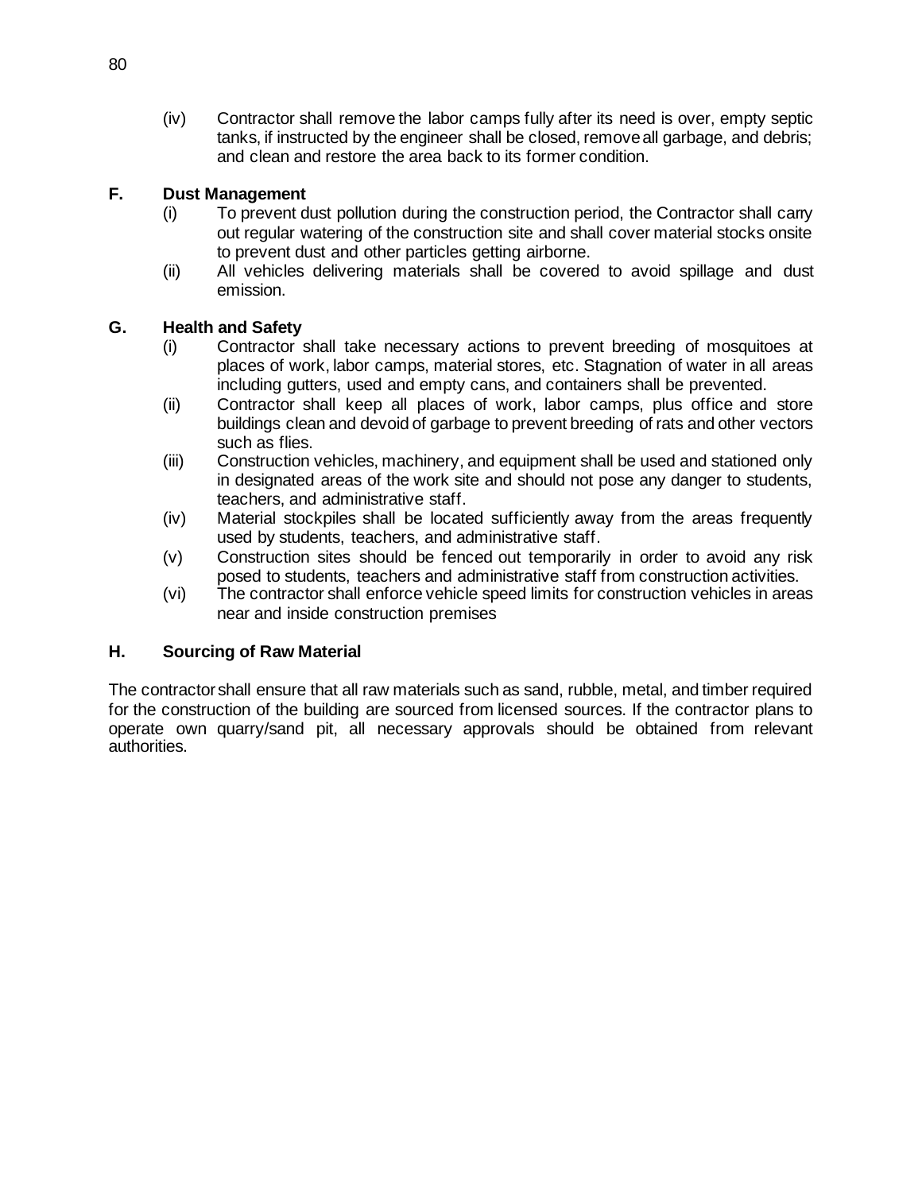(iv) Contractor shall remove the labor camps fully after its need is over, empty septic tanks, if instructed by the engineer shall be closed, remove all garbage, and debris; and clean and restore the area back to its former condition.

### F. Dust Management

(i) To prevent dust pollution during the construction period, the Contractor shall carry out regular watering of the construction site and shall cover material stocks onsite to prevent dust and other particles getting airborne.

(ii) All vehicles delivering materials shall be covered to avoid spillage and dust emission.

### G. Health and Safety

(i) Contractor shall take necessary actions to prevent breeding of mosquitoes at places of work, labor camps, material stores, etc. Stagnation of water in all areas including gutters, used and empty cans, and containers shall be prevented.

(ii) Contractor shall keep all places of work, labor camps, plus office and store buildings clean and devoid of garbage to prevent breeding of rats and other vectors such as flies.

(iii) Construction vehicles, machinery, and equipment shall be used and stationed only in designated areas of the work site and should not pose any danger to students, teachers, and administrative staff.

(iv) Material stockpiles shall be located sufficiently away from the areas frequently used by students, teachers, and administrative staff.

(v) Construction sites should be fenced out temporarily in order to avoid any risk posed to students, teachers and administrative staff from construction activities.

(vi) The contractor shall enforce vehicle speed limits for construction vehicles in areas near and inside construction premises

### H. Sourcing of Raw Material

The contractor shall ensure that all raw materials such as sand, rubble, metal, and timber required for the construction of the building are sourced from licensed sources. If the contractor plans to operate own quarry/sand pit, all necessary approvals should be obtained from relevant authorities.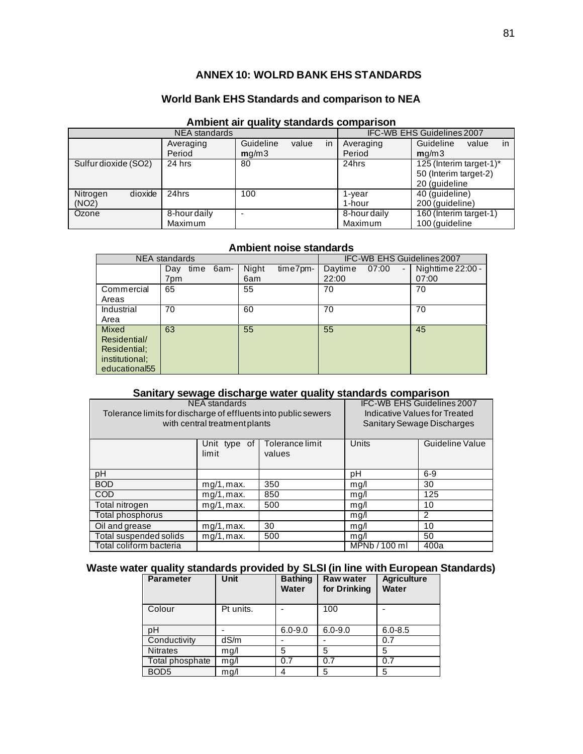## ANNEX 10: WOLRD BANK EHS STANDARDS

### World Bank EHS Standards and comparison to NEA

**Ambient air quality standards comparison**

| NEA standards | | | IFC-WB EHS Guidelines 2007 | |
|---|---|---|---|---|
| | Averaging Period | Guideline value in **m**g/m3 | Averaging Period | Guideline value in **m**g/m3 |
| Sulfur dioxide (SO2) | 24 hrs | 80 | 24hrs | 125 (Interim target-1)* 50 (Interim target-2) 20 (guideline |
| Nitrogen dioxide (NO2) | 24hrs | 100 | 1-year 1-hour | 40 (guideline) 200 (guideline) |
| Ozone | 8-hour daily Maximum | - | 8-hour daily Maximum | 160 (Interim target-1) 100 (guideline |

**Ambient noise standards**

| NEA standards | | | IFC-WB EHS Guidelines 2007 | |
|---|---|---|---|---|
| | Day time 6am-7pm | Night time7pm-6am | Daytime 07:00 - 22:00 | Nighttime 22:00 - 07:00 |
| Commercial Areas | 65 | 55 | 70 | 70 |
| Industrial Area | 70 | 60 | 70 | 70 |
| Mixed Residential/ Residential; institutional; educational55 | 63 | 55 | 55 | 45 |

**Sanitary sewage discharge water quality standards comparison**

| NEA standards Tolerance limits for discharge of effluents into public sewers with central treatment plants | | | IFC-WB EHS Guidelines 2007 Indicative Values for Treated Sanitary Sewage Discharges | |
|---|---|---|---|---|
| | Unit type of limit | Tolerance limit values | Units | Guideline Value |
| pH | | | pH | 6-9 |
| BOD | mg/1, max. | 350 | mg/l | 30 |
| COD | mg/1, max. | 850 | mg/l | 125 |
| Total nitrogen | mg/1, max. | 500 | mg/l | 10 |
| Total phosphorus | | | mg/l | 2 |
| Oil and grease | mg/1, max. | 30 | mg/l | 10 |
| Total suspended solids | mg/1, max. | 500 | mg/l | 50 |
| Total coliform bacteria | | | MPNb / 100 ml | 400a |

**Waste water quality standards provided by SLSI (in line with European Standards)**

| Parameter | Unit | Bathing Water | Raw water for Drinking | Agriculture Water |
|---|---|---|---|---|
| Colour | Pt units. | - | 100 | - |
| pH | - | 6.0-9.0 | 6.0-9.0 | 6.0-8.5 |
| Conductivity | dS/m | - | - | 0.7 |
| Nitrates | mg/l | 5 | 5 | 5 |
| Total phosphate | mg/l | 0.7 | 0.7 | 0.7 |
| BOD5 | mg/l | 4 | 5 | 5 |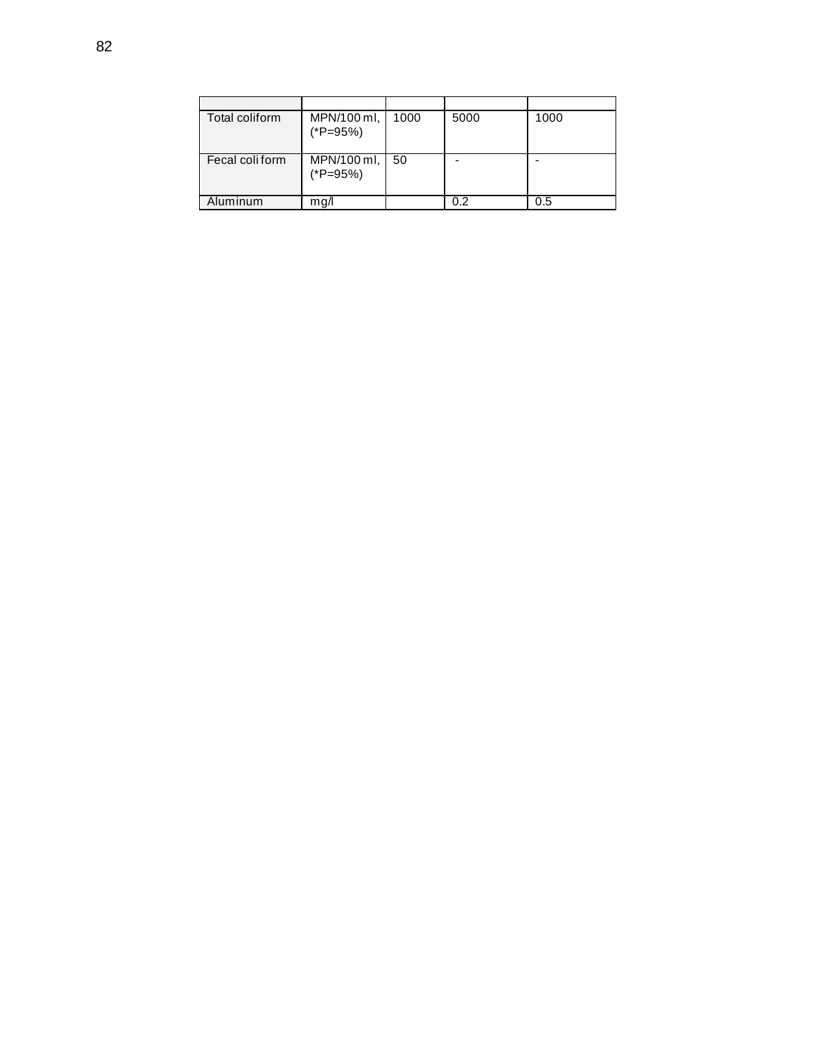| | | | | |
|---|---|---|---|---|
| Total coliform | MPN/100 ml, (*P=95%) | 1000 | 5000 | 1000 |
| Fecal coli form | MPN/100 ml, (*P=95%) | 50 | - | - |
| Aluminum | mg/l | | 0.2 | 0.5 |